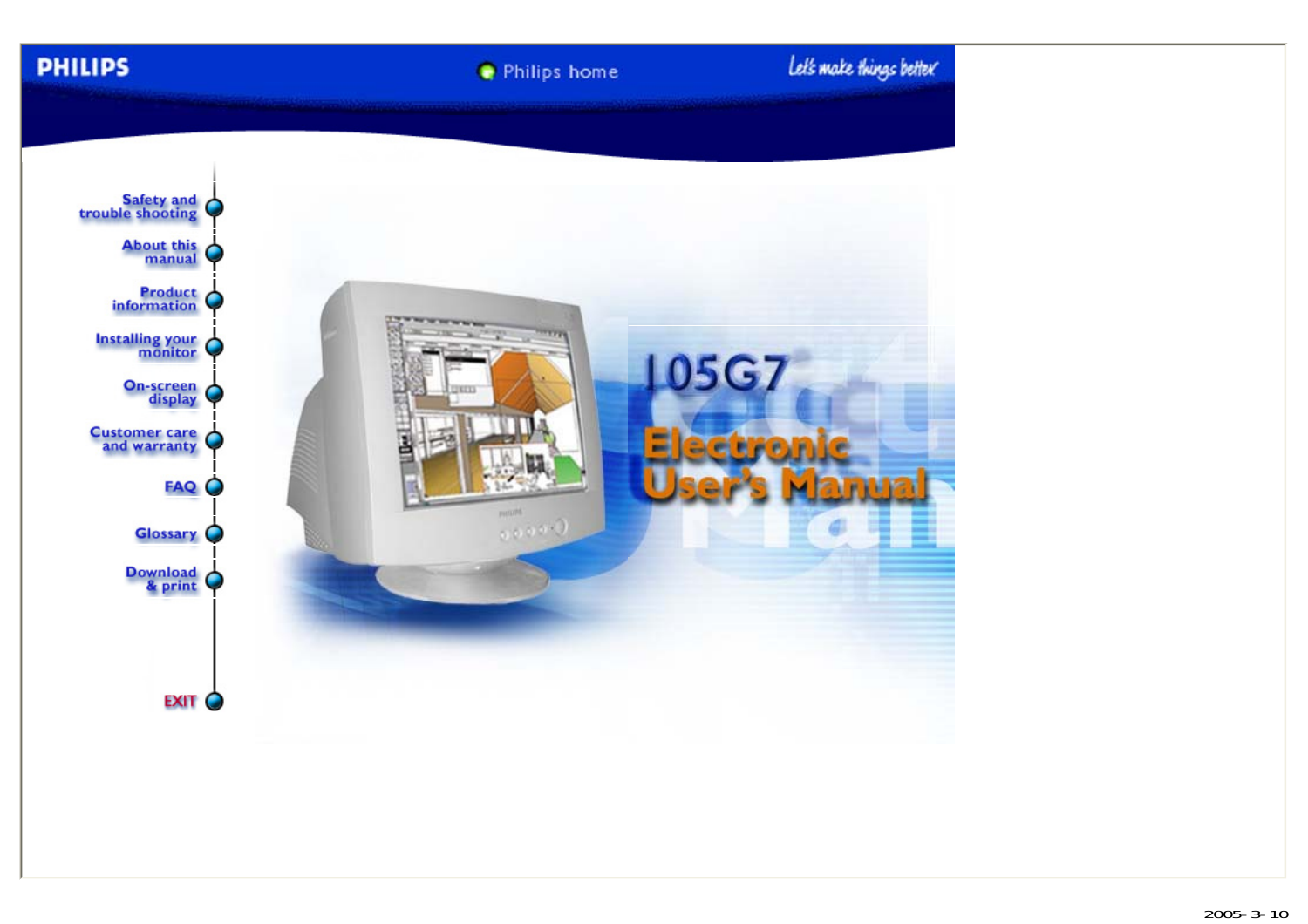PHILIPS

Philips home

Let's make things better

- Safety and trouble shooting
- About this manual
- Product information
- Installing your monitor
- On-screen display
- Customer care and warranty
- FAQ
- Glossary
- Download & print
- EXIT

# 105G7

# Electronic User's Manual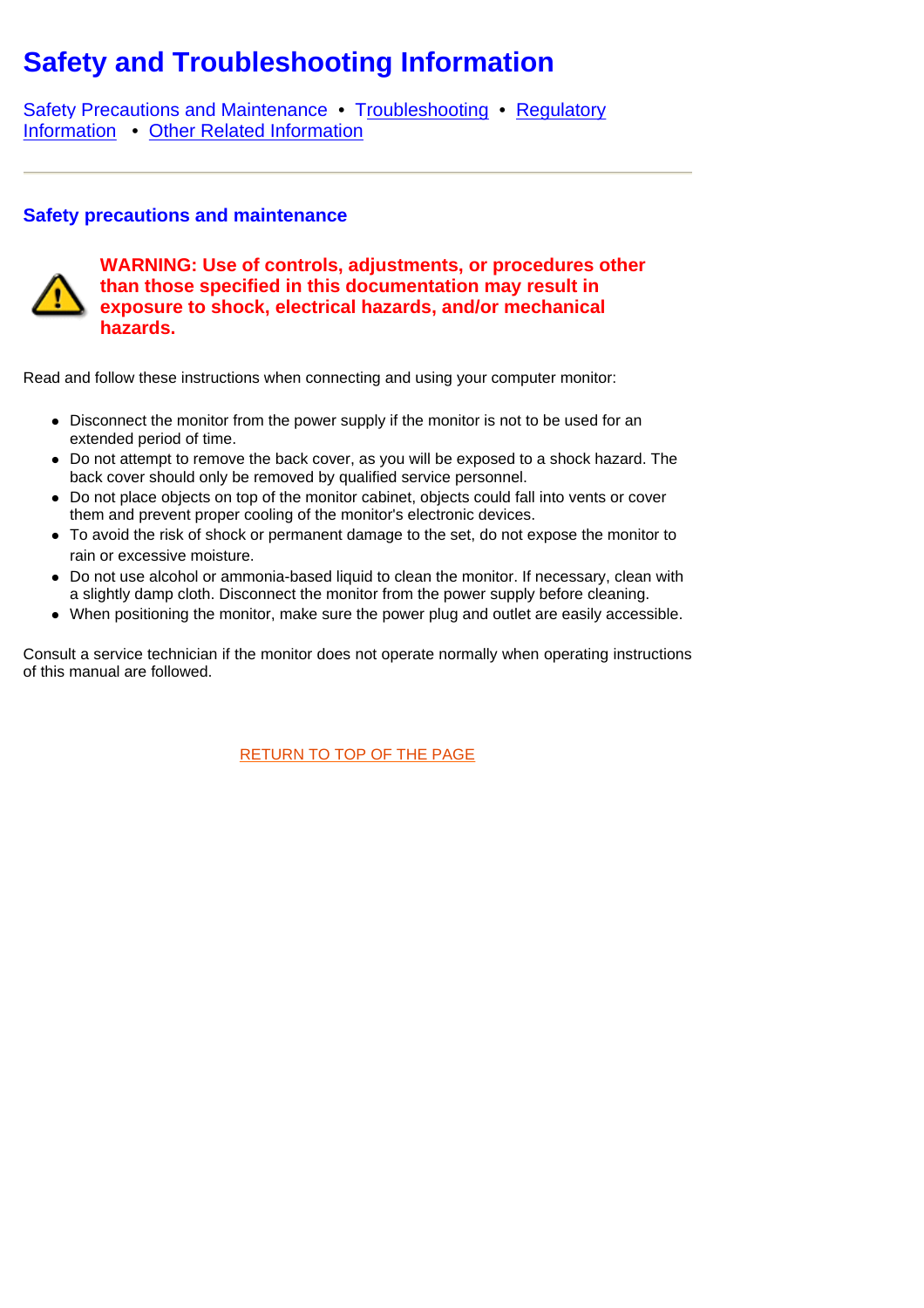# Safety and Troubleshooting Information

Safety Precautions and Maintenance • Troubleshooting • Regulatory Information • Other Related Information

---

## Safety precautions and maintenance

**WARNING: Use of controls, adjustments, or procedures other than those specified in this documentation may result in exposure to shock, electrical hazards, and/or mechanical hazards.**

Read and follow these instructions when connecting and using your computer monitor:

- Disconnect the monitor from the power supply if the monitor is not to be used for an extended period of time.
- Do not attempt to remove the back cover, as you will be exposed to a shock hazard. The back cover should only be removed by qualified service personnel.
- Do not place objects on top of the monitor cabinet, objects could fall into vents or cover them and prevent proper cooling of the monitor's electronic devices.
- To avoid the risk of shock or permanent damage to the set, do not expose the monitor to rain or excessive moisture.
- Do not use alcohol or ammonia-based liquid to clean the monitor. If necessary, clean with a slightly damp cloth. Disconnect the monitor from the power supply before cleaning.
- When positioning the monitor, make sure the power plug and outlet are easily accessible.

Consult a service technician if the monitor does not operate normally when operating instructions of this manual are followed.

RETURN TO TOP OF THE PAGE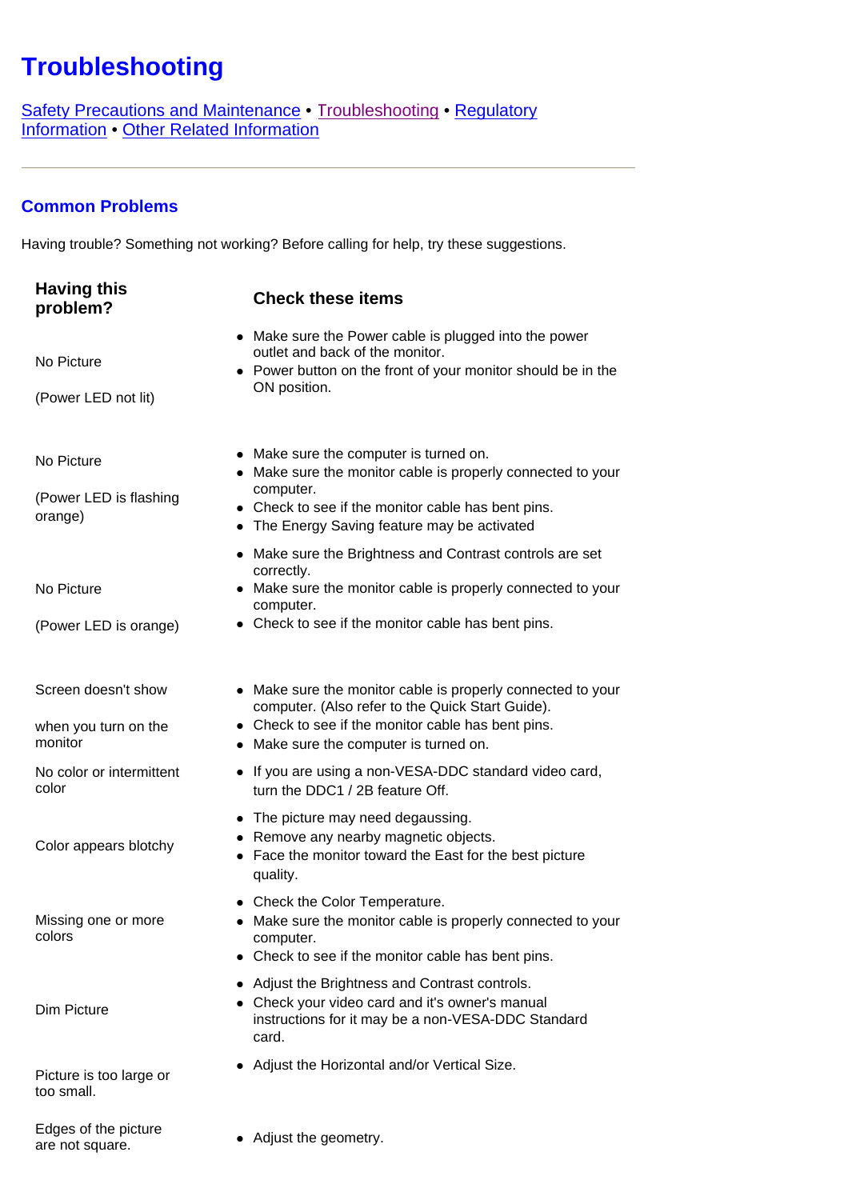# Troubleshooting

Safety Precautions and Maintenance • Troubleshooting • Regulatory Information • Other Related Information

---

## Common Problems

Having trouble? Something not working? Before calling for help, try these suggestions.

| Having this problem? | Check these items |
|---|---|
| No Picture<br><br>(Power LED not lit) | • Make sure the Power cable is plugged into the power outlet and back of the monitor.<br>• Power button on the front of your monitor should be in the ON position. |
| No Picture<br><br>(Power LED is flashing orange) | • Make sure the computer is turned on.<br>• Make sure the monitor cable is properly connected to your computer.<br>• Check to see if the monitor cable has bent pins.<br>• The Energy Saving feature may be activated |
| No Picture<br><br>(Power LED is orange) | • Make sure the Brightness and Contrast controls are set correctly.<br>• Make sure the monitor cable is properly connected to your computer.<br>• Check to see if the monitor cable has bent pins. |
| Screen doesn't show<br><br>when you turn on the monitor | • Make sure the monitor cable is properly connected to your computer. (Also refer to the Quick Start Guide).<br>• Check to see if the monitor cable has bent pins.<br>• Make sure the computer is turned on. |
| No color or intermittent color | • If you are using a non-VESA-DDC standard video card, turn the DDC1 / 2B feature Off. |
| Color appears blotchy | • The picture may need degaussing.<br>• Remove any nearby magnetic objects.<br>• Face the monitor toward the East for the best picture quality. |
| Missing one or more colors | • Check the Color Temperature.<br>• Make sure the monitor cable is properly connected to your computer.<br>• Check to see if the monitor cable has bent pins. |
| Dim Picture | • Adjust the Brightness and Contrast controls.<br>• Check your video card and it's owner's manual instructions for it may be a non-VESA-DDC Standard card. |
| Picture is too large or too small. | • Adjust the Horizontal and/or Vertical Size. |
| Edges of the picture are not square. | • Adjust the geometry. |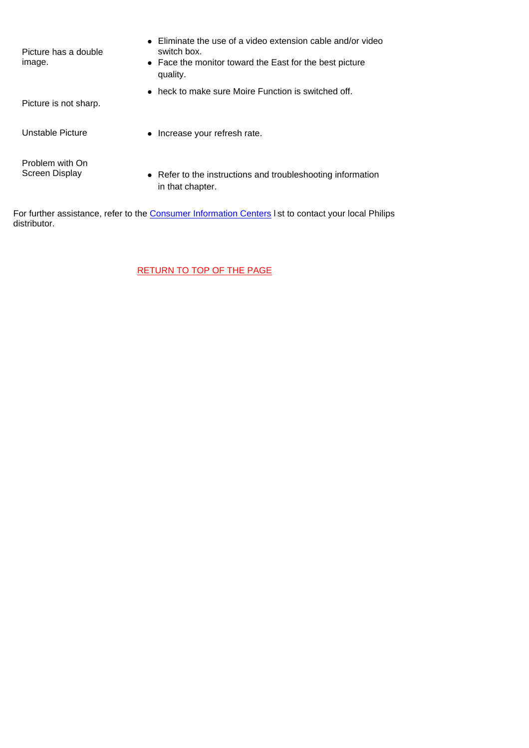| | |
|---|---|
| Picture has a double image. | • Eliminate the use of a video extension cable and/or video switch box.<br>• Face the monitor toward the East for the best picture quality. |
| Picture is not sharp. | • heck to make sure Moire Function is switched off. |
| Unstable Picture | • Increase your refresh rate. |
| Problem with On Screen Display | • Refer to the instructions and troubleshooting information in that chapter. |

For further assistance, refer to the Consumer Information Centers l st to contact your local Philips distributor.

RETURN TO TOP OF THE PAGE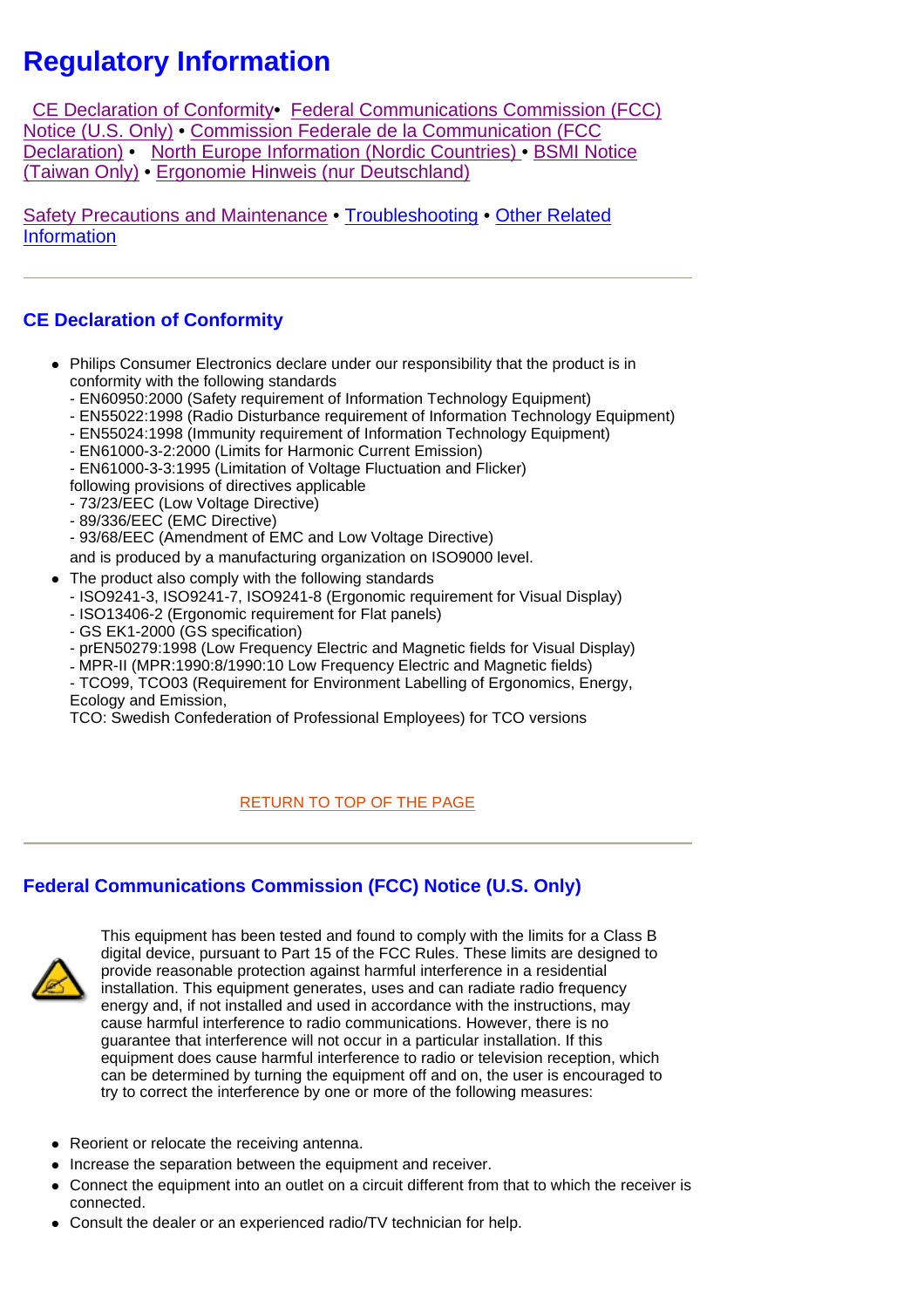# Regulatory Information

CE Declaration of Conformity • Federal Communications Commission (FCC) Notice (U.S. Only) • Commission Federale de la Communication (FCC Declaration) • North Europe Information (Nordic Countries) • BSMI Notice (Taiwan Only) • Ergonomie Hinweis (nur Deutschland)

Safety Precautions and Maintenance • Troubleshooting • Other Related Information

---

## CE Declaration of Conformity

- Philips Consumer Electronics declare under our responsibility that the product is in conformity with the following standards
  - EN60950:2000 (Safety requirement of Information Technology Equipment)
  - EN55022:1998 (Radio Disturbance requirement of Information Technology Equipment)
  - EN55024:1998 (Immunity requirement of Information Technology Equipment)
  - EN61000-3-2:2000 (Limits for Harmonic Current Emission)
  - EN61000-3-3:1995 (Limitation of Voltage Fluctuation and Flicker)
  following provisions of directives applicable
  - 73/23/EEC (Low Voltage Directive)
  - 89/336/EEC (EMC Directive)
  - 93/68/EEC (Amendment of EMC and Low Voltage Directive)
  and is produced by a manufacturing organization on ISO9000 level.
- The product also comply with the following standards
  - ISO9241-3, ISO9241-7, ISO9241-8 (Ergonomic requirement for Visual Display)
  - ISO13406-2 (Ergonomic requirement for Flat panels)
  - GS EK1-2000 (GS specification)
  - prEN50279:1998 (Low Frequency Electric and Magnetic fields for Visual Display)
  - MPR-II (MPR:1990:8/1990:10 Low Frequency Electric and Magnetic fields)
  - TCO99, TCO03 (Requirement for Environment Labelling of Ergonomics, Energy, Ecology and Emission,
  TCO: Swedish Confederation of Professional Employees) for TCO versions

RETURN TO TOP OF THE PAGE

---

## Federal Communications Commission (FCC) Notice (U.S. Only)

This equipment has been tested and found to comply with the limits for a Class B digital device, pursuant to Part 15 of the FCC Rules. These limits are designed to provide reasonable protection against harmful interference in a residential installation. This equipment generates, uses and can radiate radio frequency energy and, if not installed and used in accordance with the instructions, may cause harmful interference to radio communications. However, there is no guarantee that interference will not occur in a particular installation. If this equipment does cause harmful interference to radio or television reception, which can be determined by turning the equipment off and on, the user is encouraged to try to correct the interference by one or more of the following measures:

- Reorient or relocate the receiving antenna.
- Increase the separation between the equipment and receiver.
- Connect the equipment into an outlet on a circuit different from that to which the receiver is connected.
- Consult the dealer or an experienced radio/TV technician for help.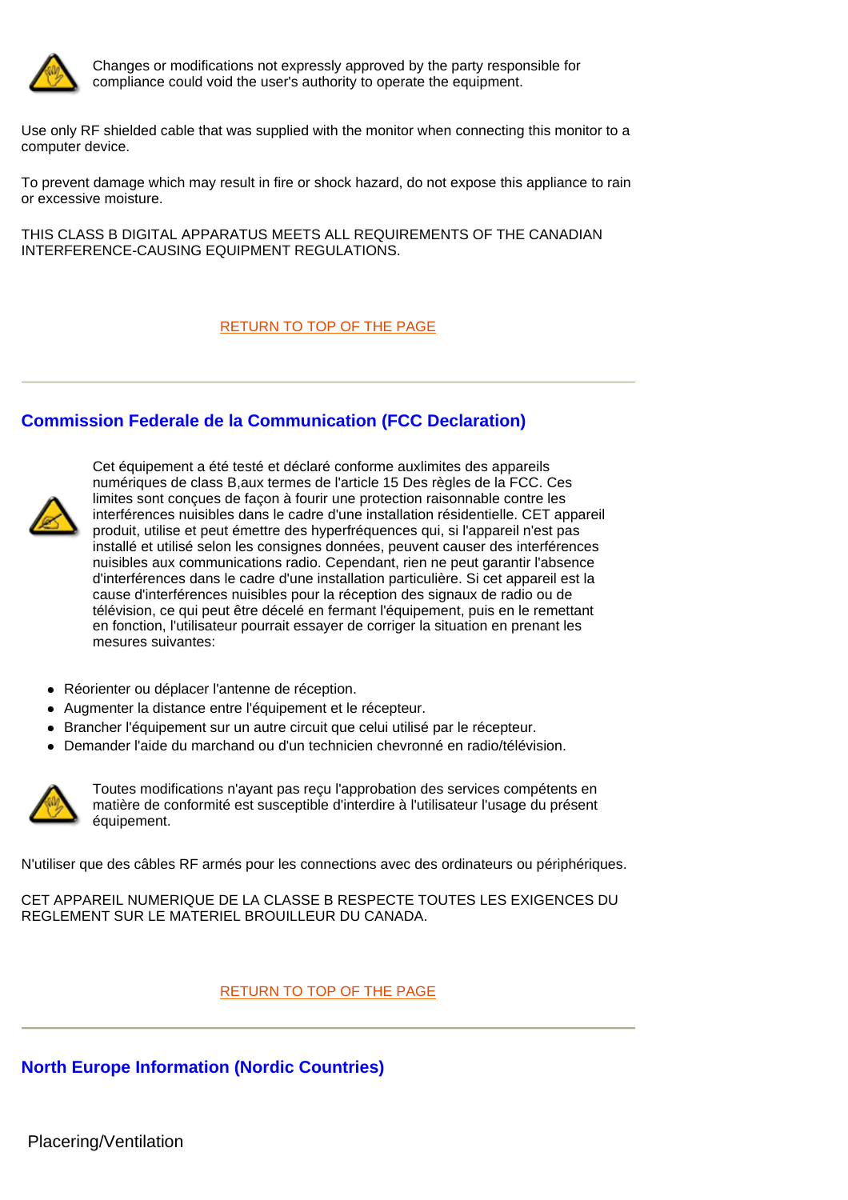Changes or modifications not expressly approved by the party responsible for compliance could void the user's authority to operate the equipment.

Use only RF shielded cable that was supplied with the monitor when connecting this monitor to a computer device.

To prevent damage which may result in fire or shock hazard, do not expose this appliance to rain or excessive moisture.

THIS CLASS B DIGITAL APPARATUS MEETS ALL REQUIREMENTS OF THE CANADIAN INTERFERENCE-CAUSING EQUIPMENT REGULATIONS.

RETURN TO TOP OF THE PAGE

---

## Commission Federale de la Communication (FCC Declaration)

Cet équipement a été testé et déclaré conforme auxlimites des appareils numériques de class B,aux termes de l'article 15 Des règles de la FCC. Ces limites sont conçues de façon à fourir une protection raisonnable contre les interférences nuisibles dans le cadre d'une installation résidentielle. CET appareil produit, utilise et peut émettre des hyperfréquences qui, si l'appareil n'est pas installé et utilisé selon les consignes données, peuvent causer des interférences nuisibles aux communications radio. Cependant, rien ne peut garantir l'absence d'interférences dans le cadre d'une installation particulière. Si cet appareil est la cause d'interférences nuisibles pour la réception des signaux de radio ou de télévision, ce qui peut être décelé en fermant l'équipement, puis en le remettant en fonction, l'utilisateur pourrait essayer de corriger la situation en prenant les mesures suivantes:

- Réorienter ou déplacer l'antenne de réception.
- Augmenter la distance entre l'équipement et le récepteur.
- Brancher l'équipement sur un autre circuit que celui utilisé par le récepteur.
- Demander l'aide du marchand ou d'un technicien chevronné en radio/télévision.

Toutes modifications n'ayant pas reçu l'approbation des services compétents en matière de conformité est susceptible d'interdire à l'utilisateur l'usage du présent équipement.

N'utiliser que des câbles RF armés pour les connections avec des ordinateurs ou périphériques.

CET APPAREIL NUMERIQUE DE LA CLASSE B RESPECTE TOUTES LES EXIGENCES DU REGLEMENT SUR LE MATERIEL BROUILLEUR DU CANADA.

RETURN TO TOP OF THE PAGE

---

## North Europe Information (Nordic Countries)

Placering/Ventilation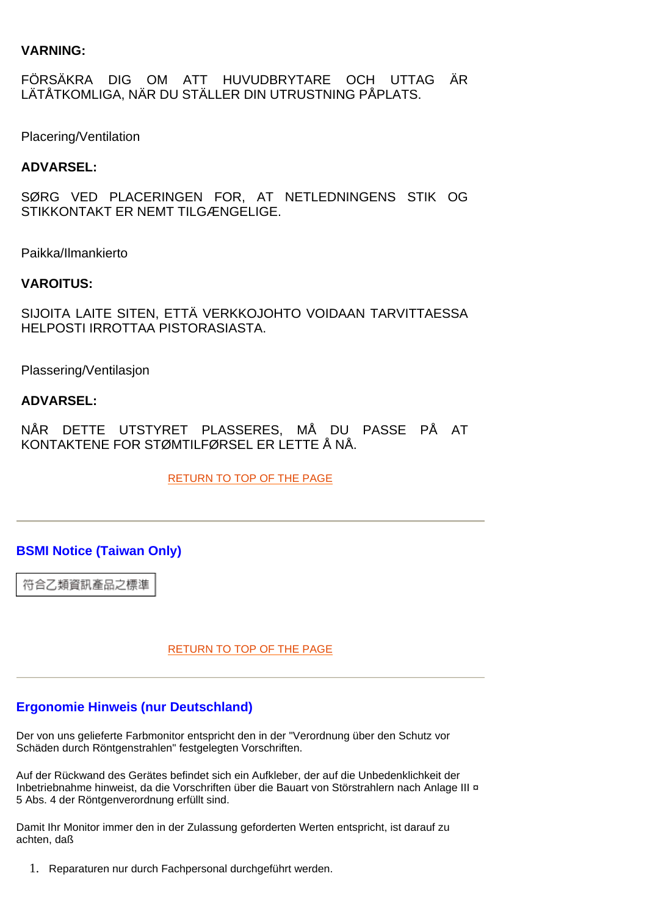**VARNING:**

FÖRSÄKRA DIG OM ATT HUVUDBRYTARE OCH UTTAG ÄR LÄTÅTKOMLIGA, NÄR DU STÄLLER DIN UTRUSTNING PÅPLATS.

Placering/Ventilation

**ADVARSEL:**

SØRG VED PLACERINGEN FOR, AT NETLEDNINGENS STIK OG STIKKONTAKT ER NEMT TILGÆNGELIGE.

Paikka/Ilmankierto

**VAROITUS:**

SIJOITA LAITE SITEN, ETTÄ VERKKOJOHTO VOIDAAN TARVITTAESSA HELPOSTI IRROTTAA PISTORASIASTA.

Plassering/Ventilasjon

**ADVARSEL:**

NÅR DETTE UTSTYRET PLASSERES, MÅ DU PASSE PÅ AT KONTAKTENE FOR STØMTILFØRSEL ER LETTE Å NÅ.

RETURN TO TOP OF THE PAGE

---

## BSMI Notice (Taiwan Only)

符合乙類資訊產品之標準

RETURN TO TOP OF THE PAGE

---

## Ergonomie Hinweis (nur Deutschland)

Der von uns gelieferte Farbmonitor entspricht den in der "Verordnung über den Schutz vor Schäden durch Röntgenstrahlen" festgelegten Vorschriften.

Auf der Rückwand des Gerätes befindet sich ein Aufkleber, der auf die Unbedenklichkeit der Inbetriebnahme hinweist, da die Vorschriften über die Bauart von Störstrahlern nach Anlage III ¤ 5 Abs. 4 der Röntgenverordnung erfüllt sind.

Damit Ihr Monitor immer den in der Zulassung geforderten Werten entspricht, ist darauf zu achten, daß

1. Reparaturen nur durch Fachpersonal durchgeführt werden.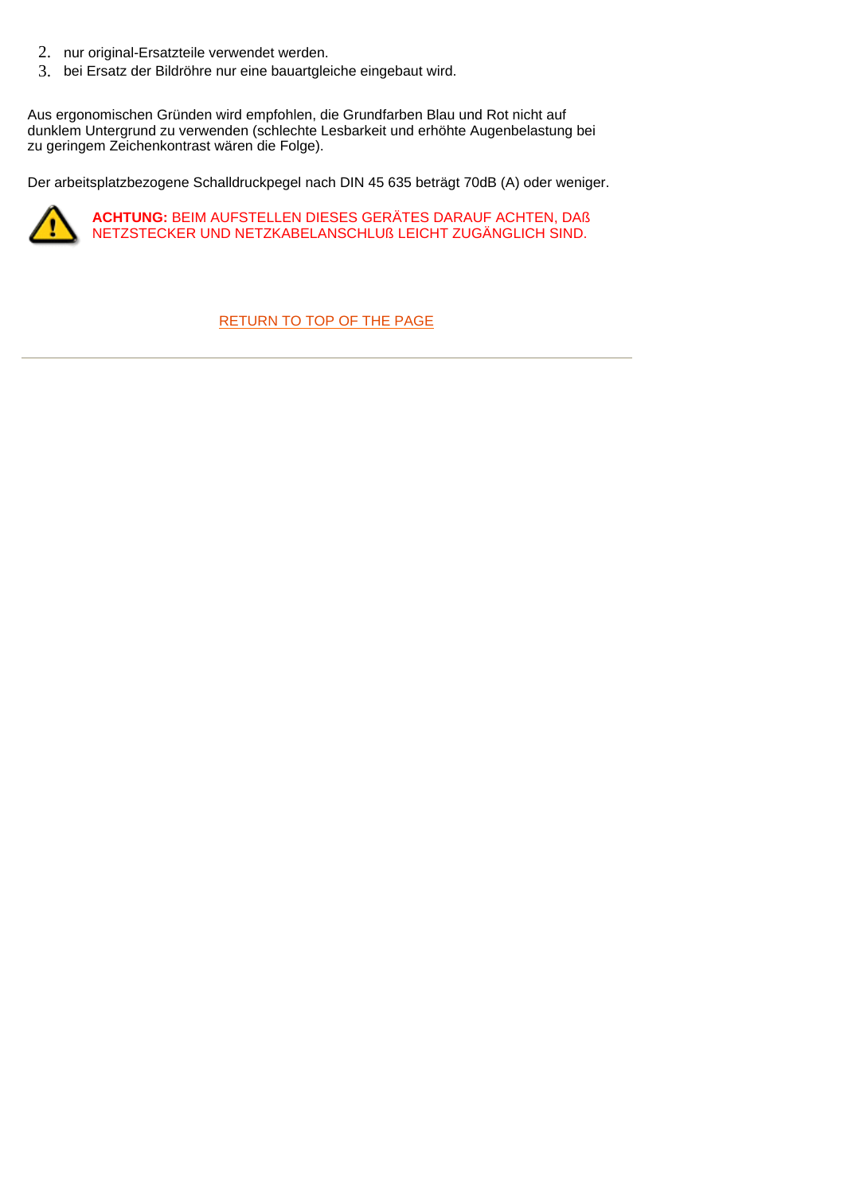2. nur original-Ersatzteile verwendet werden.
3. bei Ersatz der Bildröhre nur eine bauartgleiche eingebaut wird.

Aus ergonomischen Gründen wird empfohlen, die Grundfarben Blau und Rot nicht auf dunklem Untergrund zu verwenden (schlechte Lesbarkeit und erhöhte Augenbelastung bei zu geringem Zeichenkontrast wären die Folge).

Der arbeitsplatzbezogene Schalldruckpegel nach DIN 45 635 beträgt 70dB (A) oder weniger.

**ACHTUNG:** BEIM AUFSTELLEN DIESES GERÄTES DARAUF ACHTEN, DAß NETZSTECKER UND NETZKABELANSCHLUß LEICHT ZUGÄNGLICH SIND.

RETURN TO TOP OF THE PAGE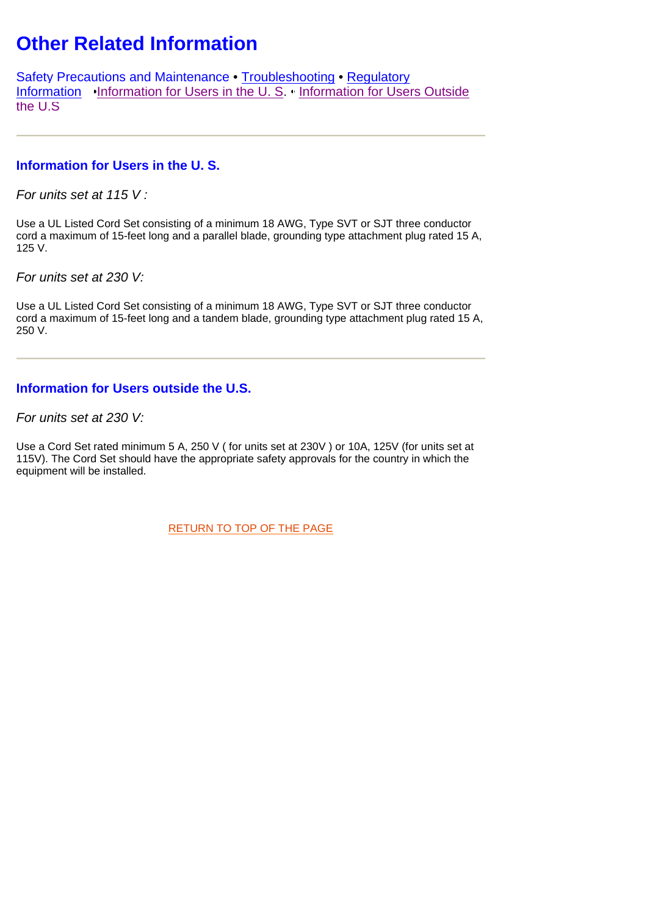# Other Related Information

Safety Precautions and Maintenance • Troubleshooting • Regulatory Information •Information for Users in the U. S. • Information for Users Outside the U.S

---

### Information for Users in the U. S.

*For units set at 115 V :*

Use a UL Listed Cord Set consisting of a minimum 18 AWG, Type SVT or SJT three conductor cord a maximum of 15-feet long and a parallel blade, grounding type attachment plug rated 15 A, 125 V.

*For units set at 230 V:*

Use a UL Listed Cord Set consisting of a minimum 18 AWG, Type SVT or SJT three conductor cord a maximum of 15-feet long and a tandem blade, grounding type attachment plug rated 15 A, 250 V.

---

### Information for Users outside the U.S.

*For units set at 230 V:*

Use a Cord Set rated minimum 5 A, 250 V ( for units set at 230V ) or 10A, 125V (for units set at 115V). The Cord Set should have the appropriate safety approvals for the country in which the equipment will be installed.

RETURN TO TOP OF THE PAGE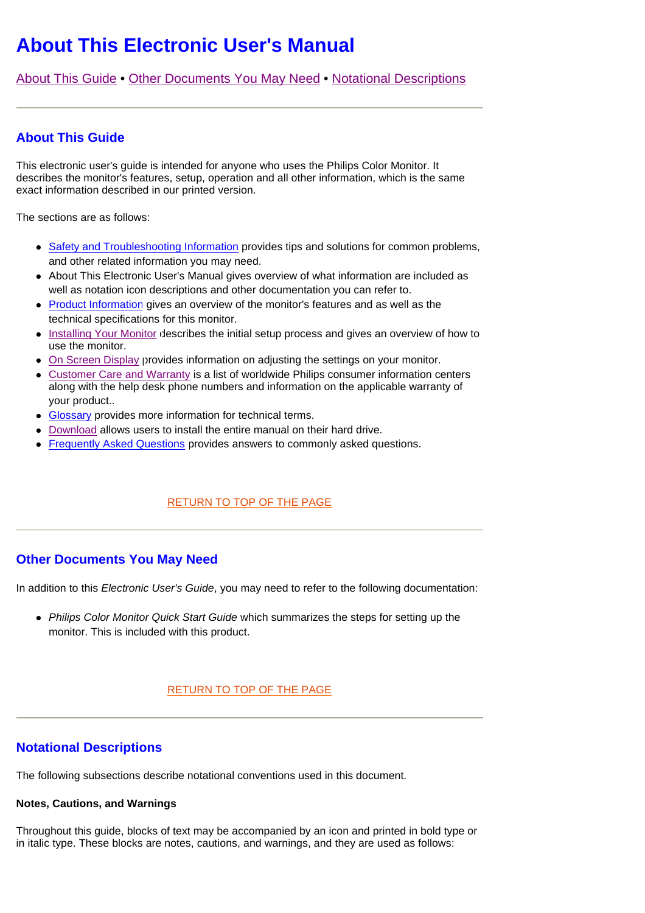# About This Electronic User's Manual

About This Guide • Other Documents You May Need • Notational Descriptions

---

## About This Guide

This electronic user's guide is intended for anyone who uses the Philips Color Monitor. It describes the monitor's features, setup, operation and all other information, which is the same exact information described in our printed version.

The sections are as follows:

- Safety and Troubleshooting Information provides tips and solutions for common problems, and other related information you may need.
- About This Electronic User's Manual gives overview of what information are included as well as notation icon descriptions and other documentation you can refer to.
- Product Information gives an overview of the monitor's features and as well as the technical specifications for this monitor.
- Installing Your Monitor describes the initial setup process and gives an overview of how to use the monitor.
- On Screen Display provides information on adjusting the settings on your monitor.
- Customer Care and Warranty is a list of worldwide Philips consumer information centers along with the help desk phone numbers and information on the applicable warranty of your product..
- Glossary provides more information for technical terms.
- Download allows users to install the entire manual on their hard drive.
- Frequently Asked Questions provides answers to commonly asked questions.

RETURN TO TOP OF THE PAGE

---

## Other Documents You May Need

In addition to this *Electronic User's Guide*, you may need to refer to the following documentation:

- *Philips Color Monitor Quick Start Guide* which summarizes the steps for setting up the monitor. This is included with this product.

RETURN TO TOP OF THE PAGE

---

## Notational Descriptions

The following subsections describe notational conventions used in this document.

**Notes, Cautions, and Warnings**

Throughout this guide, blocks of text may be accompanied by an icon and printed in bold type or in italic type. These blocks are notes, cautions, and warnings, and they are used as follows: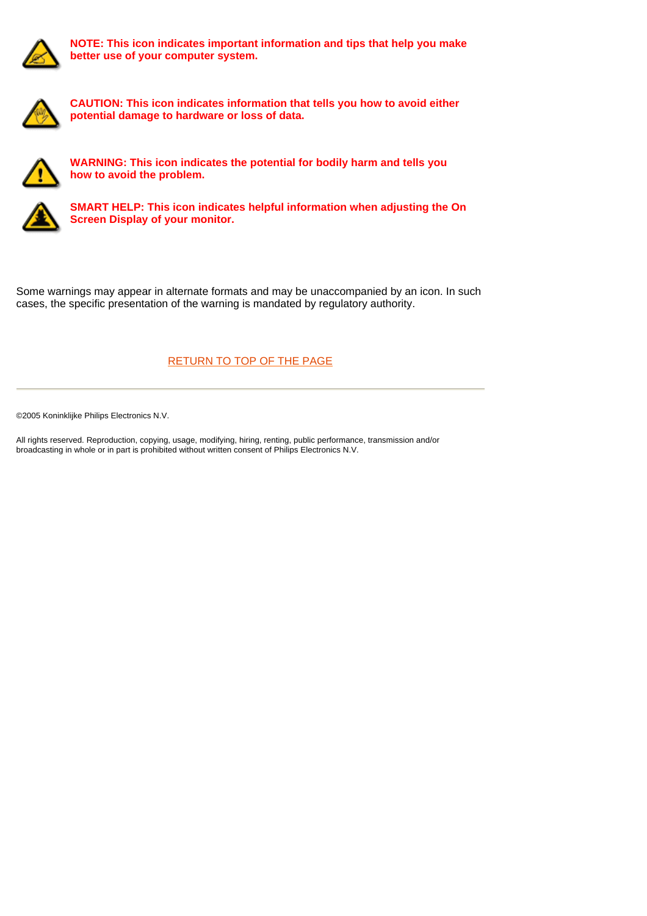**NOTE: This icon indicates important information and tips that help you make better use of your computer system.**

**CAUTION: This icon indicates information that tells you how to avoid either potential damage to hardware or loss of data.**

**WARNING: This icon indicates the potential for bodily harm and tells you how to avoid the problem.**

**SMART HELP: This icon indicates helpful information when adjusting the On Screen Display of your monitor.**

Some warnings may appear in alternate formats and may be unaccompanied by an icon. In such cases, the specific presentation of the warning is mandated by regulatory authority.

RETURN TO TOP OF THE PAGE

---

©2005 Koninklijke Philips Electronics N.V.

All rights reserved. Reproduction, copying, usage, modifying, hiring, renting, public performance, transmission and/or broadcasting in whole or in part is prohibited without written consent of Philips Electronics N.V.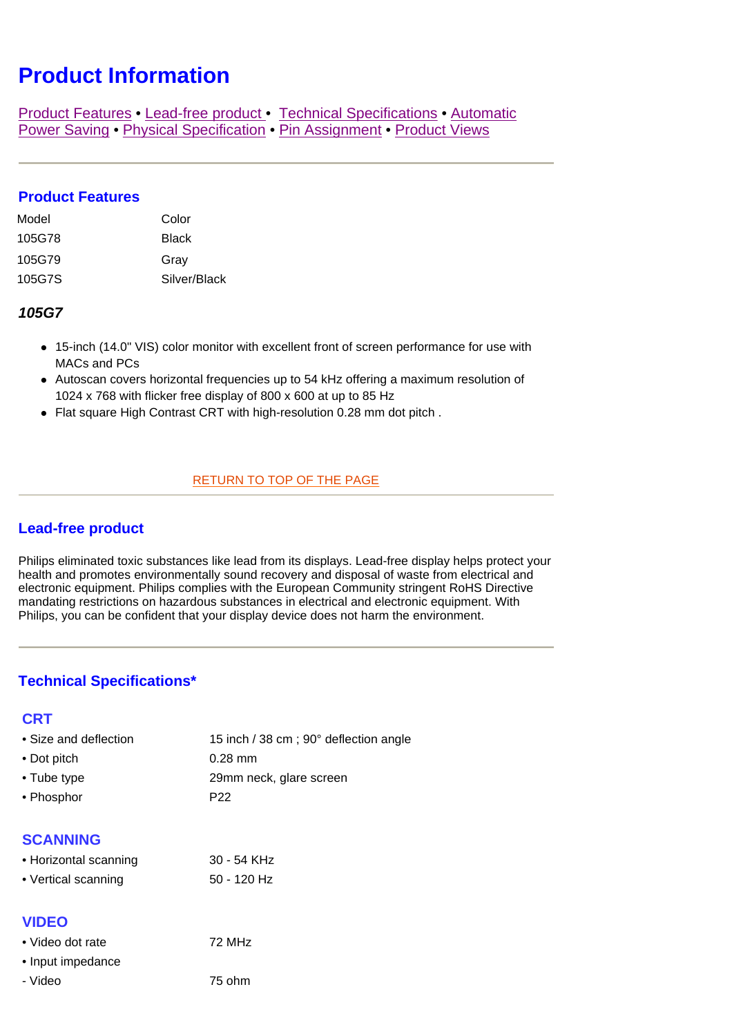# Product Information

Product Features • Lead-free product • Technical Specifications • Automatic Power Saving • Physical Specification • Pin Assignment • Product Views

---

## Product Features

| Model | Color |
|---|---|
| 105G78 | Black |
| 105G79 | Gray |
| 105G7S | Silver/Black |

### *105G7*

- 15-inch (14.0" VIS) color monitor with excellent front of screen performance for use with MACs and PCs
- Autoscan covers horizontal frequencies up to 54 kHz offering a maximum resolution of 1024 x 768 with flicker free display of 800 x 600 at up to 85 Hz
- Flat square High Contrast CRT with high-resolution 0.28 mm dot pitch .

RETURN TO TOP OF THE PAGE

---

## Lead-free product

Philips eliminated toxic substances like lead from its displays. Lead-free display helps protect your health and promotes environmentally sound recovery and disposal of waste from electrical and electronic equipment. Philips complies with the European Community stringent RoHS Directive mandating restrictions on hazardous substances in electrical and electronic equipment. With Philips, you can be confident that your display device does not harm the environment.

---

## Technical Specifications*

### CRT

| | |
|---|---|
| • Size and deflection | 15 inch / 38 cm ; 90° deflection angle |
| • Dot pitch | 0.28 mm |
| • Tube type | 29mm neck, glare screen |
| • Phosphor | P22 |

### SCANNING

| | |
|---|---|
| • Horizontal scanning | 30 - 54 KHz |
| • Vertical scanning | 50 - 120 Hz |

### VIDEO

| | |
|---|---|
| • Video dot rate | 72 MHz |
| • Input impedance | |
| - Video | 75 ohm |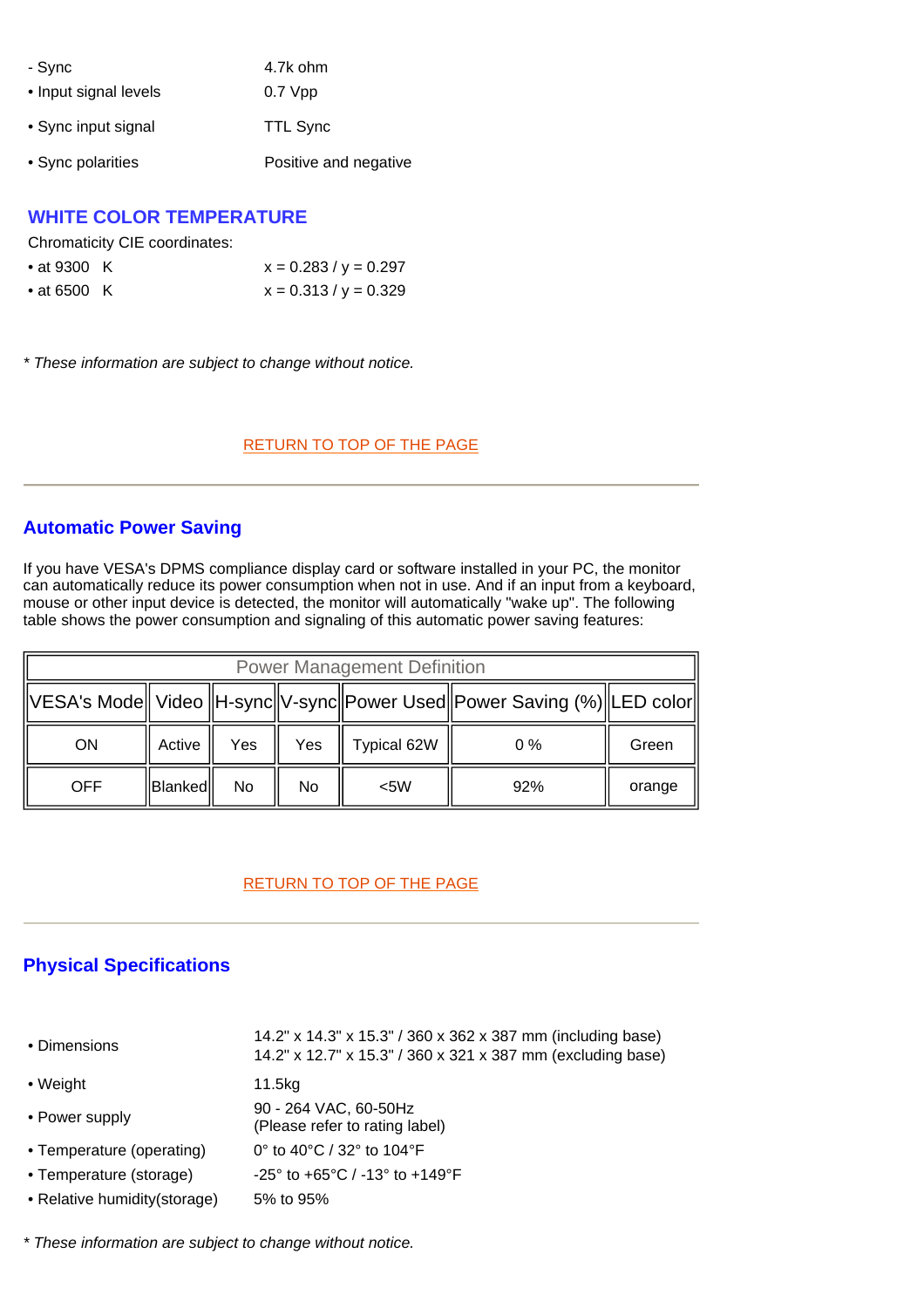- Sync 4.7k ohm
- Input signal levels 0.7 Vpp
- Sync input signal TTL Sync
- Sync polarities Positive and negative

## WHITE COLOR TEMPERATURE

Chromaticity CIE coordinates:

- at 9300 K x = 0.283 / y = 0.297
- at 6500 K x = 0.313 / y = 0.329

*\* These information are subject to change without notice.*

RETURN TO TOP OF THE PAGE

---

## Automatic Power Saving

If you have VESA's DPMS compliance display card or software installed in your PC, the monitor can automatically reduce its power consumption when not in use. And if an input from a keyboard, mouse or other input device is detected, the monitor will automatically "wake up". The following table shows the power consumption and signaling of this automatic power saving features:

| Power Management Definition | | | | | | |
|---|---|---|---|---|---|---|
| VESA's Mode | Video | H-sync | V-sync | Power Used | Power Saving (%) | LED color |
| ON | Active | Yes | Yes | Typical 62W | 0 % | Green |
| OFF | Blanked | No | No | <5W | 92% | orange |

RETURN TO TOP OF THE PAGE

---

## Physical Specifications

| | |
|---|---|
| • Dimensions | 14.2" x 14.3" x 15.3" / 360 x 362 x 387 mm (including base)<br>14.2" x 12.7" x 15.3" / 360 x 321 x 387 mm (excluding base) |
| • Weight | 11.5kg |
| • Power supply | 90 - 264 VAC, 60-50Hz<br>(Please refer to rating label) |
| • Temperature (operating) | 0° to 40°C / 32° to 104°F |
| • Temperature (storage) | -25° to +65°C / -13° to +149°F |
| • Relative humidity(storage) | 5% to 95% |

*\* These information are subject to change without notice.*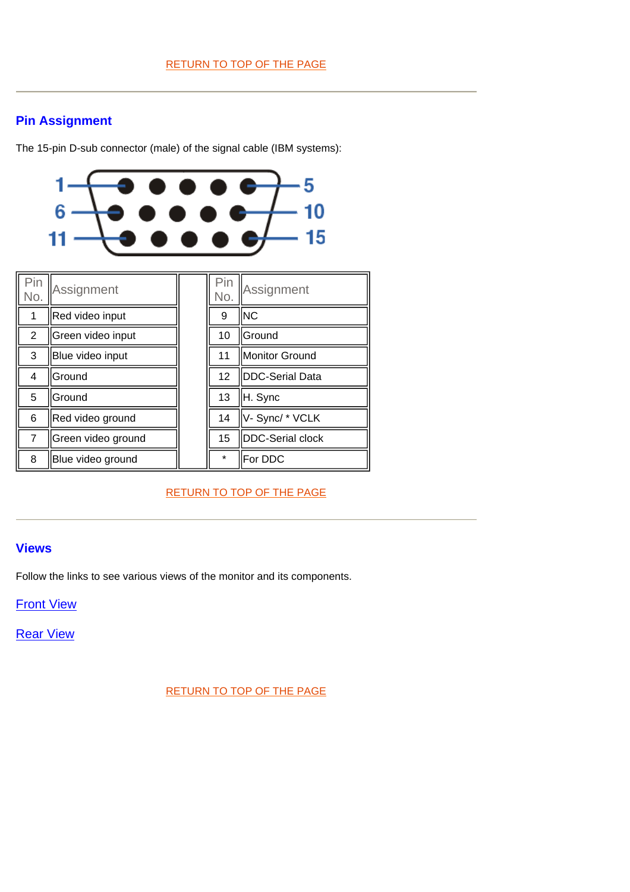RETURN TO TOP OF THE PAGE

---

## Pin Assignment

The 15-pin D-sub connector (male) of the signal cable (IBM systems):

| Pin No. | Assignment | | Pin No. | Assignment |
|---|---|---|---|---|
| 1 | Red video input | | 9 | NC |
| 2 | Green video input | | 10 | Ground |
| 3 | Blue video input | | 11 | Monitor Ground |
| 4 | Ground | | 12 | DDC-Serial Data |
| 5 | Ground | | 13 | H. Sync |
| 6 | Red video ground | | 14 | V- Sync/ * VCLK |
| 7 | Green video ground | | 15 | DDC-Serial clock |
| 8 | Blue video ground | | * | For DDC |

RETURN TO TOP OF THE PAGE

---

## Views

Follow the links to see various views of the monitor and its components.

Front View

Rear View

RETURN TO TOP OF THE PAGE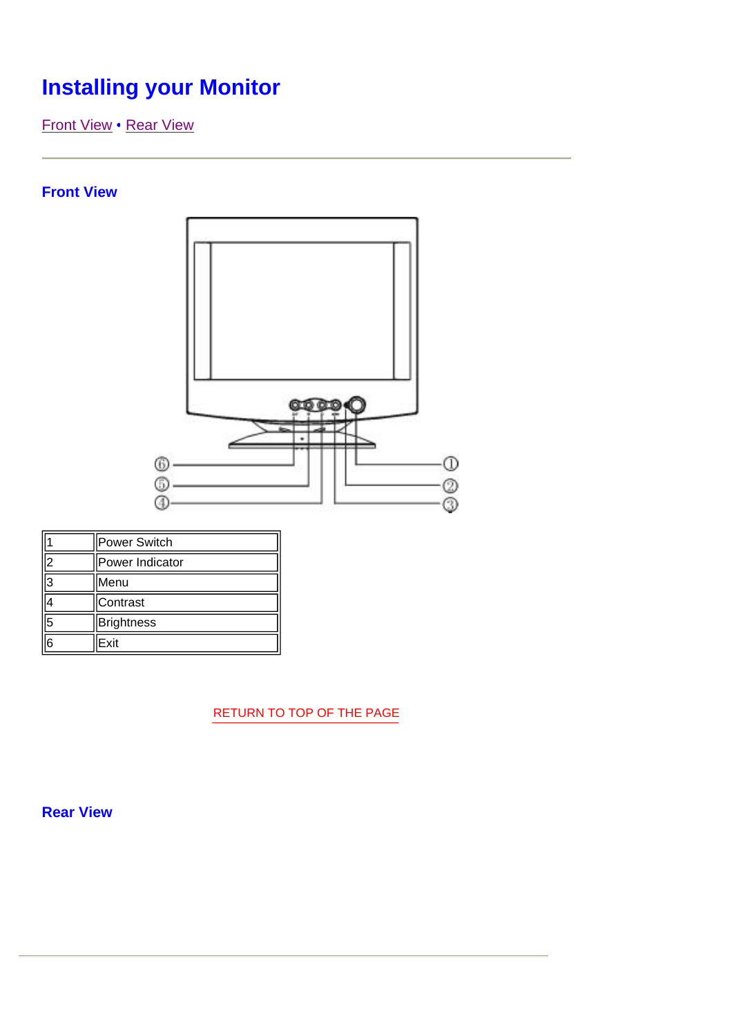# Installing your Monitor

Front View • Rear View

## Front View

| 1 | Power Switch |
|---|---|
| 2 | Power Indicator |
| 3 | Menu |
| 4 | Contrast |
| 5 | Brightness |
| 6 | Exit |

RETURN TO TOP OF THE PAGE

## Rear View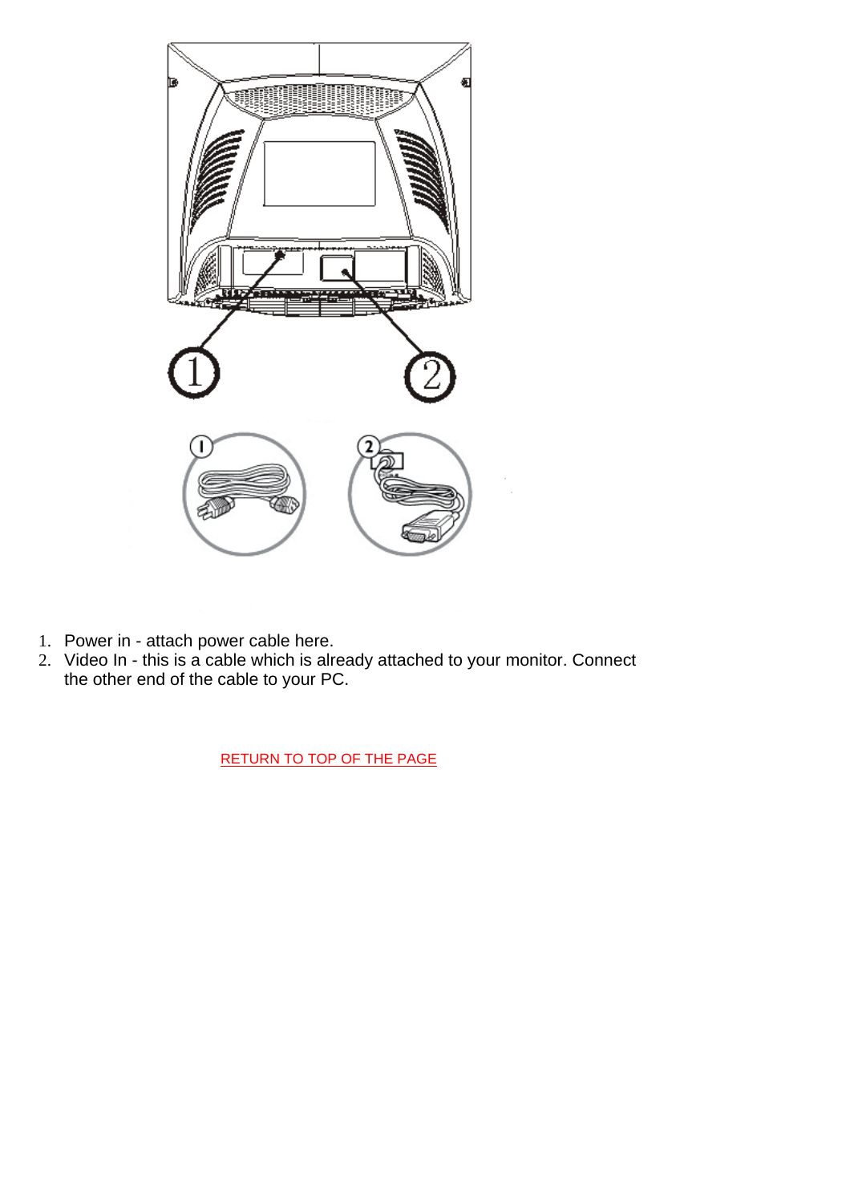1. Power in - attach power cable here.
2. Video In - this is a cable which is already attached to your monitor. Connect the other end of the cable to your PC.

RETURN TO TOP OF THE PAGE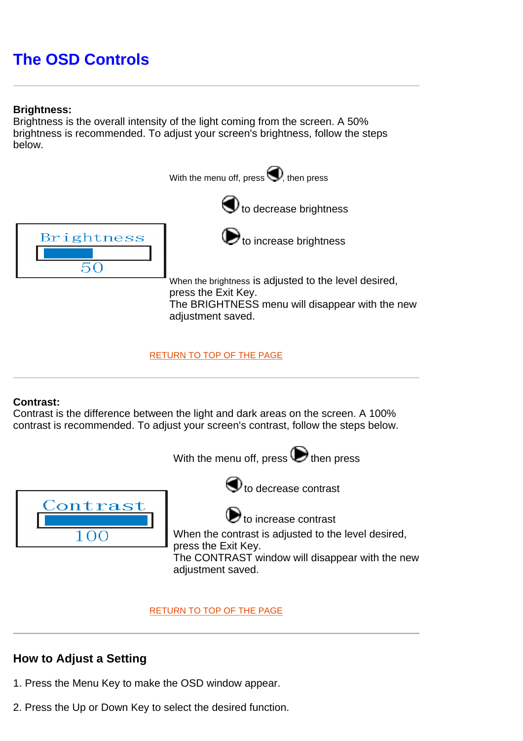# The OSD Controls

---

**Brightness:**
Brightness is the overall intensity of the light coming from the screen. A 50% brightness is recommended. To adjust your screen's brightness, follow the steps below.

Brightness
50

With the menu off, press ◀, then press

◀ to decrease brightness

▶ to increase brightness

When the brightness is adjusted to the level desired, press the Exit Key.
The BRIGHTNESS menu will disappear with the new adjustment saved.

RETURN TO TOP OF THE PAGE

---

**Contrast:**
Contrast is the difference between the light and dark areas on the screen. A 100% contrast is recommended. To adjust your screen's contrast, follow the steps below.

Contrast
100

With the menu off, press ▶ then press

◀ to decrease contrast

▶ to increase contrast

When the contrast is adjusted to the level desired, press the Exit Key.
The CONTRAST window will disappear with the new adjustment saved.

RETURN TO TOP OF THE PAGE

---

## How to Adjust a Setting

1. Press the Menu Key to make the OSD window appear.

2. Press the Up or Down Key to select the desired function.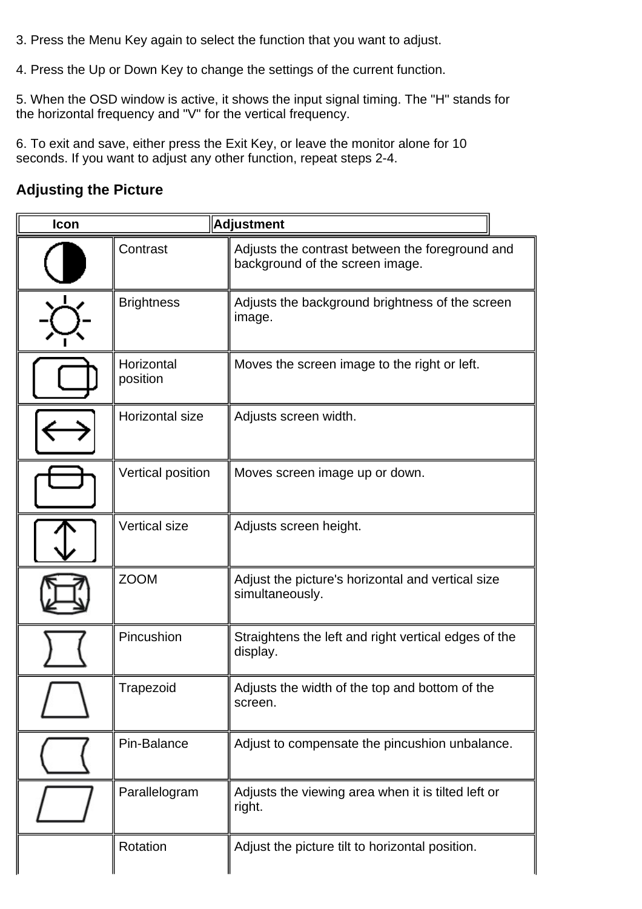3. Press the Menu Key again to select the function that you want to adjust.

4. Press the Up or Down Key to change the settings of the current function.

5. When the OSD window is active, it shows the input signal timing. The "H" stands for the horizontal frequency and "V" for the vertical frequency.

6. To exit and save, either press the Exit Key, or leave the monitor alone for 10 seconds. If you want to adjust any other function, repeat steps 2-4.

### Adjusting the Picture

| Icon | Adjustment | |
|---|---|---|
| | Contrast | Adjusts the contrast between the foreground and background of the screen image. |
| | Brightness | Adjusts the background brightness of the screen image. |
| | Horizontal position | Moves the screen image to the right or left. |
| | Horizontal size | Adjusts screen width. |
| | Vertical position | Moves screen image up or down. |
| | Vertical size | Adjusts screen height. |
| | ZOOM | Adjust the picture's horizontal and vertical size simultaneously. |
| | Pincushion | Straightens the left and right vertical edges of the display. |
| | Trapezoid | Adjusts the width of the top and bottom of the screen. |
| | Pin-Balance | Adjust to compensate the pincushion unbalance. |
| | Parallelogram | Adjusts the viewing area when it is tilted left or right. |
| | Rotation | Adjust the picture tilt to horizontal position. |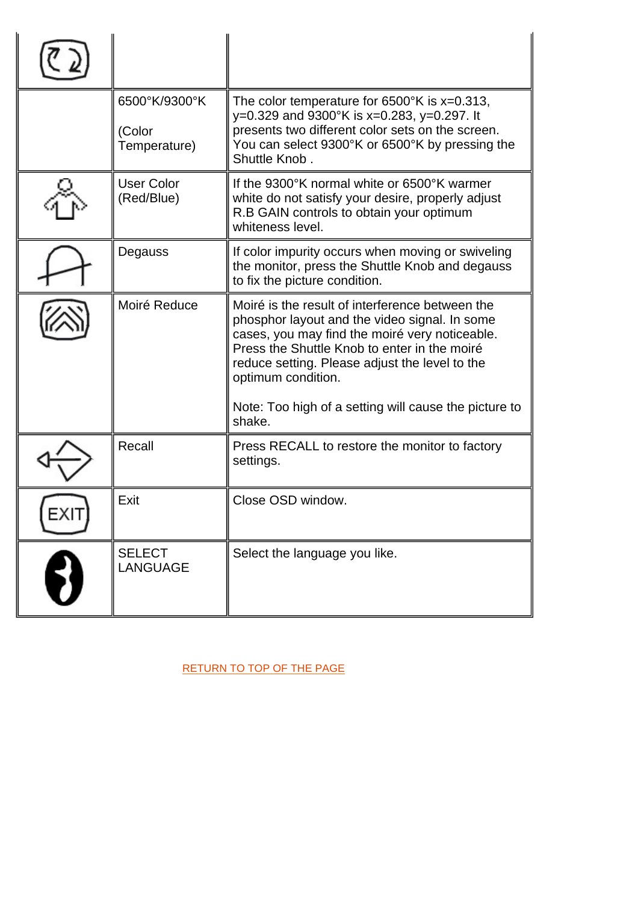| | | |
|---|---|---|
| | | |
| | 6500°K/9300°K<br><br>(Color Temperature) | The color temperature for 6500°K is x=0.313, y=0.329 and 9300°K is x=0.283, y=0.297. It presents two different color sets on the screen. You can select 9300°K or 6500°K by pressing the Shuttle Knob . |
| | User Color (Red/Blue) | If the 9300°K normal white or 6500°K warmer white do not satisfy your desire, properly adjust R.B GAIN controls to obtain your optimum whiteness level. |
| | Degauss | If color impurity occurs when moving or swiveling the monitor, press the Shuttle Knob and degauss to fix the picture condition. |
| | Moiré Reduce | Moiré is the result of interference between the phosphor layout and the video signal. In some cases, you may find the moiré very noticeable. Press the Shuttle Knob to enter in the moiré reduce setting. Please adjust the level to the optimum condition.<br><br>Note: Too high of a setting will cause the picture to shake. |
| | Recall | Press RECALL to restore the monitor to factory settings. |
| | Exit | Close OSD window. |
| | SELECT LANGUAGE | Select the language you like. |

RETURN TO TOP OF THE PAGE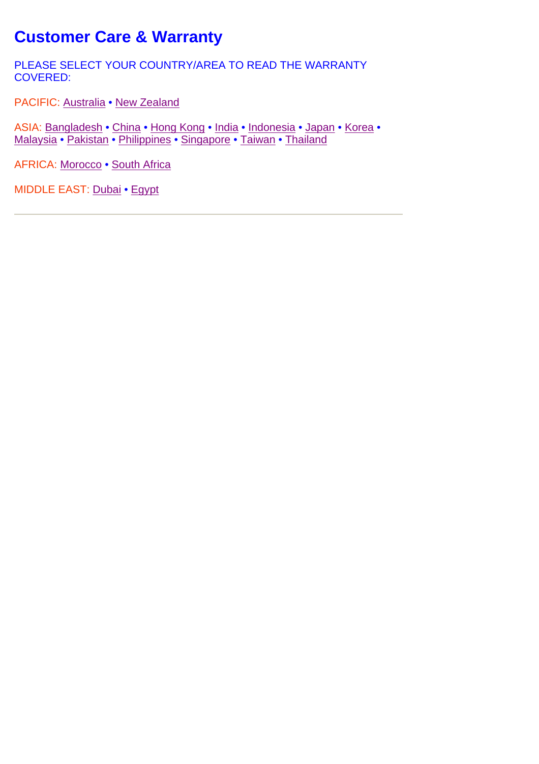# Customer Care & Warranty

PLEASE SELECT YOUR COUNTRY/AREA TO READ THE WARRANTY COVERED:

PACIFIC: Australia • New Zealand

ASIA: Bangladesh • China • Hong Kong • India • Indonesia • Japan • Korea • Malaysia • Pakistan • Philippines • Singapore • Taiwan • Thailand

AFRICA: Morocco • South Africa

MIDDLE EAST: Dubai • Egypt

---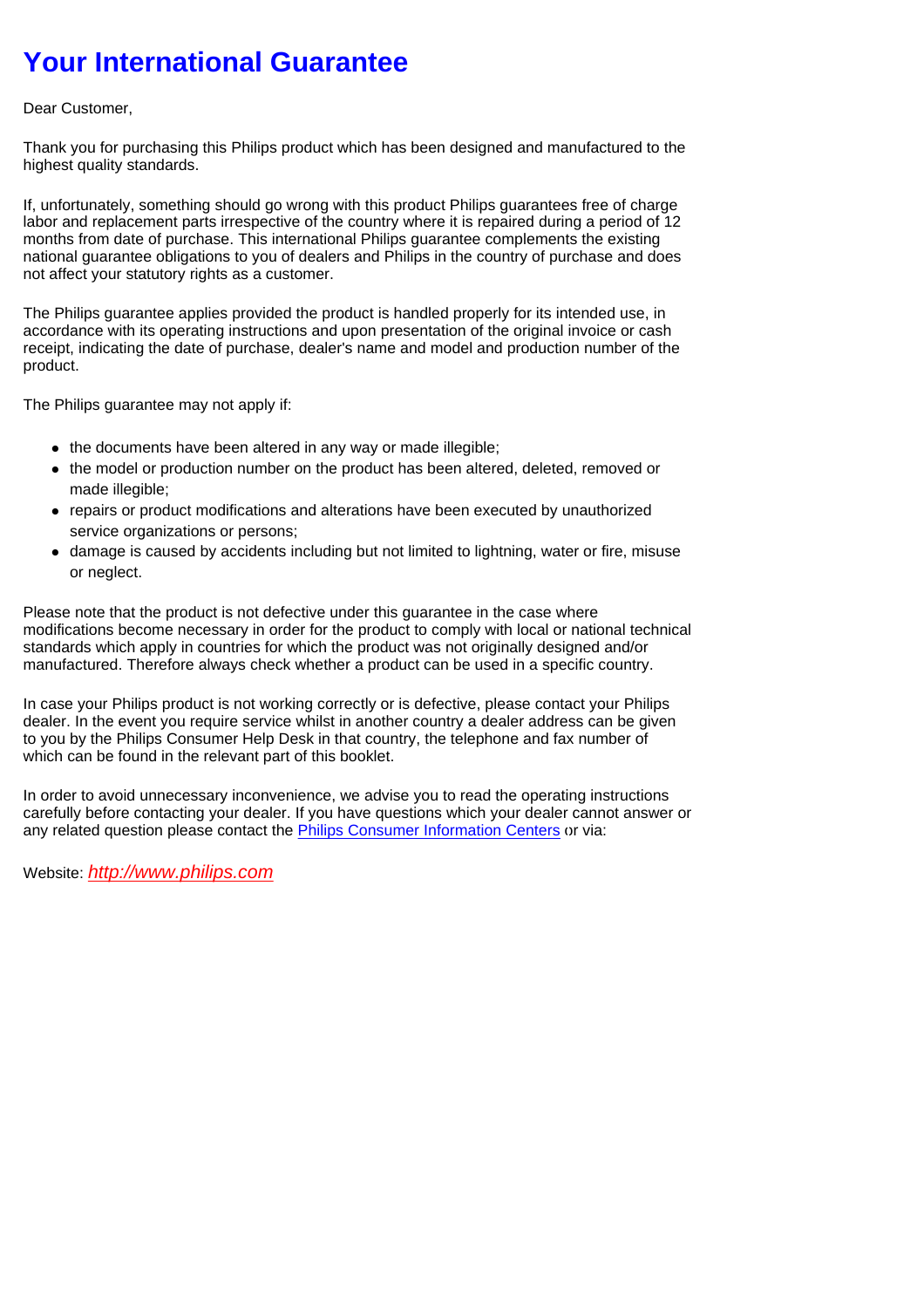# Your International Guarantee

Dear Customer,

Thank you for purchasing this Philips product which has been designed and manufactured to the highest quality standards.

If, unfortunately, something should go wrong with this product Philips guarantees free of charge labor and replacement parts irrespective of the country where it is repaired during a period of 12 months from date of purchase. This international Philips guarantee complements the existing national guarantee obligations to you of dealers and Philips in the country of purchase and does not affect your statutory rights as a customer.

The Philips guarantee applies provided the product is handled properly for its intended use, in accordance with its operating instructions and upon presentation of the original invoice or cash receipt, indicating the date of purchase, dealer's name and model and production number of the product.

The Philips guarantee may not apply if:

- the documents have been altered in any way or made illegible;
- the model or production number on the product has been altered, deleted, removed or made illegible;
- repairs or product modifications and alterations have been executed by unauthorized service organizations or persons;
- damage is caused by accidents including but not limited to lightning, water or fire, misuse or neglect.

Please note that the product is not defective under this guarantee in the case where modifications become necessary in order for the product to comply with local or national technical standards which apply in countries for which the product was not originally designed and/or manufactured. Therefore always check whether a product can be used in a specific country.

In case your Philips product is not working correctly or is defective, please contact your Philips dealer. In the event you require service whilst in another country a dealer address can be given to you by the Philips Consumer Help Desk in that country, the telephone and fax number of which can be found in the relevant part of this booklet.

In order to avoid unnecessary inconvenience, we advise you to read the operating instructions carefully before contacting your dealer. If you have questions which your dealer cannot answer or any related question please contact the Philips Consumer Information Centers or via:

Website: *http://www.philips.com*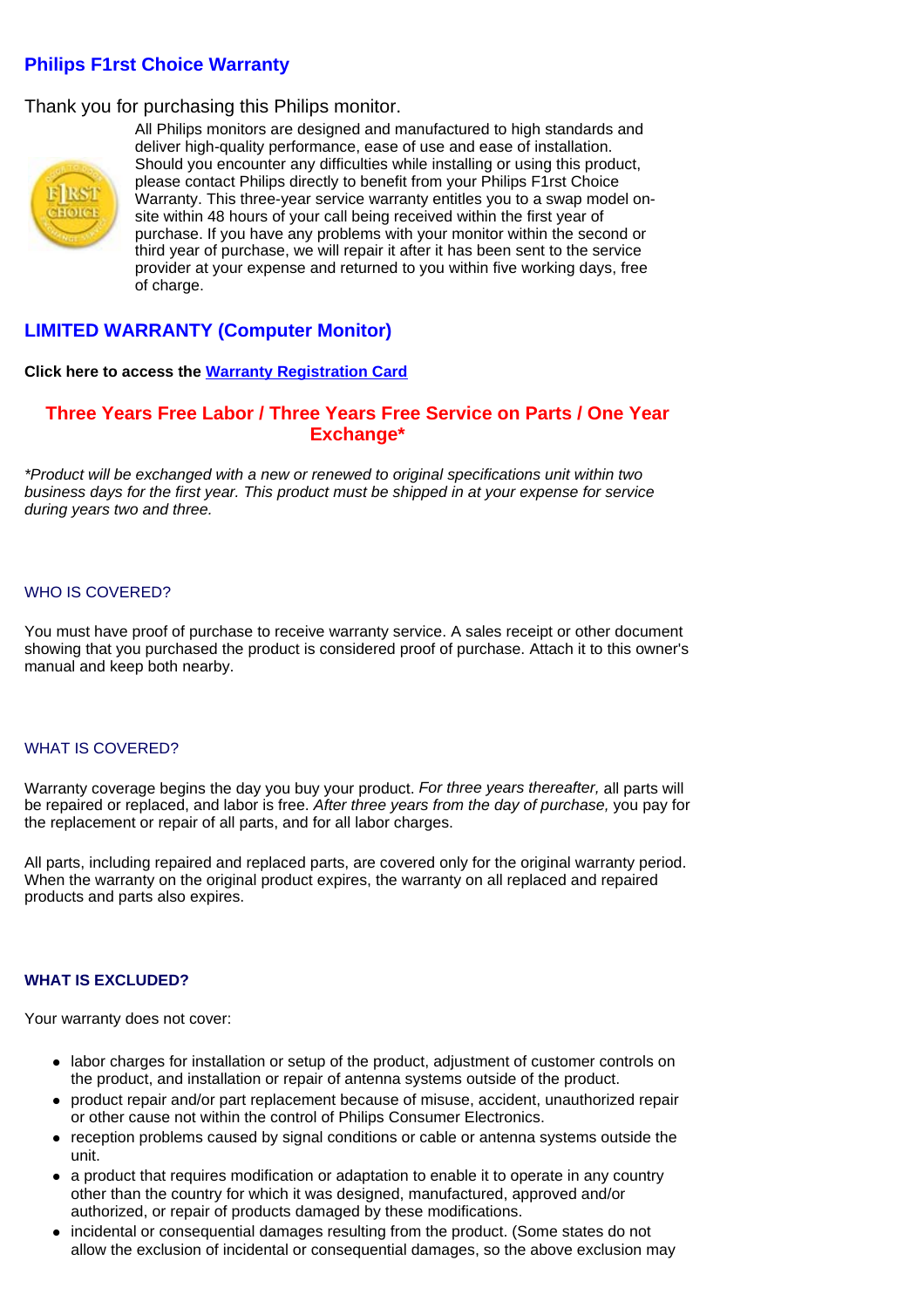## Philips F1rst Choice Warranty

Thank you for purchasing this Philips monitor.

All Philips monitors are designed and manufactured to high standards and deliver high-quality performance, ease of use and ease of installation. Should you encounter any difficulties while installing or using this product, please contact Philips directly to benefit from your Philips F1rst Choice Warranty. This three-year service warranty entitles you to a swap model on-site within 48 hours of your call being received within the first year of purchase. If you have any problems with your monitor within the second or third year of purchase, we will repair it after it has been sent to the service provider at your expense and returned to you within five working days, free of charge.

## LIMITED WARRANTY (Computer Monitor)

**Click here to access the Warranty Registration Card**

### Three Years Free Labor / Three Years Free Service on Parts / One Year Exchange*

*\*Product will be exchanged with a new or renewed to original specifications unit within two business days for the first year. This product must be shipped in at your expense for service during years two and three.*

### WHO IS COVERED?

You must have proof of purchase to receive warranty service. A sales receipt or other document showing that you purchased the product is considered proof of purchase. Attach it to this owner's manual and keep both nearby.

### WHAT IS COVERED?

Warranty coverage begins the day you buy your product. *For three years thereafter,* all parts will be repaired or replaced, and labor is free. *After three years from the day of purchase,* you pay for the replacement or repair of all parts, and for all labor charges.

All parts, including repaired and replaced parts, are covered only for the original warranty period. When the warranty on the original product expires, the warranty on all replaced and repaired products and parts also expires.

### WHAT IS EXCLUDED?

Your warranty does not cover:

- labor charges for installation or setup of the product, adjustment of customer controls on the product, and installation or repair of antenna systems outside of the product.
- product repair and/or part replacement because of misuse, accident, unauthorized repair or other cause not within the control of Philips Consumer Electronics.
- reception problems caused by signal conditions or cable or antenna systems outside the unit.
- a product that requires modification or adaptation to enable it to operate in any country other than the country for which it was designed, manufactured, approved and/or authorized, or repair of products damaged by these modifications.
- incidental or consequential damages resulting from the product. (Some states do not allow the exclusion of incidental or consequential damages, so the above exclusion may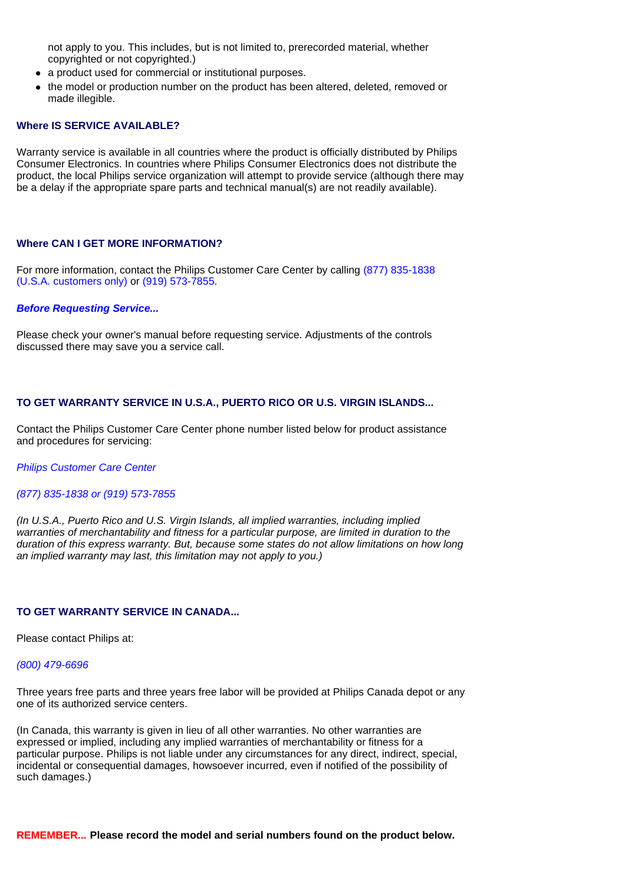not apply to you. This includes, but is not limited to, prerecorded material, whether copyrighted or not copyrighted.)

- a product used for commercial or institutional purposes.
- the model or production number on the product has been altered, deleted, removed or made illegible.

### Where IS SERVICE AVAILABLE?

Warranty service is available in all countries where the product is officially distributed by Philips Consumer Electronics. In countries where Philips Consumer Electronics does not distribute the product, the local Philips service organization will attempt to provide service (although there may be a delay if the appropriate spare parts and technical manual(s) are not readily available).

### Where CAN I GET MORE INFORMATION?

For more information, contact the Philips Customer Care Center by calling (877) 835-1838 (U.S.A. customers only) or (919) 573-7855.

***Before Requesting Service...***

Please check your owner's manual before requesting service. Adjustments of the controls discussed there may save you a service call.

### TO GET WARRANTY SERVICE IN U.S.A., PUERTO RICO OR U.S. VIRGIN ISLANDS...

Contact the Philips Customer Care Center phone number listed below for product assistance and procedures for servicing:

*Philips Customer Care Center*

*(877) 835-1838 or (919) 573-7855*

*(In U.S.A., Puerto Rico and U.S. Virgin Islands, all implied warranties, including implied warranties of merchantability and fitness for a particular purpose, are limited in duration to the duration of this express warranty. But, because some states do not allow limitations on how long an implied warranty may last, this limitation may not apply to you.)*

### TO GET WARRANTY SERVICE IN CANADA...

Please contact Philips at:

*(800) 479-6696*

Three years free parts and three years free labor will be provided at Philips Canada depot or any one of its authorized service centers.

(In Canada, this warranty is given in lieu of all other warranties. No other warranties are expressed or implied, including any implied warranties of merchantability or fitness for a particular purpose. Philips is not liable under any circumstances for any direct, indirect, special, incidental or consequential damages, howsoever incurred, even if notified of the possibility of such damages.)

**REMEMBER... Please record the model and serial numbers found on the product below.**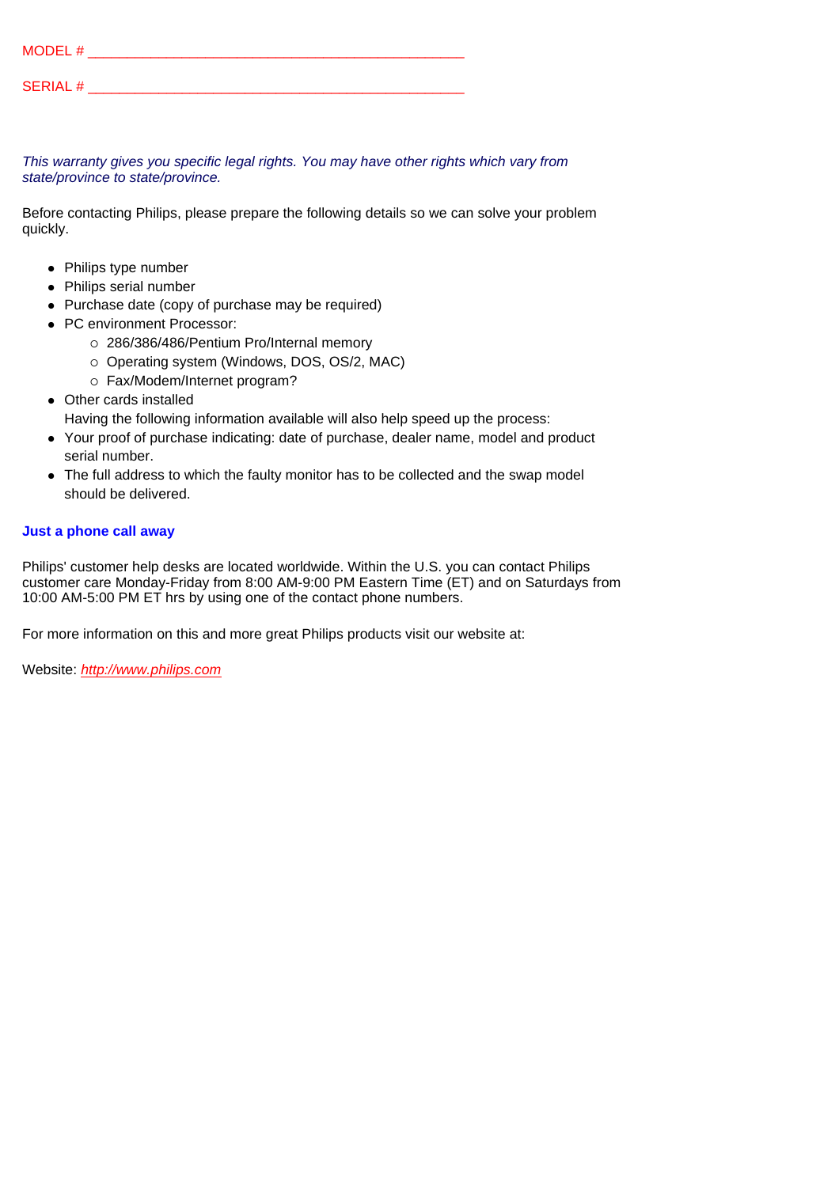MODEL # ______________________________________________

SERIAL # ______________________________________________

*This warranty gives you specific legal rights. You may have other rights which vary from state/province to state/province.*

Before contacting Philips, please prepare the following details so we can solve your problem quickly.

- Philips type number
- Philips serial number
- Purchase date (copy of purchase may be required)
- PC environment Processor:
  - 286/386/486/Pentium Pro/Internal memory
  - Operating system (Windows, DOS, OS/2, MAC)
  - Fax/Modem/Internet program?
- Other cards installed
  Having the following information available will also help speed up the process:
- Your proof of purchase indicating: date of purchase, dealer name, model and product serial number.
- The full address to which the faulty monitor has to be collected and the swap model should be delivered.

**Just a phone call away**

Philips' customer help desks are located worldwide. Within the U.S. you can contact Philips customer care Monday-Friday from 8:00 AM-9:00 PM Eastern Time (ET) and on Saturdays from 10:00 AM-5:00 PM ET hrs by using one of the contact phone numbers.

For more information on this and more great Philips products visit our website at:

Website: *http://www.philips.com*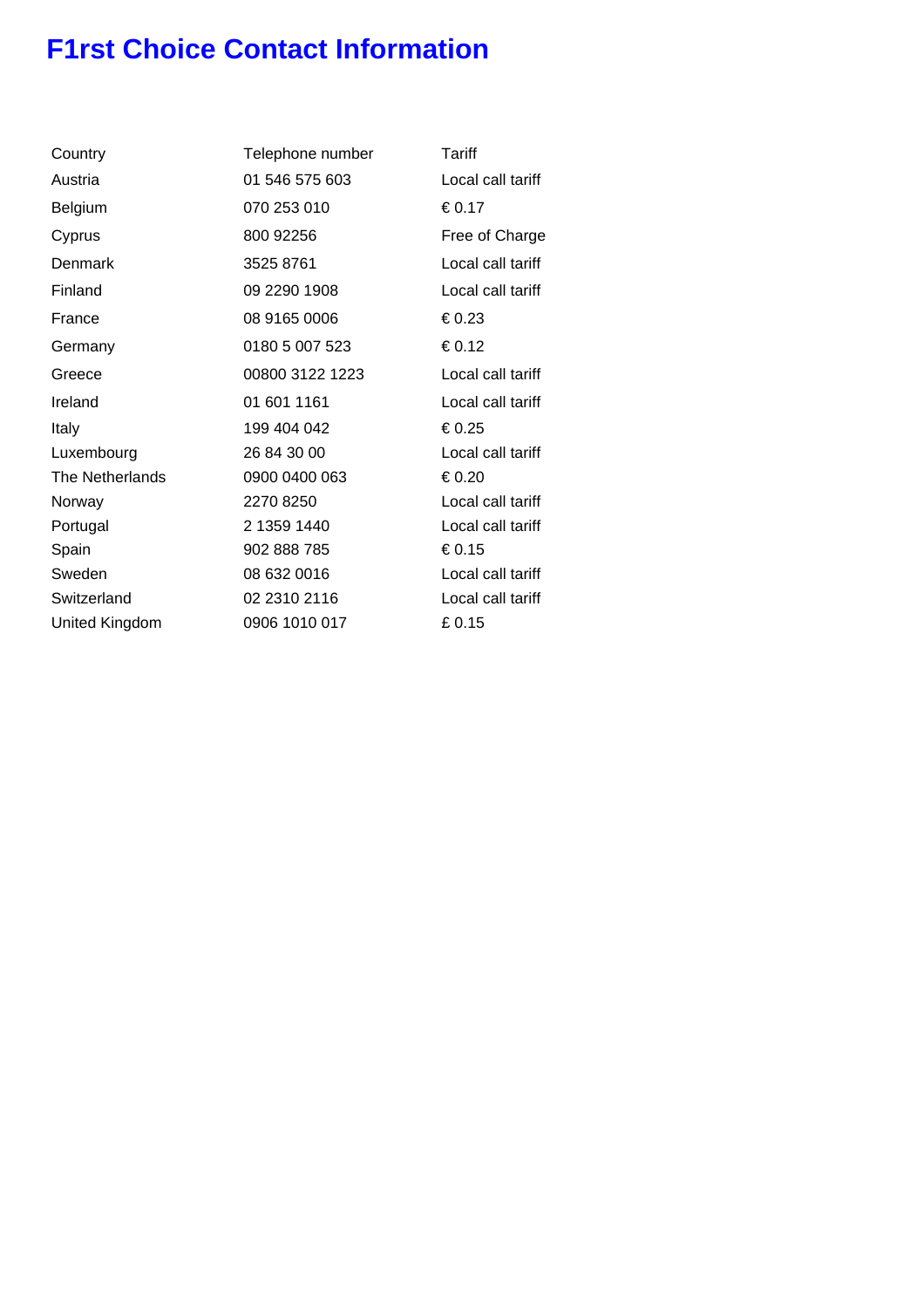# F1rst Choice Contact Information

| Country | Telephone number | Tariff |
|---|---|---|
| Austria | 01 546 575 603 | Local call tariff |
| Belgium | 070 253 010 | € 0.17 |
| Cyprus | 800 92256 | Free of Charge |
| Denmark | 3525 8761 | Local call tariff |
| Finland | 09 2290 1908 | Local call tariff |
| France | 08 9165 0006 | € 0.23 |
| Germany | 0180 5 007 523 | € 0.12 |
| Greece | 00800 3122 1223 | Local call tariff |
| Ireland | 01 601 1161 | Local call tariff |
| Italy | 199 404 042 | € 0.25 |
| Luxembourg | 26 84 30 00 | Local call tariff |
| The Netherlands | 0900 0400 063 | € 0.20 |
| Norway | 2270 8250 | Local call tariff |
| Portugal | 2 1359 1440 | Local call tariff |
| Spain | 902 888 785 | € 0.15 |
| Sweden | 08 632 0016 | Local call tariff |
| Switzerland | 02 2310 2116 | Local call tariff |
| United Kingdom | 0906 1010 017 | £ 0.15 |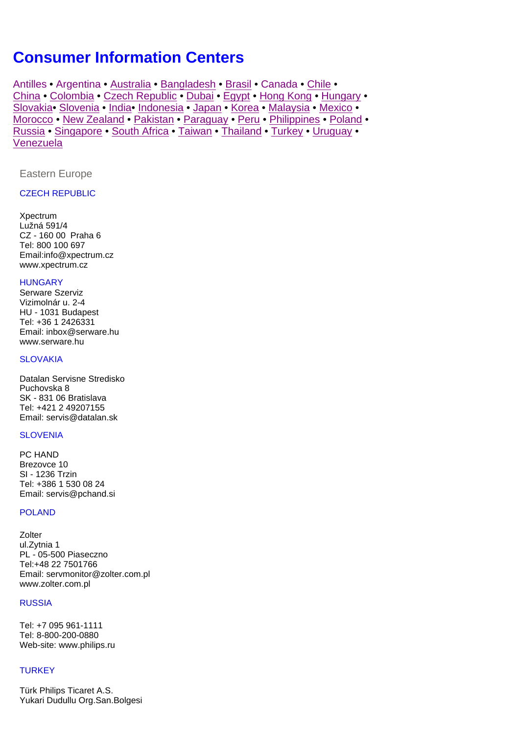# Consumer Information Centers

Antilles • Argentina • Australia • Bangladesh • Brasil • Canada • Chile • China • Colombia • Czech Republic • Dubai • Egypt • Hong Kong • Hungary • Slovakia• Slovenia • India• Indonesia • Japan • Korea • Malaysia • Mexico • Morocco • New Zealand • Pakistan • Paraguay • Peru • Philippines • Poland • Russia • Singapore • South Africa • Taiwan • Thailand • Turkey • Uruguay • Venezuela

## Eastern Europe

### CZECH REPUBLIC

Xpectrum
Lužná 591/4
CZ - 160 00 Praha 6
Tel: 800 100 697
Email:info@xpectrum.cz
www.xpectrum.cz

### HUNGARY

Serware Szerviz
Vizimolnár u. 2-4
HU - 1031 Budapest
Tel: +36 1 2426331
Email: inbox@serware.hu
www.serware.hu

### SLOVAKIA

Datalan Servisne Stredisko
Puchovska 8
SK - 831 06 Bratislava
Tel: +421 2 49207155
Email: servis@datalan.sk

### SLOVENIA

PC HAND
Brezovce 10
SI - 1236 Trzin
Tel: +386 1 530 08 24
Email: servis@pchand.si

### POLAND

Zolter
ul.Zytnia 1
PL - 05-500 Piaseczno
Tel:+48 22 7501766
Email: servmonitor@zolter.com.pl
www.zolter.com.pl

### RUSSIA

Tel: +7 095 961-1111
Tel: 8-800-200-0880
Web-site: www.philips.ru

### TURKEY

Türk Philips Ticaret A.S.
Yukari Dudullu Org.San.Bolgesi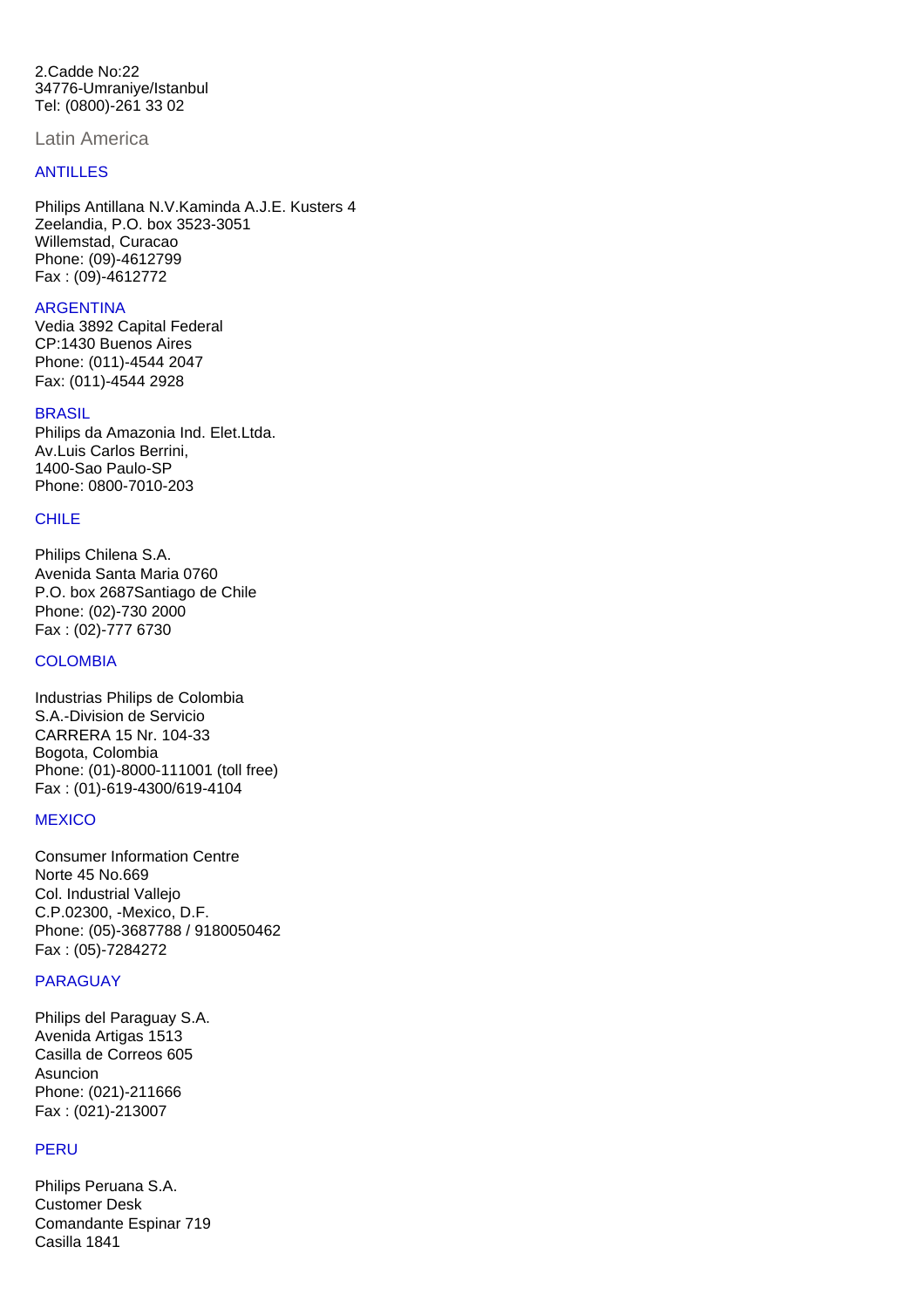2.Cadde No:22
34776-Umraniye/Istanbul
Tel: (0800)-261 33 02

## Latin America

### ANTILLES

Philips Antillana N.V.Kaminda A.J.E. Kusters 4
Zeelandia, P.O. box 3523-3051
Willemstad, Curacao
Phone: (09)-4612799
Fax : (09)-4612772

### ARGENTINA

Vedia 3892 Capital Federal
CP:1430 Buenos Aires
Phone: (011)-4544 2047
Fax: (011)-4544 2928

### BRASIL

Philips da Amazonia Ind. Elet.Ltda.
Av.Luis Carlos Berrini,
1400-Sao Paulo-SP
Phone: 0800-7010-203

### CHILE

Philips Chilena S.A.
Avenida Santa Maria 0760
P.O. box 2687Santiago de Chile
Phone: (02)-730 2000
Fax : (02)-777 6730

### COLOMBIA

Industrias Philips de Colombia
S.A.-Division de Servicio
CARRERA 15 Nr. 104-33
Bogota, Colombia
Phone: (01)-8000-111001 (toll free)
Fax : (01)-619-4300/619-4104

### MEXICO

Consumer Information Centre
Norte 45 No.669
Col. Industrial Vallejo
C.P.02300, -Mexico, D.F.
Phone: (05)-3687788 / 9180050462
Fax : (05)-7284272

### PARAGUAY

Philips del Paraguay S.A.
Avenida Artigas 1513
Casilla de Correos 605
Asuncion
Phone: (021)-211666
Fax : (021)-213007

### PERU

Philips Peruana S.A.
Customer Desk
Comandante Espinar 719
Casilla 1841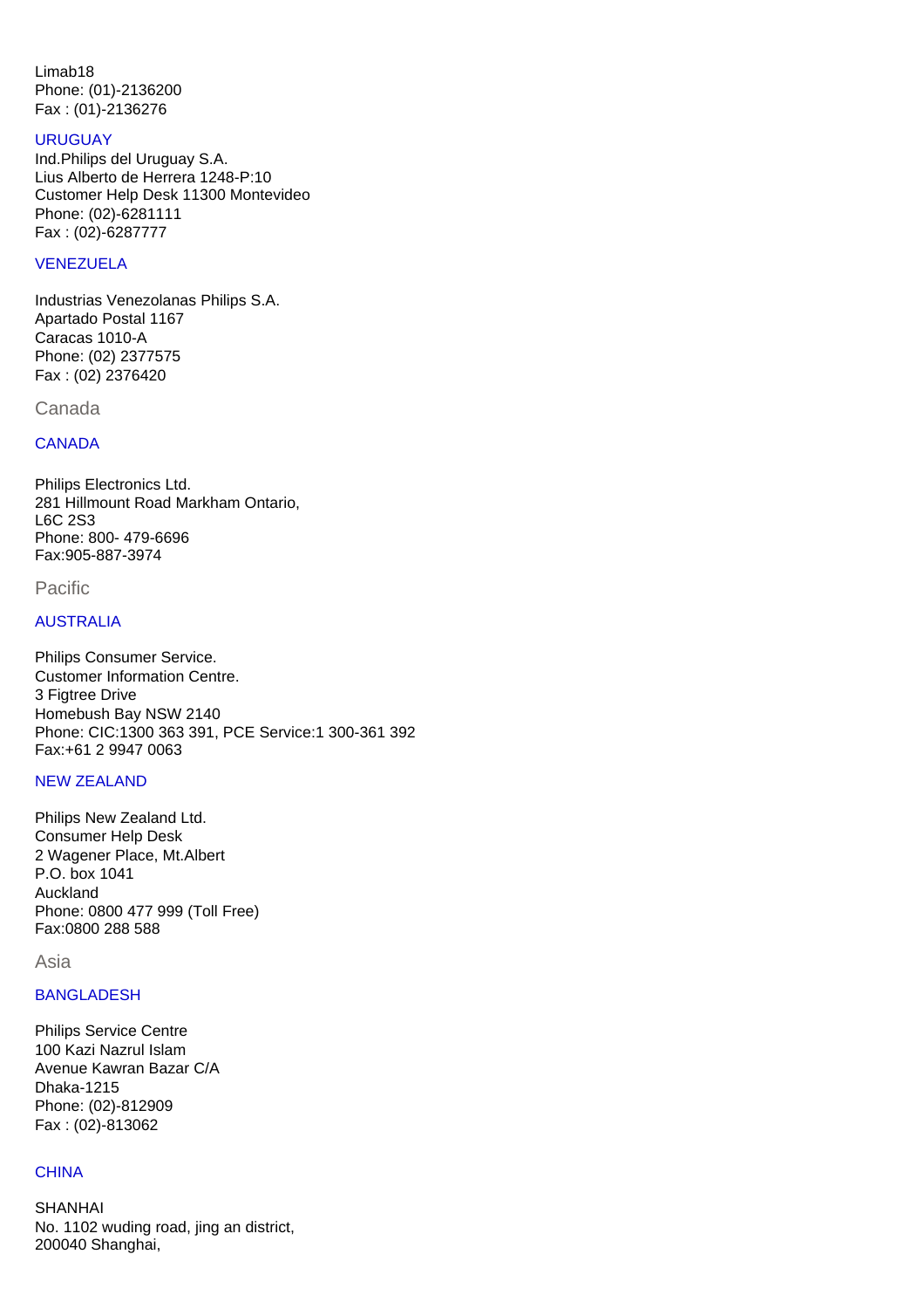Limab18
Phone: (01)-2136200
Fax : (01)-2136276

### URUGUAY

Ind.Philips del Uruguay S.A.
Lius Alberto de Herrera 1248-P:10
Customer Help Desk 11300 Montevideo
Phone: (02)-6281111
Fax : (02)-6287777

### VENEZUELA

Industrias Venezolanas Philips S.A.
Apartado Postal 1167
Caracas 1010-A
Phone: (02) 2377575
Fax : (02) 2376420

## Canada

### CANADA

Philips Electronics Ltd.
281 Hillmount Road Markham Ontario,
L6C 2S3
Phone: 800- 479-6696
Fax:905-887-3974

## Pacific

### AUSTRALIA

Philips Consumer Service.
Customer Information Centre.
3 Figtree Drive
Homebush Bay NSW 2140
Phone: CIC:1300 363 391, PCE Service:1 300-361 392
Fax:+61 2 9947 0063

### NEW ZEALAND

Philips New Zealand Ltd.
Consumer Help Desk
2 Wagener Place, Mt.Albert
P.O. box 1041
Auckland
Phone: 0800 477 999 (Toll Free)
Fax:0800 288 588

## Asia

### BANGLADESH

Philips Service Centre
100 Kazi Nazrul Islam
Avenue Kawran Bazar C/A
Dhaka-1215
Phone: (02)-812909
Fax : (02)-813062

### CHINA

SHANHAI
No. 1102 wuding road, jing an district,
200040 Shanghai,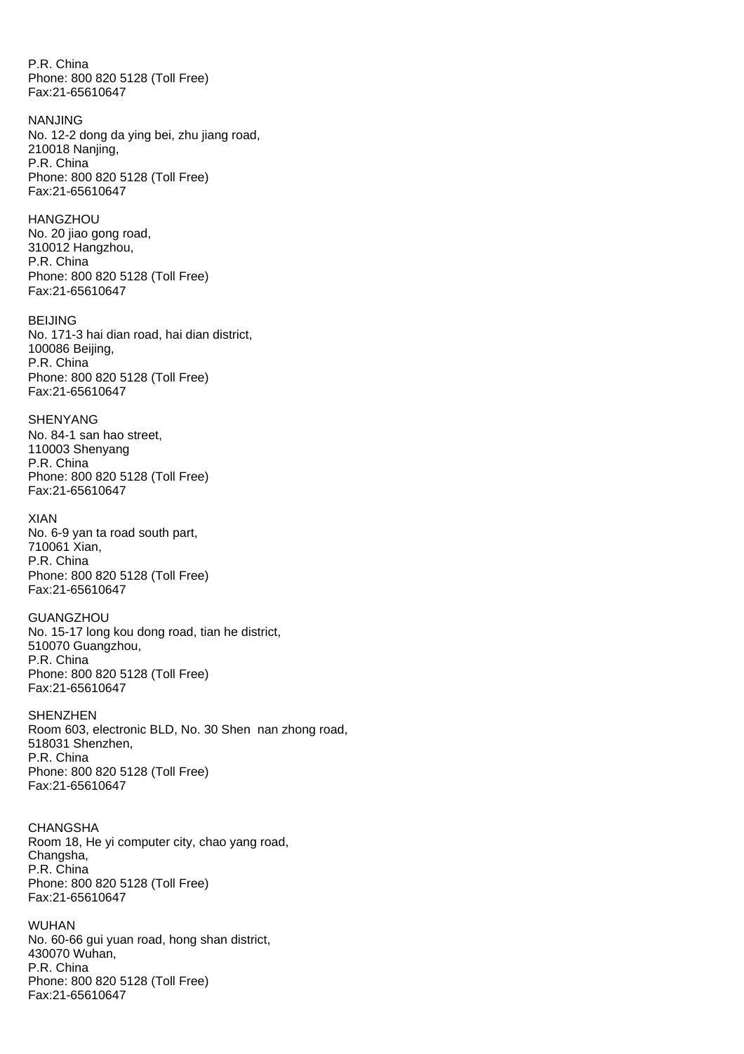P.R. China
Phone: 800 820 5128 (Toll Free)
Fax:21-65610647

NANJING
No. 12-2 dong da ying bei, zhu jiang road,
210018 Nanjing,
P.R. China
Phone: 800 820 5128 (Toll Free)
Fax:21-65610647

HANGZHOU
No. 20 jiao gong road,
310012 Hangzhou,
P.R. China
Phone: 800 820 5128 (Toll Free)
Fax:21-65610647

BEIJING
No. 171-3 hai dian road, hai dian district,
100086 Beijing,
P.R. China
Phone: 800 820 5128 (Toll Free)
Fax:21-65610647

SHENYANG
No. 84-1 san hao street,
110003 Shenyang
P.R. China
Phone: 800 820 5128 (Toll Free)
Fax:21-65610647

XIAN
No. 6-9 yan ta road south part,
710061 Xian,
P.R. China
Phone: 800 820 5128 (Toll Free)
Fax:21-65610647

GUANGZHOU
No. 15-17 long kou dong road, tian he district,
510070 Guangzhou,
P.R. China
Phone: 800 820 5128 (Toll Free)
Fax:21-65610647

SHENZHEN
Room 603, electronic BLD, No. 30 Shen nan zhong road,
518031 Shenzhen,
P.R. China
Phone: 800 820 5128 (Toll Free)
Fax:21-65610647

CHANGSHA
Room 18, He yi computer city, chao yang road,
Changsha,
P.R. China
Phone: 800 820 5128 (Toll Free)
Fax:21-65610647

WUHAN
No. 60-66 gui yuan road, hong shan district,
430070 Wuhan,
P.R. China
Phone: 800 820 5128 (Toll Free)
Fax:21-65610647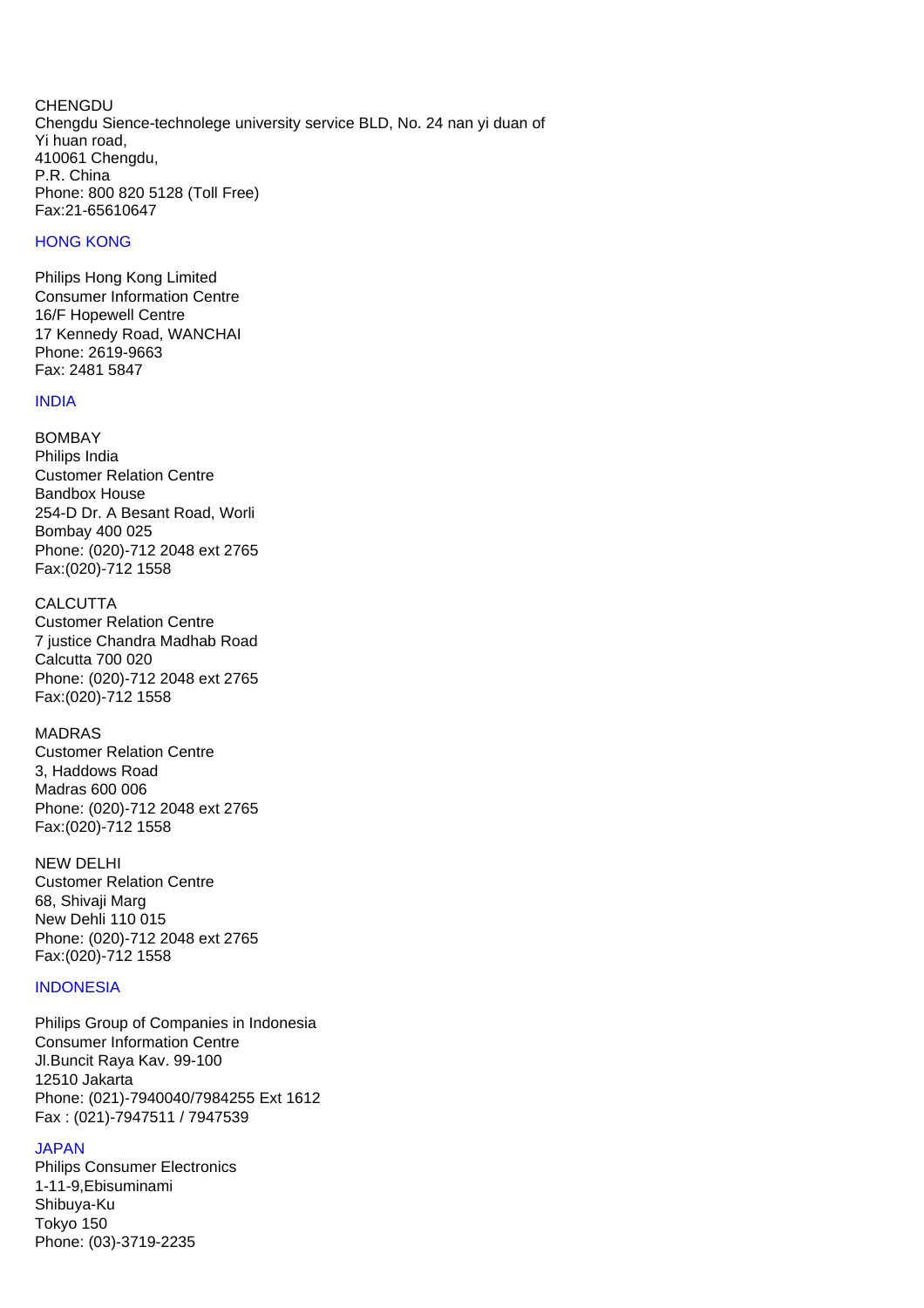CHENGDU
Chengdu Sience-technolege university service BLD, No. 24 nan yi duan of
Yi huan road,
410061 Chengdu,
P.R. China
Phone: 800 820 5128 (Toll Free)
Fax:21-65610647

## HONG KONG

Philips Hong Kong Limited
Consumer Information Centre
16/F Hopewell Centre
17 Kennedy Road, WANCHAI
Phone: 2619-9663
Fax: 2481 5847

## INDIA

BOMBAY
Philips India
Customer Relation Centre
Bandbox House
254-D Dr. A Besant Road, Worli
Bombay 400 025
Phone: (020)-712 2048 ext 2765
Fax:(020)-712 1558

CALCUTTA
Customer Relation Centre
7 justice Chandra Madhab Road
Calcutta 700 020
Phone: (020)-712 2048 ext 2765
Fax:(020)-712 1558

MADRAS
Customer Relation Centre
3, Haddows Road
Madras 600 006
Phone: (020)-712 2048 ext 2765
Fax:(020)-712 1558

NEW DELHI
Customer Relation Centre
68, Shivaji Marg
New Dehli 110 015
Phone: (020)-712 2048 ext 2765
Fax:(020)-712 1558

## INDONESIA

Philips Group of Companies in Indonesia
Consumer Information Centre
Jl.Buncit Raya Kav. 99-100
12510 Jakarta
Phone: (021)-7940040/7984255 Ext 1612
Fax : (021)-7947511 / 7947539

## JAPAN

Philips Consumer Electronics
1-11-9,Ebisuminami
Shibuya-Ku
Tokyo 150
Phone: (03)-3719-2235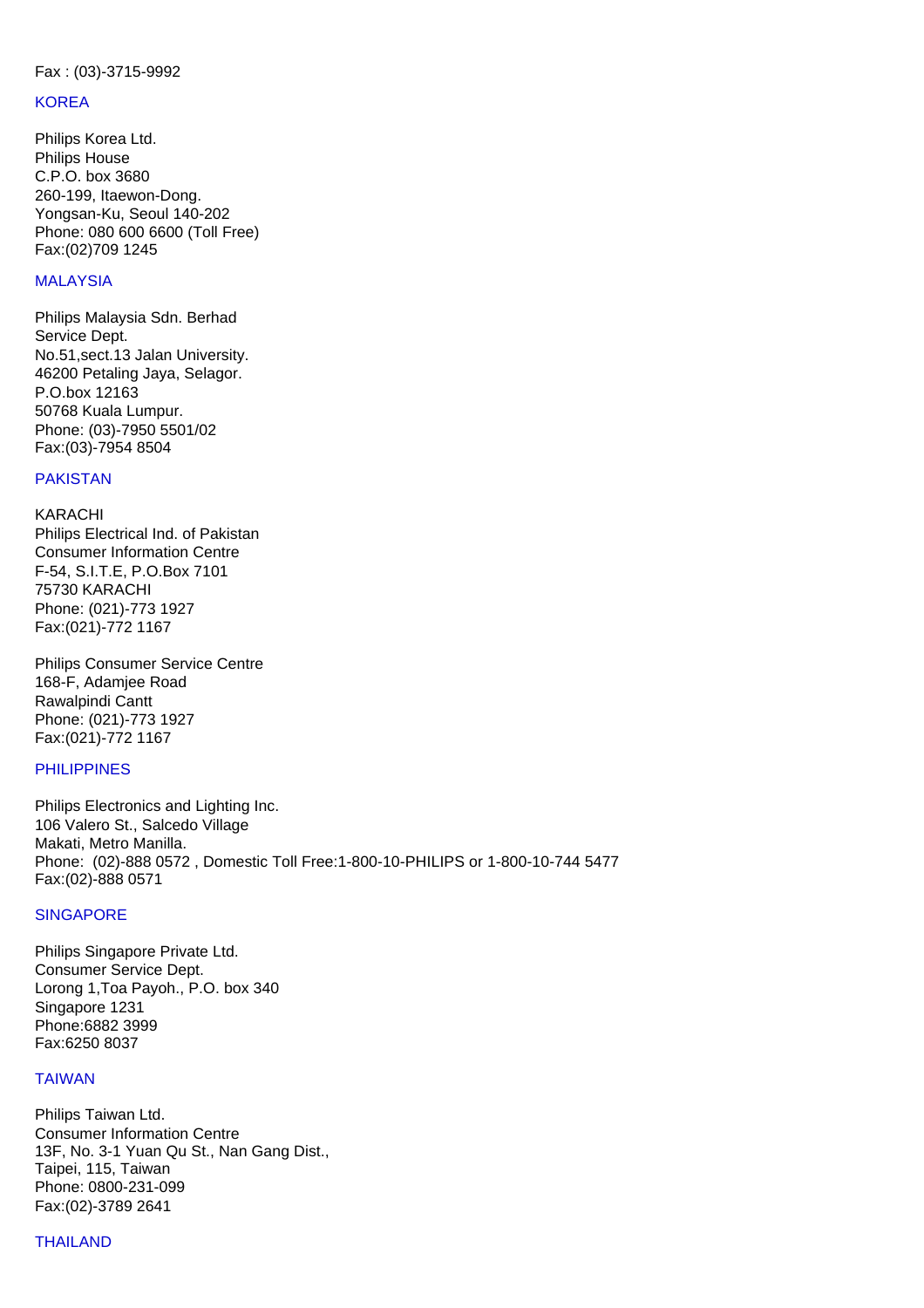Fax : (03)-3715-9992

## KOREA

Philips Korea Ltd.
Philips House
C.P.O. box 3680
260-199, Itaewon-Dong.
Yongsan-Ku, Seoul 140-202
Phone: 080 600 6600 (Toll Free)
Fax:(02)709 1245

## MALAYSIA

Philips Malaysia Sdn. Berhad
Service Dept.
No.51,sect.13 Jalan University.
46200 Petaling Jaya, Selagor.
P.O.box 12163
50768 Kuala Lumpur.
Phone: (03)-7950 5501/02
Fax:(03)-7954 8504

## PAKISTAN

KARACHI
Philips Electrical Ind. of Pakistan
Consumer Information Centre
F-54, S.I.T.E, P.O.Box 7101
75730 KARACHI
Phone: (021)-773 1927
Fax:(021)-772 1167

Philips Consumer Service Centre
168-F, Adamjee Road
Rawalpindi Cantt
Phone: (021)-773 1927
Fax:(021)-772 1167

## PHILIPPINES

Philips Electronics and Lighting Inc.
106 Valero St., Salcedo Village
Makati, Metro Manilla.
Phone: (02)-888 0572 , Domestic Toll Free:1-800-10-PHILIPS or 1-800-10-744 5477
Fax:(02)-888 0571

## SINGAPORE

Philips Singapore Private Ltd.
Consumer Service Dept.
Lorong 1,Toa Payoh., P.O. box 340
Singapore 1231
Phone:6882 3999
Fax:6250 8037

## TAIWAN

Philips Taiwan Ltd.
Consumer Information Centre
13F, No. 3-1 Yuan Qu St., Nan Gang Dist.,
Taipei, 115, Taiwan
Phone: 0800-231-099
Fax:(02)-3789 2641

## THAILAND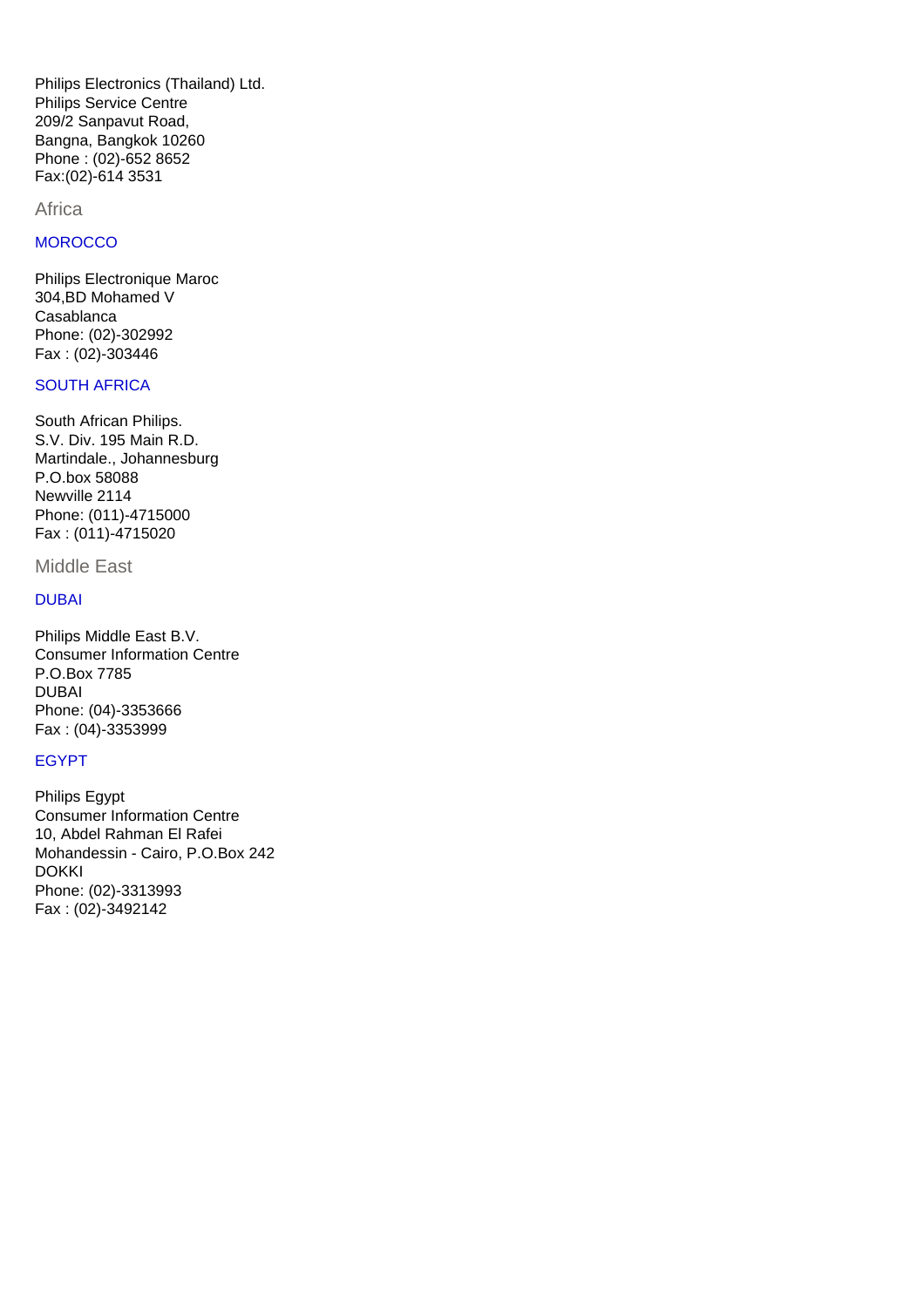Philips Electronics (Thailand) Ltd.
Philips Service Centre
209/2 Sanpavut Road,
Bangna, Bangkok 10260
Phone : (02)-652 8652
Fax:(02)-614 3531

## Africa

### MOROCCO

Philips Electronique Maroc
304,BD Mohamed V
Casablanca
Phone: (02)-302992
Fax : (02)-303446

### SOUTH AFRICA

South African Philips.
S.V. Div. 195 Main R.D.
Martindale., Johannesburg
P.O.box 58088
Newville 2114
Phone: (011)-4715000
Fax : (011)-4715020

## Middle East

### DUBAI

Philips Middle East B.V.
Consumer Information Centre
P.O.Box 7785
DUBAI
Phone: (04)-3353666
Fax : (04)-3353999

### EGYPT

Philips Egypt
Consumer Information Centre
10, Abdel Rahman El Rafei
Mohandessin - Cairo, P.O.Box 242
DOKKI
Phone: (02)-3313993
Fax : (02)-3492142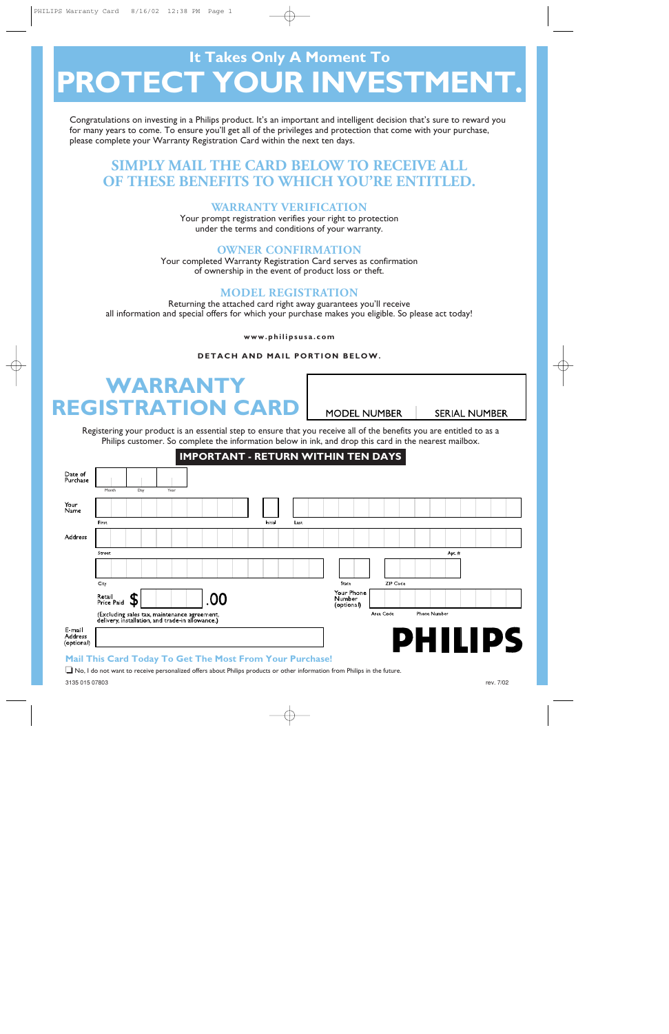## It Takes Only A Moment To

# PROTECT YOUR INVESTMENT.

Congratulations on investing in a Philips product. It's an important and intelligent decision that's sure to reward you for many years to come. To ensure you'll get all of the privileges and protection that come with your purchase, please complete your Warranty Registration Card within the next ten days.

## SIMPLY MAIL THE CARD BELOW TO RECEIVE ALL OF THESE BENEFITS TO WHICH YOU'RE ENTITLED.

### WARRANTY VERIFICATION

Your prompt registration verifies your right to protection under the terms and conditions of your warranty.

### OWNER CONFIRMATION

Your completed Warranty Registration Card serves as confirmation of ownership in the event of product loss or theft.

### MODEL REGISTRATION

Returning the attached card right away guarantees you'll receive all information and special offers for which your purchase makes you eligible. So please act today!

**www.philipsusa.com**

**DETACH AND MAIL PORTION BELOW.**

# WARRANTY REGISTRATION CARD

| MODEL NUMBER | SERIAL NUMBER |
|---|---|
| | |

Registering your product is an essential step to ensure that you receive all of the benefits you are entitled to as a Philips customer. So complete the information below in ink, and drop this card in the nearest mailbox.

**IMPORTANT - RETURN WITHIN TEN DAYS**

Date of Purchase: Month ____ Day ____ Year ____

Your Name: First ____ Initial ____ Last ____

Address: Street ____ Apt. # ____

City ____ State ____ ZIP Code ____

Retail Price Paid $ ____ .00

(Excluding sales tax, maintenance agreement, delivery, installation, and trade-in allowance.)

Your Phone Number (optional): Area Code ____ Phone Number ____

E-mail Address (optional): ____

PHILIPS

**Mail This Card Today To Get The Most From Your Purchase!**

☐ No, I do not want to receive personalized offers about Philips products or other information from Philips in the future.

3135 015 07803

rev. 7/02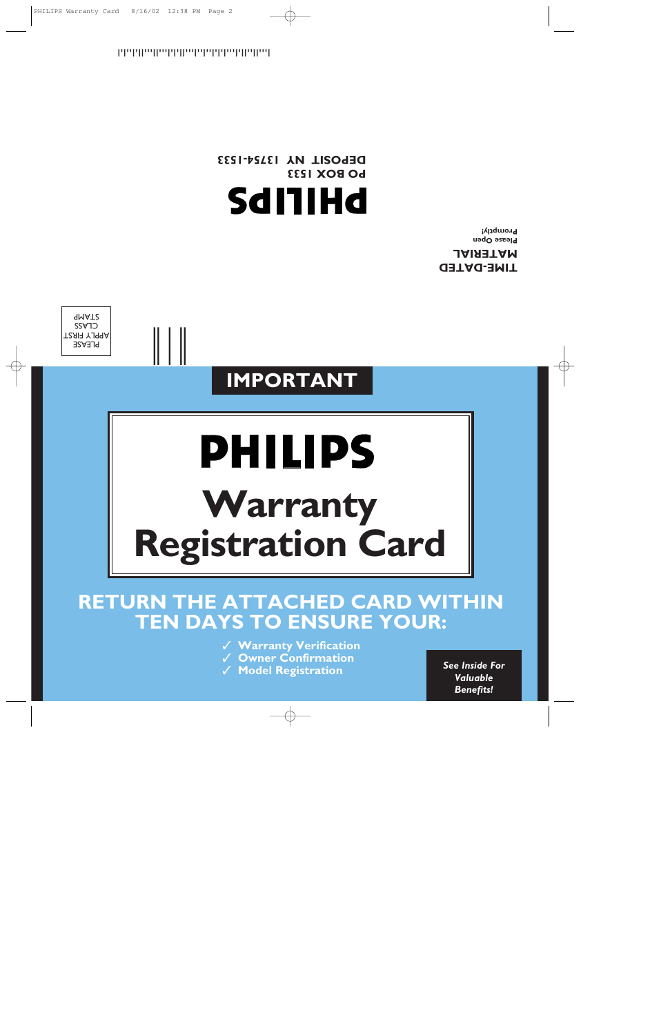PHILIPS

PO BOX 1533

DEPOSIT NY 13754-1533

TIME-DATED MATERIAL

Please Open Promptly!

PLEASE APPLY FIRST CLASS STAMP

# IMPORTANT

# PHILIPS

# Warranty Registration Card

## RETURN THE ATTACHED CARD WITHIN TEN DAYS TO ENSURE YOUR:

- ✓ Warranty Verification
- ✓ Owner Confirmation
- ✓ Model Registration

*See Inside For Valuable Benefits!*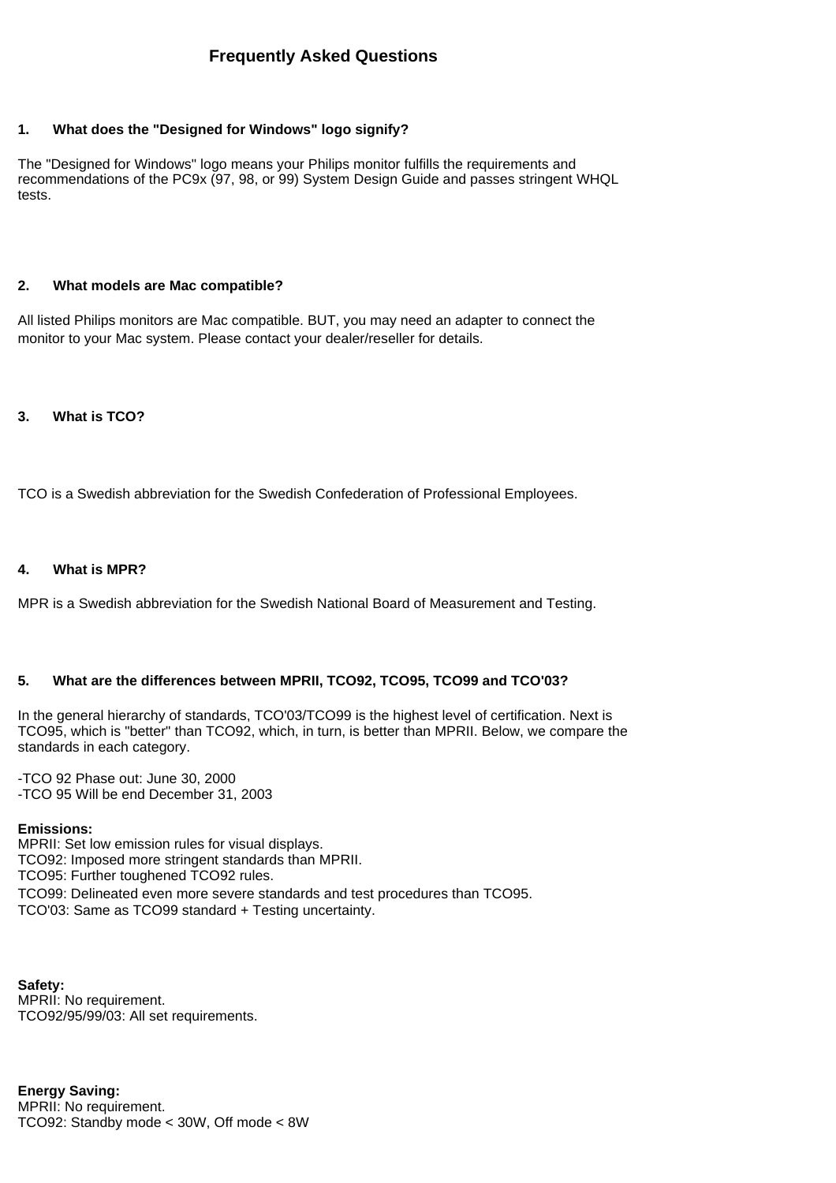# Frequently Asked Questions

**1. What does the "Designed for Windows" logo signify?**

The "Designed for Windows" logo means your Philips monitor fulfills the requirements and recommendations of the PC9x (97, 98, or 99) System Design Guide and passes stringent WHQL tests.

**2. What models are Mac compatible?**

All listed Philips monitors are Mac compatible. BUT, you may need an adapter to connect the monitor to your Mac system. Please contact your dealer/reseller for details.

**3. What is TCO?**

TCO is a Swedish abbreviation for the Swedish Confederation of Professional Employees.

**4. What is MPR?**

MPR is a Swedish abbreviation for the Swedish National Board of Measurement and Testing.

**5. What are the differences between MPRII, TCO92, TCO95, TCO99 and TCO'03?**

In the general hierarchy of standards, TCO'03/TCO99 is the highest level of certification. Next is TCO95, which is "better" than TCO92, which, in turn, is better than MPRII. Below, we compare the standards in each category.

-TCO 92 Phase out: June 30, 2000
-TCO 95 Will be end December 31, 2003

**Emissions:**
MPRII: Set low emission rules for visual displays.
TCO92: Imposed more stringent standards than MPRII.
TCO95: Further toughened TCO92 rules.
TCO99: Delineated even more severe standards and test procedures than TCO95.
TCO'03: Same as TCO99 standard + Testing uncertainty.

**Safety:**
MPRII: No requirement.
TCO92/95/99/03: All set requirements.

**Energy Saving:**
MPRII: No requirement.
TCO92: Standby mode < 30W, Off mode < 8W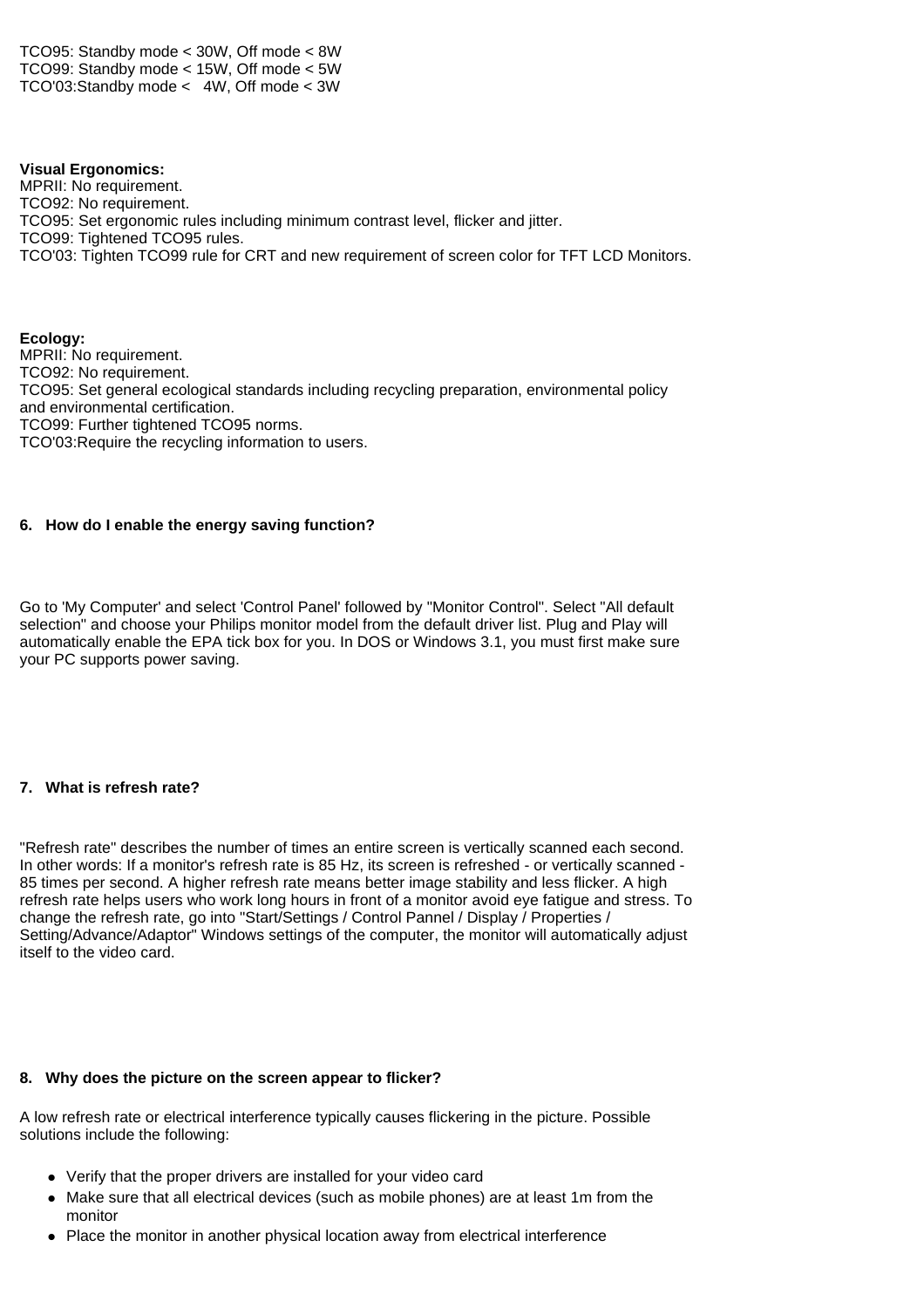TCO95: Standby mode < 30W, Off mode < 8W
TCO99: Standby mode < 15W, Off mode < 5W
TCO'03:Standby mode <   4W, Off mode < 3W

**Visual Ergonomics:**
MPRII: No requirement.
TCO92: No requirement.
TCO95: Set ergonomic rules including minimum contrast level, flicker and jitter.
TCO99: Tightened TCO95 rules.
TCO'03: Tighten TCO99 rule for CRT and new requirement of screen color for TFT LCD Monitors.

**Ecology:**
MPRII: No requirement.
TCO92: No requirement.
TCO95: Set general ecological standards including recycling preparation, environmental policy and environmental certification.
TCO99: Further tightened TCO95 norms.
TCO'03:Require the recycling information to users.

**6. How do I enable the energy saving function?**

Go to 'My Computer' and select 'Control Panel' followed by "Monitor Control". Select "All default selection" and choose your Philips monitor model from the default driver list. Plug and Play will automatically enable the EPA tick box for you. In DOS or Windows 3.1, you must first make sure your PC supports power saving.

**7. What is refresh rate?**

"Refresh rate" describes the number of times an entire screen is vertically scanned each second. In other words: If a monitor's refresh rate is 85 Hz, its screen is refreshed - or vertically scanned - 85 times per second. A higher refresh rate means better image stability and less flicker. A high refresh rate helps users who work long hours in front of a monitor avoid eye fatigue and stress. To change the refresh rate, go into "Start/Settings / Control Pannel / Display / Properties / Setting/Advance/Adaptor" Windows settings of the computer, the monitor will automatically adjust itself to the video card.

**8. Why does the picture on the screen appear to flicker?**

A low refresh rate or electrical interference typically causes flickering in the picture. Possible solutions include the following:

- Verify that the proper drivers are installed for your video card
- Make sure that all electrical devices (such as mobile phones) are at least 1m from the monitor
- Place the monitor in another physical location away from electrical interference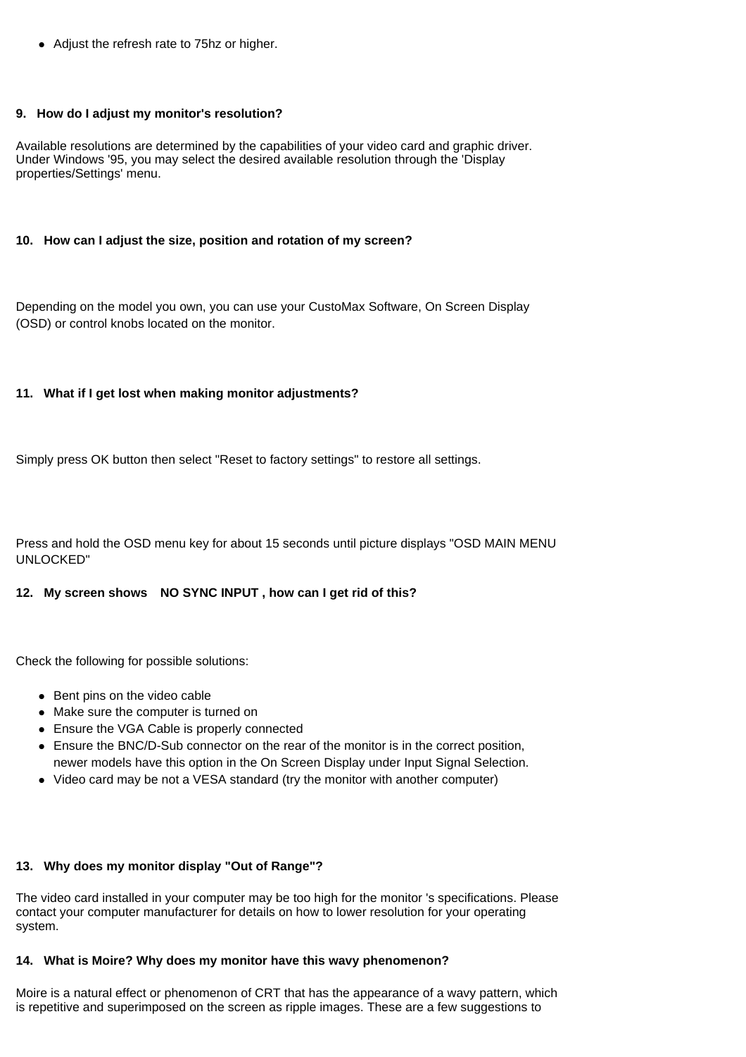- Adjust the refresh rate to 75hz or higher.

**9. How do I adjust my monitor's resolution?**

Available resolutions are determined by the capabilities of your video card and graphic driver. Under Windows '95, you may select the desired available resolution through the 'Display properties/Settings' menu.

**10. How can I adjust the size, position and rotation of my screen?**

Depending on the model you own, you can use your CustoMax Software, On Screen Display (OSD) or control knobs located on the monitor.

**11. What if I get lost when making monitor adjustments?**

Simply press OK button then select "Reset to factory settings" to restore all settings.

Press and hold the OSD menu key for about 15 seconds until picture displays "OSD MAIN MENU UNLOCKED"

**12. My screen shows NO SYNC INPUT , how can I get rid of this?**

Check the following for possible solutions:

- Bent pins on the video cable
- Make sure the computer is turned on
- Ensure the VGA Cable is properly connected
- Ensure the BNC/D-Sub connector on the rear of the monitor is in the correct position, newer models have this option in the On Screen Display under Input Signal Selection.
- Video card may be not a VESA standard (try the monitor with another computer)

**13. Why does my monitor display "Out of Range"?**

The video card installed in your computer may be too high for the monitor 's specifications. Please contact your computer manufacturer for details on how to lower resolution for your operating system.

**14. What is Moire? Why does my monitor have this wavy phenomenon?**

Moire is a natural effect or phenomenon of CRT that has the appearance of a wavy pattern, which is repetitive and superimposed on the screen as ripple images. These are a few suggestions to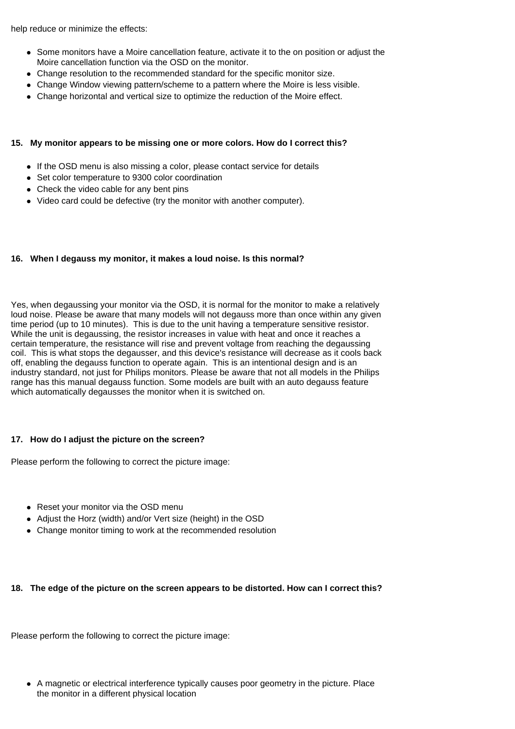help reduce or minimize the effects:

- Some monitors have a Moire cancellation feature, activate it to the on position or adjust the Moire cancellation function via the OSD on the monitor.
- Change resolution to the recommended standard for the specific monitor size.
- Change Window viewing pattern/scheme to a pattern where the Moire is less visible.
- Change horizontal and vertical size to optimize the reduction of the Moire effect.

**15. My monitor appears to be missing one or more colors. How do I correct this?**

- If the OSD menu is also missing a color, please contact service for details
- Set color temperature to 9300 color coordination
- Check the video cable for any bent pins
- Video card could be defective (try the monitor with another computer).

**16. When I degauss my monitor, it makes a loud noise. Is this normal?**

Yes, when degaussing your monitor via the OSD, it is normal for the monitor to make a relatively loud noise. Please be aware that many models will not degauss more than once within any given time period (up to 10 minutes). This is due to the unit having a temperature sensitive resistor. While the unit is degaussing, the resistor increases in value with heat and once it reaches a certain temperature, the resistance will rise and prevent voltage from reaching the degaussing coil. This is what stops the degausser, and this device's resistance will decrease as it cools back off, enabling the degauss function to operate again. This is an intentional design and is an industry standard, not just for Philips monitors. Please be aware that not all models in the Philips range has this manual degauss function. Some models are built with an auto degauss feature which automatically degausses the monitor when it is switched on.

**17. How do I adjust the picture on the screen?**

Please perform the following to correct the picture image:

- Reset your monitor via the OSD menu
- Adjust the Horz (width) and/or Vert size (height) in the OSD
- Change monitor timing to work at the recommended resolution

**18. The edge of the picture on the screen appears to be distorted. How can I correct this?**

Please perform the following to correct the picture image:

- A magnetic or electrical interference typically causes poor geometry in the picture. Place the monitor in a different physical location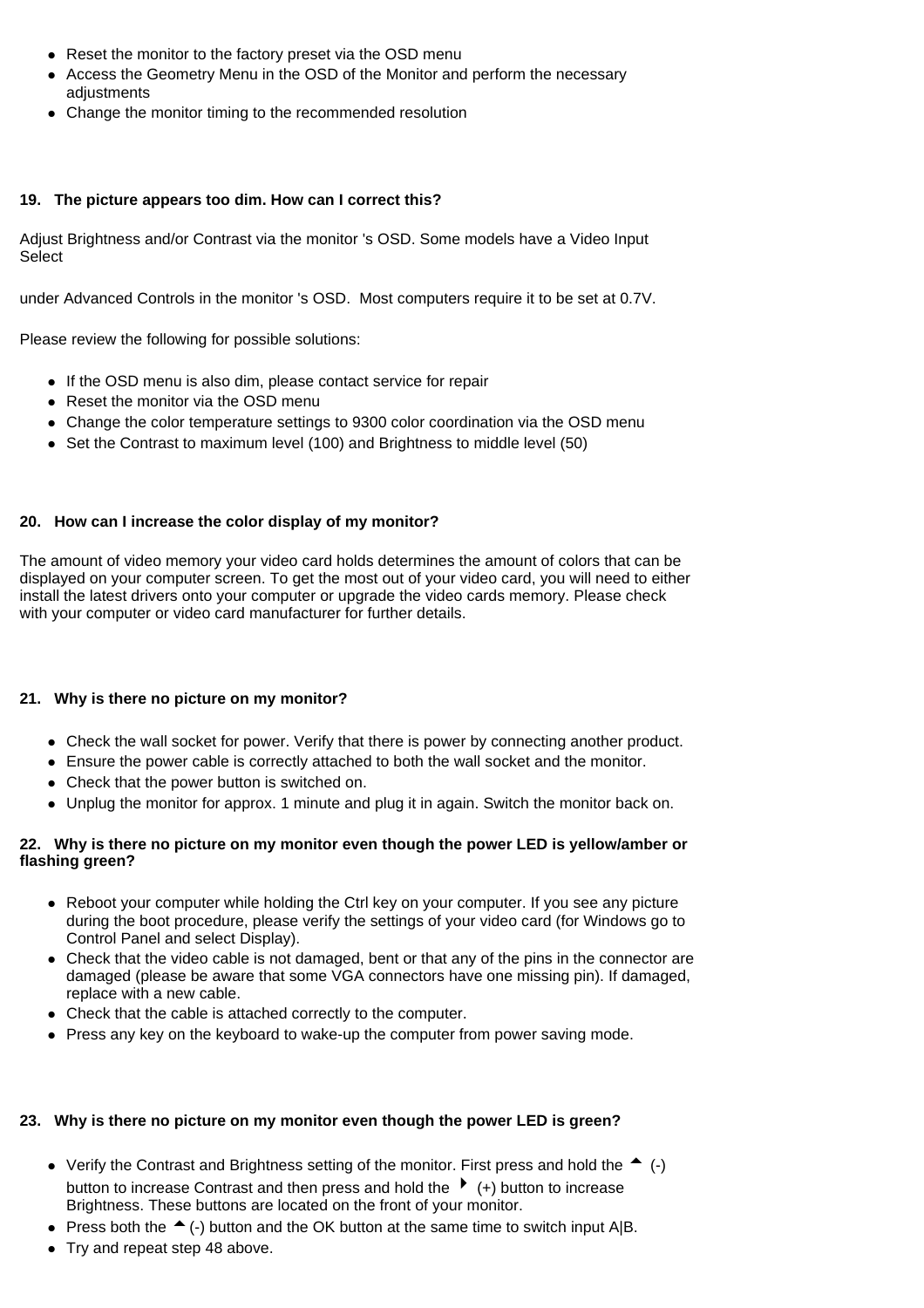- Reset the monitor to the factory preset via the OSD menu
- Access the Geometry Menu in the OSD of the Monitor and perform the necessary adjustments
- Change the monitor timing to the recommended resolution

**19. The picture appears too dim. How can I correct this?**

Adjust Brightness and/or Contrast via the monitor 's OSD. Some models have a Video Input Select

under Advanced Controls in the monitor 's OSD. Most computers require it to be set at 0.7V.

Please review the following for possible solutions:

- If the OSD menu is also dim, please contact service for repair
- Reset the monitor via the OSD menu
- Change the color temperature settings to 9300 color coordination via the OSD menu
- Set the Contrast to maximum level (100) and Brightness to middle level (50)

**20. How can I increase the color display of my monitor?**

The amount of video memory your video card holds determines the amount of colors that can be displayed on your computer screen. To get the most out of your video card, you will need to either install the latest drivers onto your computer or upgrade the video cards memory. Please check with your computer or video card manufacturer for further details.

**21. Why is there no picture on my monitor?**

- Check the wall socket for power. Verify that there is power by connecting another product.
- Ensure the power cable is correctly attached to both the wall socket and the monitor.
- Check that the power button is switched on.
- Unplug the monitor for approx. 1 minute and plug it in again. Switch the monitor back on.

**22. Why is there no picture on my monitor even though the power LED is yellow/amber or flashing green?**

- Reboot your computer while holding the Ctrl key on your computer. If you see any picture during the boot procedure, please verify the settings of your video card (for Windows go to Control Panel and select Display).
- Check that the video cable is not damaged, bent or that any of the pins in the connector are damaged (please be aware that some VGA connectors have one missing pin). If damaged, replace with a new cable.
- Check that the cable is attached correctly to the computer.
- Press any key on the keyboard to wake-up the computer from power saving mode.

**23. Why is there no picture on my monitor even though the power LED is green?**

- Verify the Contrast and Brightness setting of the monitor. First press and hold the ▲ (-) button to increase Contrast and then press and hold the ▶ (+) button to increase Brightness. These buttons are located on the front of your monitor.
- Press both the ▲ (-) button and the OK button at the same time to switch input A|B.
- Try and repeat step 48 above.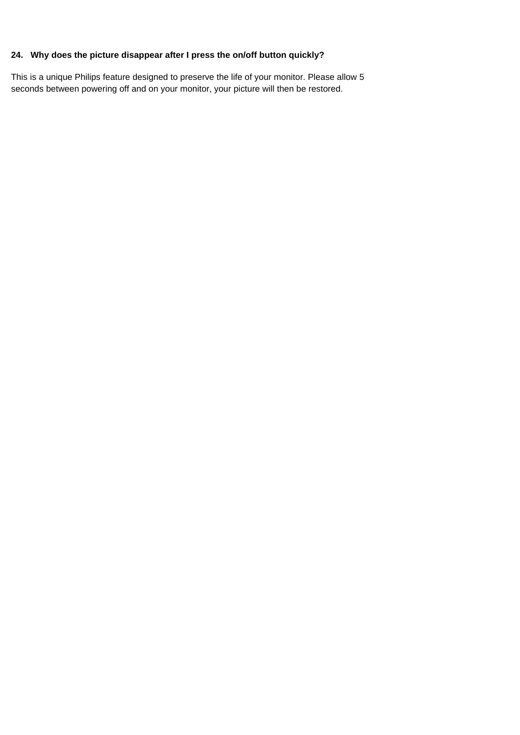**24. Why does the picture disappear after I press the on/off button quickly?**

This is a unique Philips feature designed to preserve the life of your monitor. Please allow 5 seconds between powering off and on your monitor, your picture will then be restored.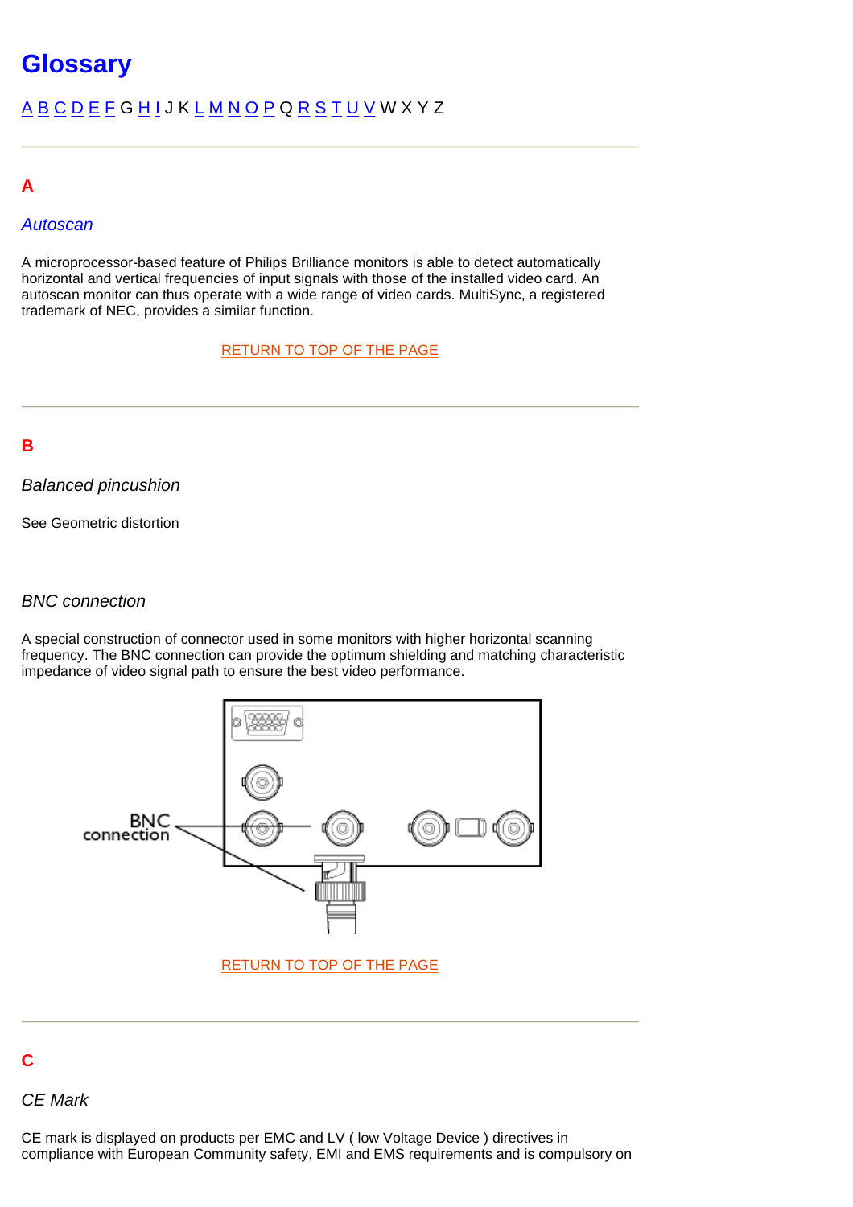# Glossary

A B C D E F G H I J K L M N O P Q R S T U V W X Y Z

---

## A

### *Autoscan*

A microprocessor-based feature of Philips Brilliance monitors is able to detect automatically horizontal and vertical frequencies of input signals with those of the installed video card. An autoscan monitor can thus operate with a wide range of video cards. MultiSync, a registered trademark of NEC, provides a similar function.

RETURN TO TOP OF THE PAGE

---

## B

### *Balanced pincushion*

See Geometric distortion

### *BNC connection*

A special construction of connector used in some monitors with higher horizontal scanning frequency. The BNC connection can provide the optimum shielding and matching characteristic impedance of video signal path to ensure the best video performance.

RETURN TO TOP OF THE PAGE

---

## C

### *CE Mark*

CE mark is displayed on products per EMC and LV ( low Voltage Device ) directives in compliance with European Community safety, EMI and EMS requirements and is compulsory on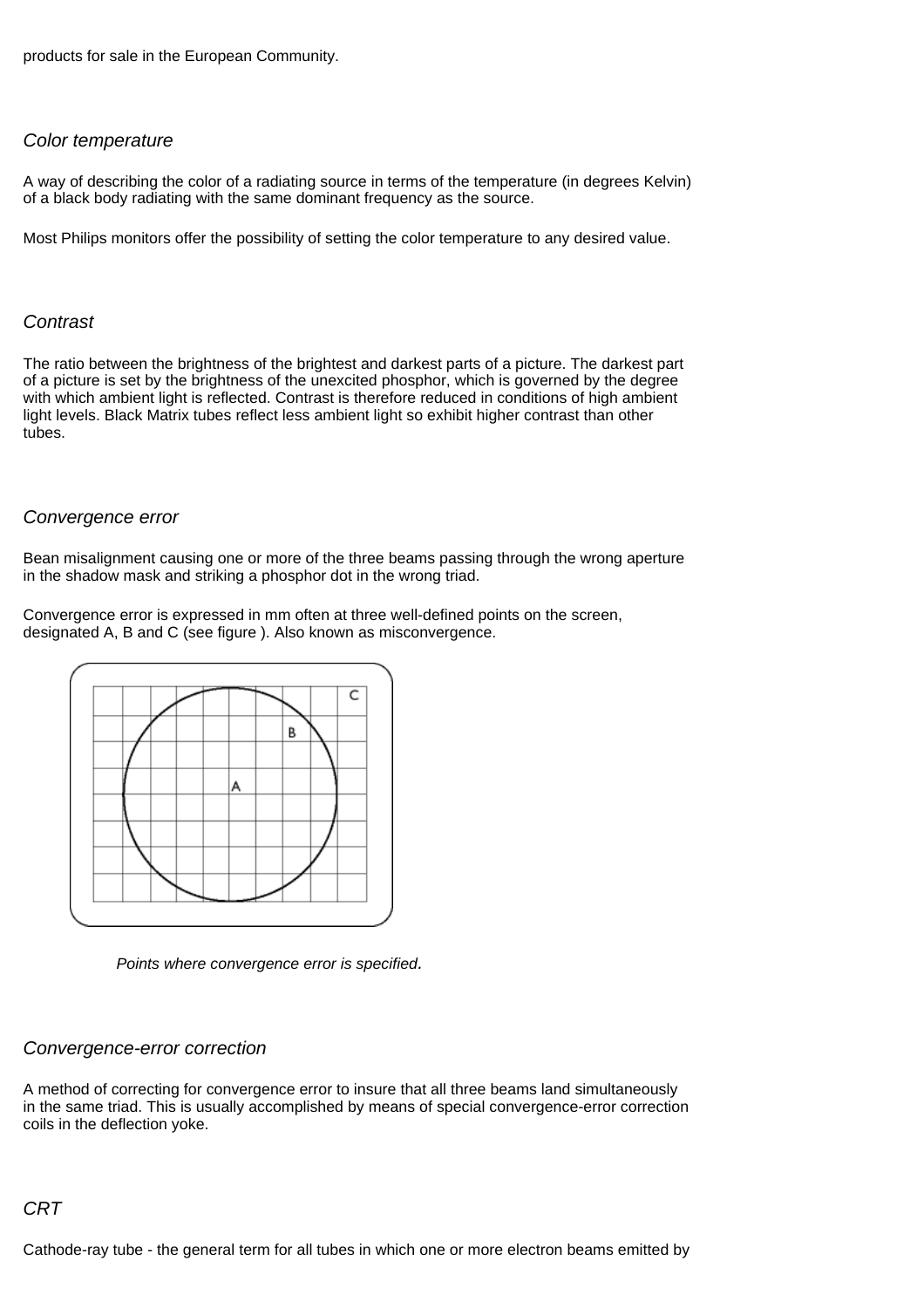products for sale in the European Community.

### *Color temperature*

A way of describing the color of a radiating source in terms of the temperature (in degrees Kelvin) of a black body radiating with the same dominant frequency as the source.

Most Philips monitors offer the possibility of setting the color temperature to any desired value.

### *Contrast*

The ratio between the brightness of the brightest and darkest parts of a picture. The darkest part of a picture is set by the brightness of the unexcited phosphor, which is governed by the degree with which ambient light is reflected. Contrast is therefore reduced in conditions of high ambient light levels. Black Matrix tubes reflect less ambient light so exhibit higher contrast than other tubes.

### *Convergence error*

Bean misalignment causing one or more of the three beams passing through the wrong aperture in the shadow mask and striking a phosphor dot in the wrong triad.

Convergence error is expressed in mm often at three well-defined points on the screen, designated A, B and C (see figure ). Also known as misconvergence.

*Points where convergence error is specified.*

### *Convergence-error correction*

A method of correcting for convergence error to insure that all three beams land simultaneously in the same triad. This is usually accomplished by means of special convergence-error correction coils in the deflection yoke.

### *CRT*

Cathode-ray tube - the general term for all tubes in which one or more electron beams emitted by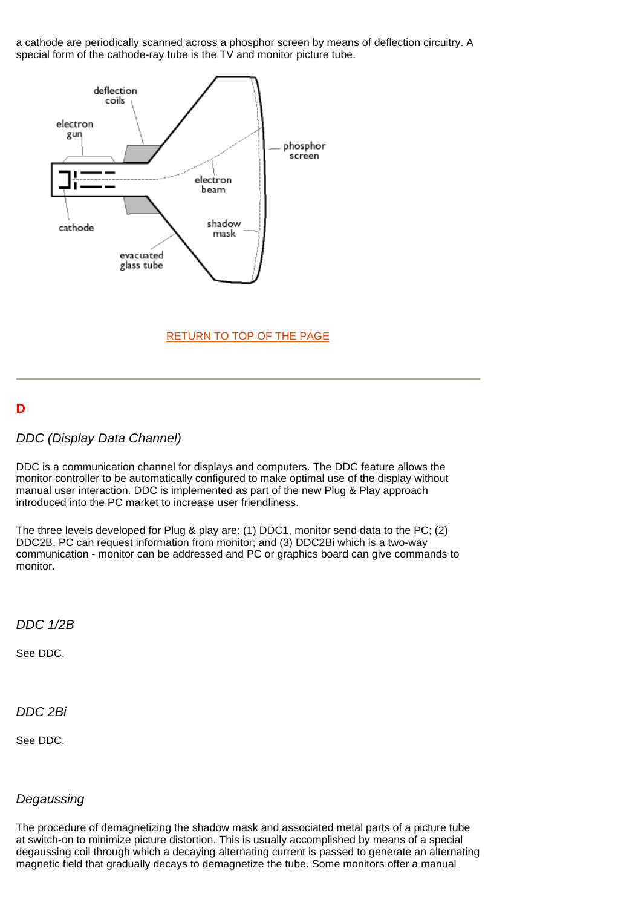a cathode are periodically scanned across a phosphor screen by means of deflection circuitry. A special form of the cathode-ray tube is the TV and monitor picture tube.

RETURN TO TOP OF THE PAGE

---

## D

### *DDC (Display Data Channel)*

DDC is a communication channel for displays and computers. The DDC feature allows the monitor controller to be automatically configured to make optimal use of the display without manual user interaction. DDC is implemented as part of the new Plug & Play approach introduced into the PC market to increase user friendliness.

The three levels developed for Plug & play are: (1) DDC1, monitor send data to the PC; (2) DDC2B, PC can request information from monitor; and (3) DDC2Bi which is a two-way communication - monitor can be addressed and PC or graphics board can give commands to monitor.

### *DDC 1/2B*

See DDC.

### *DDC 2Bi*

See DDC.

### *Degaussing*

The procedure of demagnetizing the shadow mask and associated metal parts of a picture tube at switch-on to minimize picture distortion. This is usually accomplished by means of a special degaussing coil through which a decaying alternating current is passed to generate an alternating magnetic field that gradually decays to demagnetize the tube. Some monitors offer a manual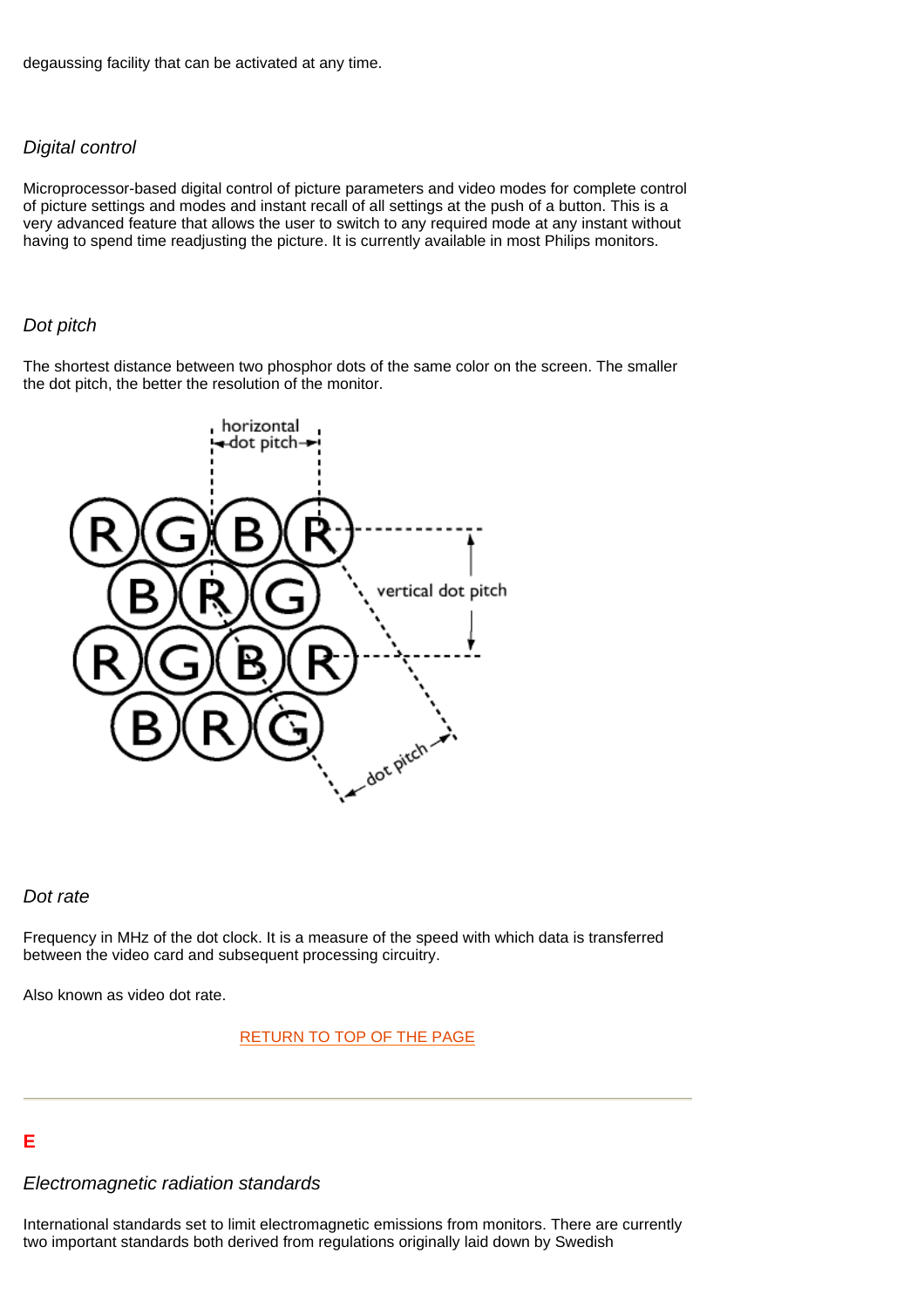degaussing facility that can be activated at any time.

*Digital control*

Microprocessor-based digital control of picture parameters and video modes for complete control of picture settings and modes and instant recall of all settings at the push of a button. This is a very advanced feature that allows the user to switch to any required mode at any instant without having to spend time readjusting the picture. It is currently available in most Philips monitors.

*Dot pitch*

The shortest distance between two phosphor dots of the same color on the screen. The smaller the dot pitch, the better the resolution of the monitor.

*Dot rate*

Frequency in MHz of the dot clock. It is a measure of the speed with which data is transferred between the video card and subsequent processing circuitry.

Also known as video dot rate.

RETURN TO TOP OF THE PAGE

---

## E

*Electromagnetic radiation standards*

International standards set to limit electromagnetic emissions from monitors. There are currently two important standards both derived from regulations originally laid down by Swedish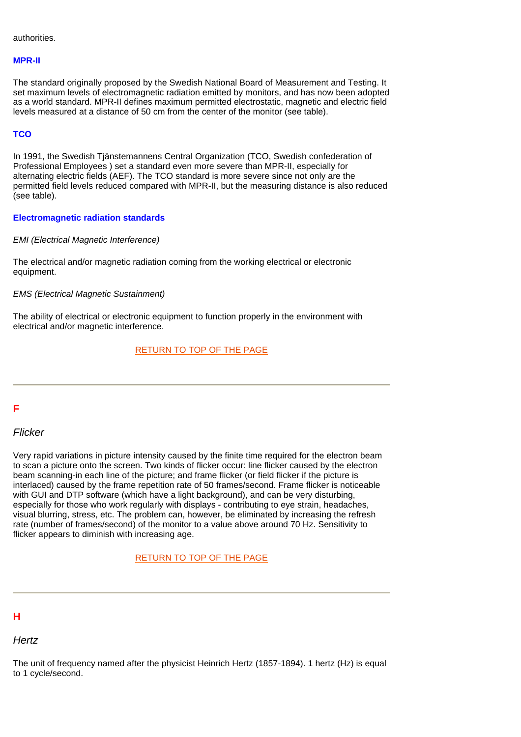authorities.

### MPR-II

The standard originally proposed by the Swedish National Board of Measurement and Testing. It set maximum levels of electromagnetic radiation emitted by monitors, and has now been adopted as a world standard. MPR-II defines maximum permitted electrostatic, magnetic and electric field levels measured at a distance of 50 cm from the center of the monitor (see table).

### TCO

In 1991, the Swedish Tjänstemannens Central Organization (TCO, Swedish confederation of Professional Employees ) set a standard even more severe than MPR-II, especially for alternating electric fields (AEF). The TCO standard is more severe since not only are the permitted field levels reduced compared with MPR-II, but the measuring distance is also reduced (see table).

### Electromagnetic radiation standards

*EMI (Electrical Magnetic Interference)*

The electrical and/or magnetic radiation coming from the working electrical or electronic equipment.

*EMS (Electrical Magnetic Sustainment)*

The ability of electrical or electronic equipment to function properly in the environment with electrical and/or magnetic interference.

RETURN TO TOP OF THE PAGE

---

## F

*Flicker*

Very rapid variations in picture intensity caused by the finite time required for the electron beam to scan a picture onto the screen. Two kinds of flicker occur: line flicker caused by the electron beam scanning-in each line of the picture; and frame flicker (or field flicker if the picture is interlaced) caused by the frame repetition rate of 50 frames/second. Frame flicker is noticeable with GUI and DTP software (which have a light background), and can be very disturbing, especially for those who work regularly with displays - contributing to eye strain, headaches, visual blurring, stress, etc. The problem can, however, be eliminated by increasing the refresh rate (number of frames/second) of the monitor to a value above around 70 Hz. Sensitivity to flicker appears to diminish with increasing age.

RETURN TO TOP OF THE PAGE

---

## H

*Hertz*

The unit of frequency named after the physicist Heinrich Hertz (1857-1894). 1 hertz (Hz) is equal to 1 cycle/second.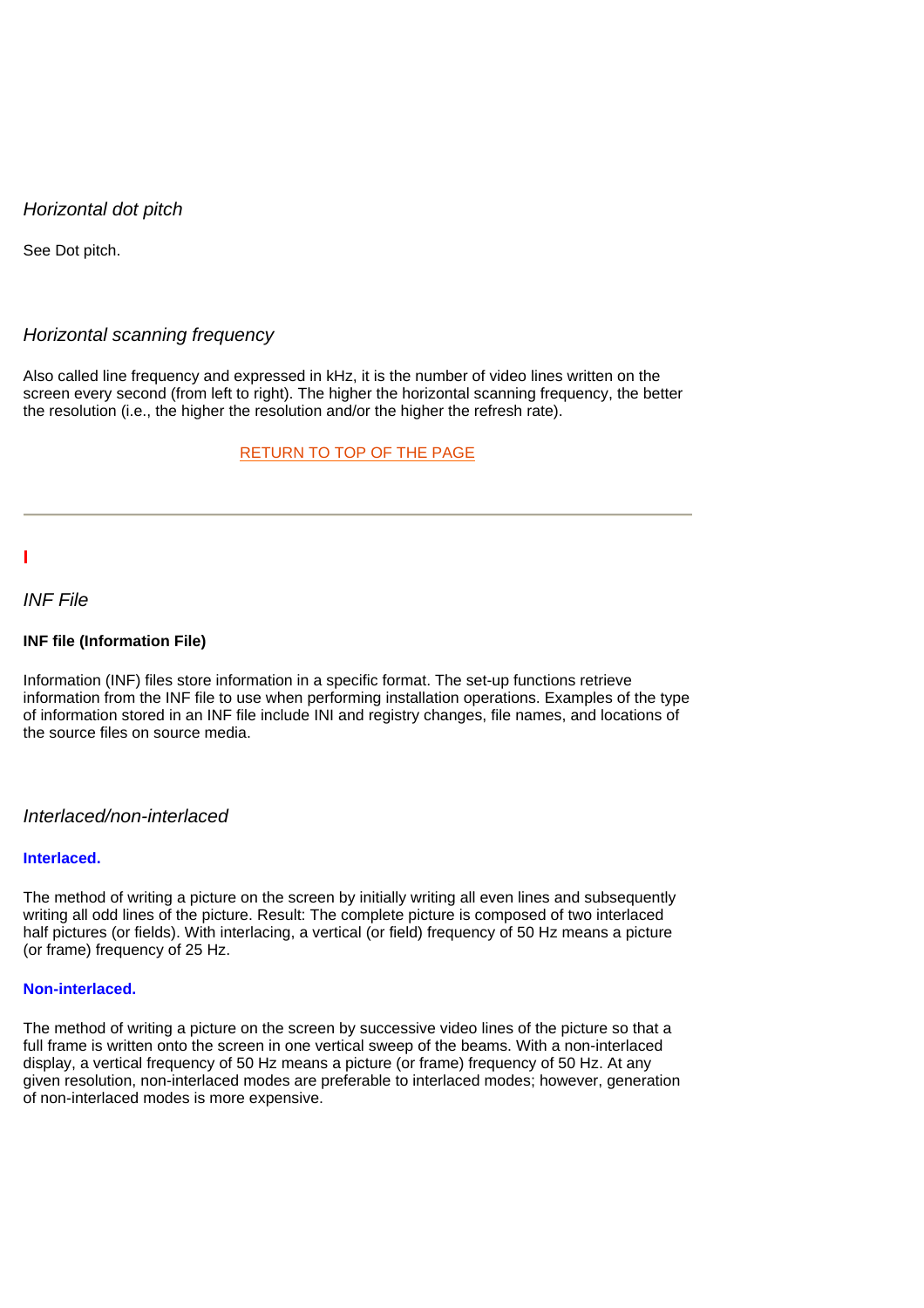*Horizontal dot pitch*

See Dot pitch.

*Horizontal scanning frequency*

Also called line frequency and expressed in kHz, it is the number of video lines written on the screen every second (from left to right). The higher the horizontal scanning frequency, the better the resolution (i.e., the higher the resolution and/or the higher the refresh rate).

RETURN TO TOP OF THE PAGE

---

## I

*INF File*

**INF file (Information File)**

Information (INF) files store information in a specific format. The set-up functions retrieve information from the INF file to use when performing installation operations. Examples of the type of information stored in an INF file include INI and registry changes, file names, and locations of the source files on source media.

*Interlaced/non-interlaced*

**Interlaced.**

The method of writing a picture on the screen by initially writing all even lines and subsequently writing all odd lines of the picture. Result: The complete picture is composed of two interlaced half pictures (or fields). With interlacing, a vertical (or field) frequency of 50 Hz means a picture (or frame) frequency of 25 Hz.

**Non-interlaced.**

The method of writing a picture on the screen by successive video lines of the picture so that a full frame is written onto the screen in one vertical sweep of the beams. With a non-interlaced display, a vertical frequency of 50 Hz means a picture (or frame) frequency of 50 Hz. At any given resolution, non-interlaced modes are preferable to interlaced modes; however, generation of non-interlaced modes is more expensive.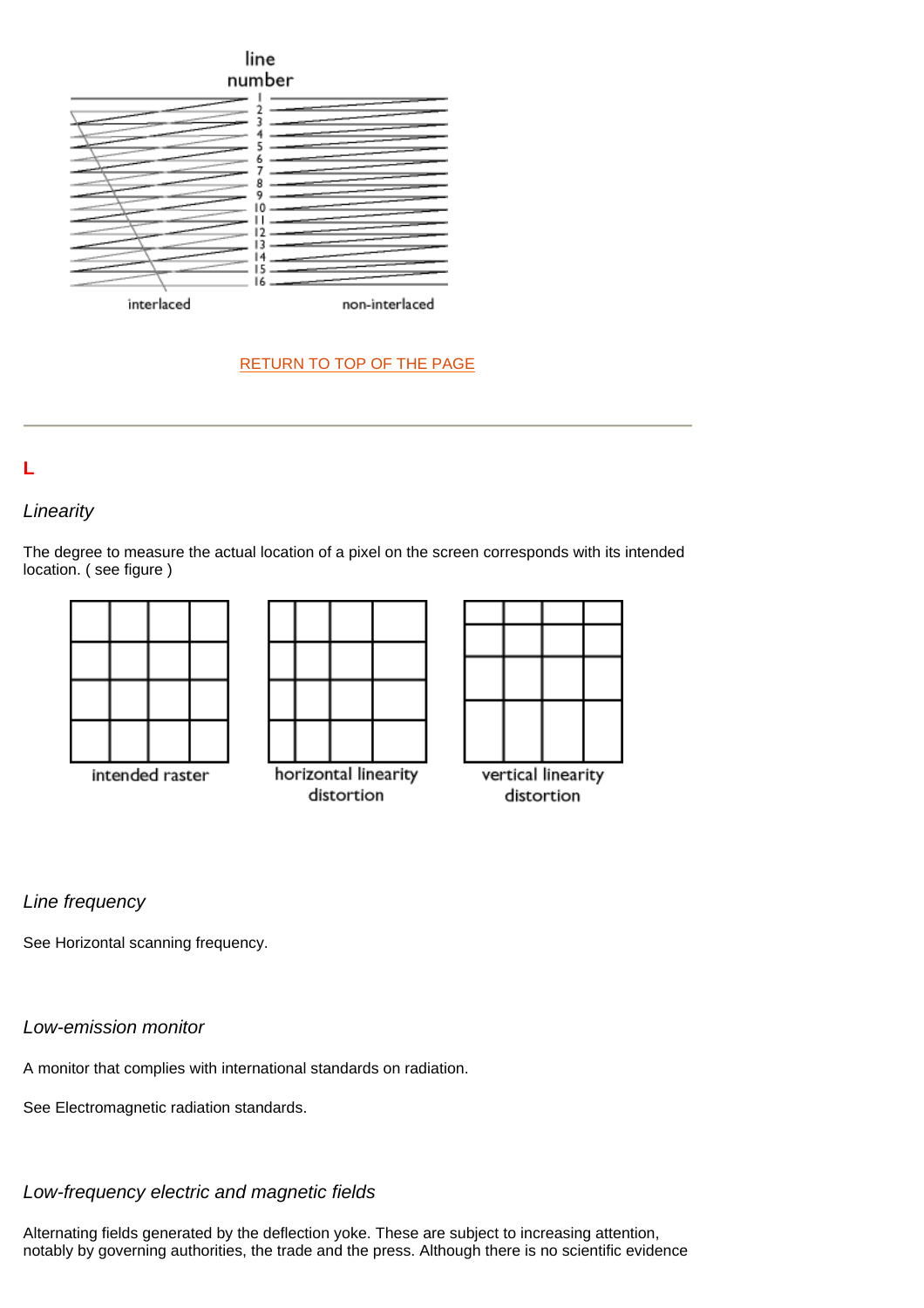RETURN TO TOP OF THE PAGE

## L

### *Linearity*

The degree to measure the actual location of a pixel on the screen corresponds with its intended location. ( see figure )

### *Line frequency*

See Horizontal scanning frequency.

### *Low-emission monitor*

A monitor that complies with international standards on radiation.

See Electromagnetic radiation standards.

### *Low-frequency electric and magnetic fields*

Alternating fields generated by the deflection yoke. These are subject to increasing attention, notably by governing authorities, the trade and the press. Although there is no scientific evidence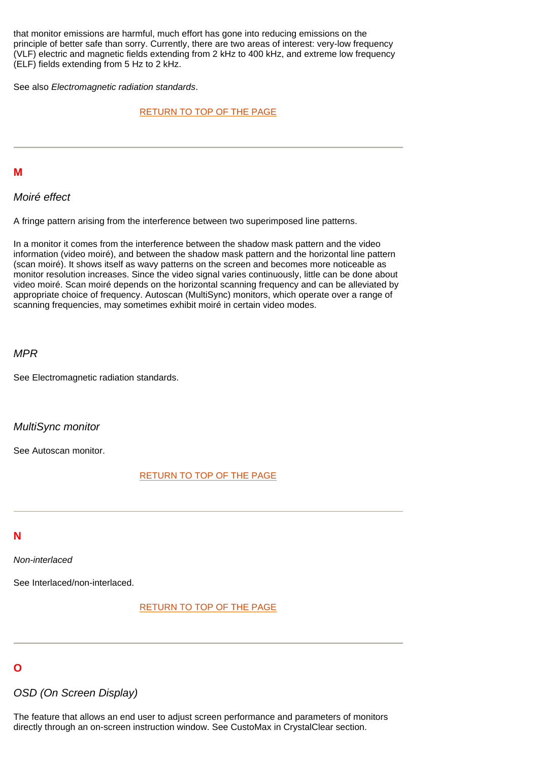that monitor emissions are harmful, much effort has gone into reducing emissions on the principle of better safe than sorry. Currently, there are two areas of interest: very-low frequency (VLF) electric and magnetic fields extending from 2 kHz to 400 kHz, and extreme low frequency (ELF) fields extending from 5 Hz to 2 kHz.

See also *Electromagnetic radiation standards*.

RETURN TO TOP OF THE PAGE

---

## M

### *Moiré effect*

A fringe pattern arising from the interference between two superimposed line patterns.

In a monitor it comes from the interference between the shadow mask pattern and the video information (video moiré), and between the shadow mask pattern and the horizontal line pattern (scan moiré). It shows itself as wavy patterns on the screen and becomes more noticeable as monitor resolution increases. Since the video signal varies continuously, little can be done about video moiré. Scan moiré depends on the horizontal scanning frequency and can be alleviated by appropriate choice of frequency. Autoscan (MultiSync) monitors, which operate over a range of scanning frequencies, may sometimes exhibit moiré in certain video modes.

### *MPR*

See Electromagnetic radiation standards.

### *MultiSync monitor*

See Autoscan monitor.

RETURN TO TOP OF THE PAGE

---

## N

### *Non-interlaced*

See Interlaced/non-interlaced.

RETURN TO TOP OF THE PAGE

---

## O

### *OSD (On Screen Display)*

The feature that allows an end user to adjust screen performance and parameters of monitors directly through an on-screen instruction window. See CustoMax in CrystalClear section.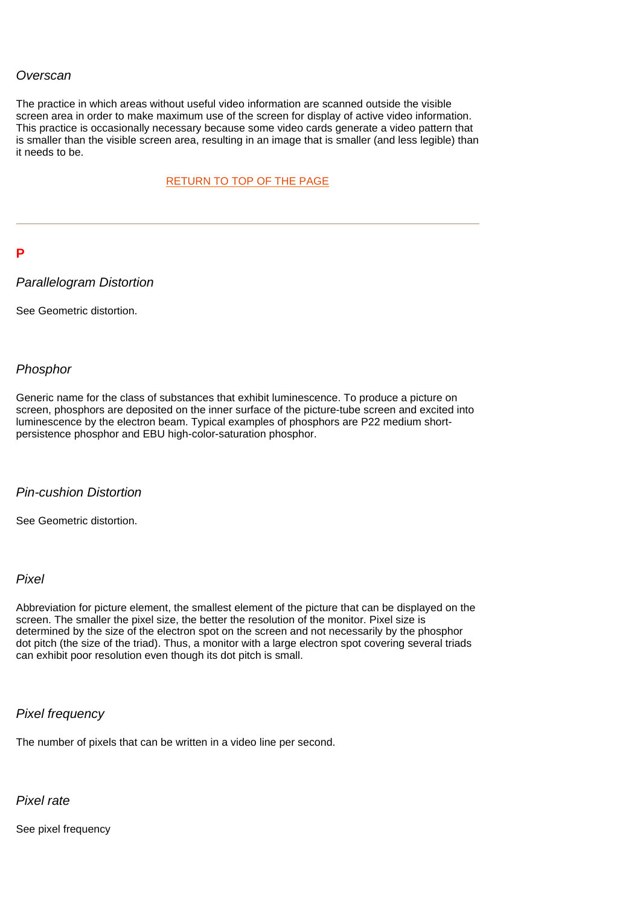*Overscan*

The practice in which areas without useful video information are scanned outside the visible screen area in order to make maximum use of the screen for display of active video information. This practice is occasionally necessary because some video cards generate a video pattern that is smaller than the visible screen area, resulting in an image that is smaller (and less legible) than it needs to be.

RETURN TO TOP OF THE PAGE

---

## P

*Parallelogram Distortion*

See Geometric distortion.

*Phosphor*

Generic name for the class of substances that exhibit luminescence. To produce a picture on screen, phosphors are deposited on the inner surface of the picture-tube screen and excited into luminescence by the electron beam. Typical examples of phosphors are P22 medium short-persistence phosphor and EBU high-color-saturation phosphor.

*Pin-cushion Distortion*

See Geometric distortion.

*Pixel*

Abbreviation for picture element, the smallest element of the picture that can be displayed on the screen. The smaller the pixel size, the better the resolution of the monitor. Pixel size is determined by the size of the electron spot on the screen and not necessarily by the phosphor dot pitch (the size of the triad). Thus, a monitor with a large electron spot covering several triads can exhibit poor resolution even though its dot pitch is small.

*Pixel frequency*

The number of pixels that can be written in a video line per second.

*Pixel rate*

See pixel frequency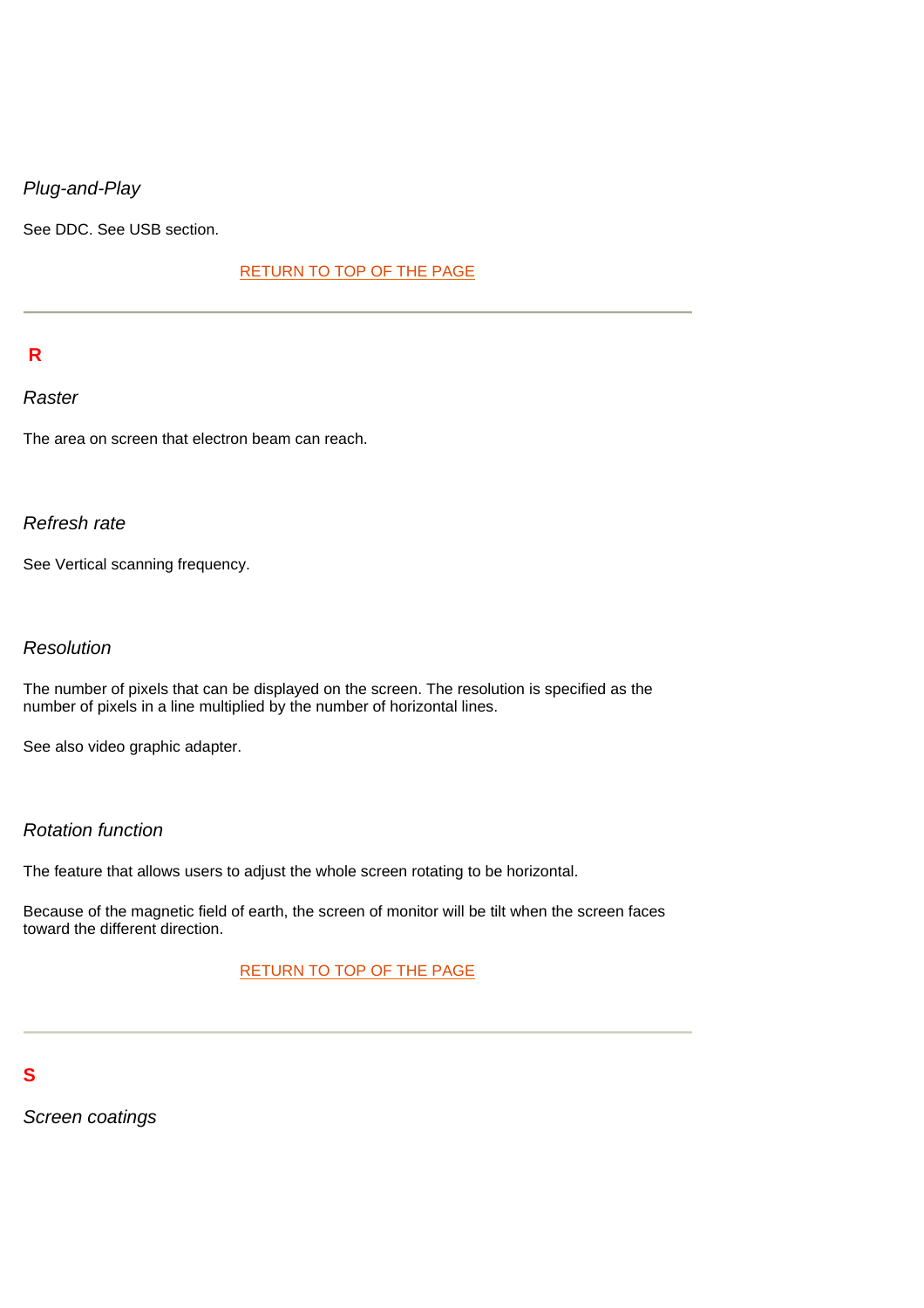*Plug-and-Play*

See DDC. See USB section.

RETURN TO TOP OF THE PAGE

---

## R

*Raster*

The area on screen that electron beam can reach.

*Refresh rate*

See Vertical scanning frequency.

*Resolution*

The number of pixels that can be displayed on the screen. The resolution is specified as the number of pixels in a line multiplied by the number of horizontal lines.

See also video graphic adapter.

*Rotation function*

The feature that allows users to adjust the whole screen rotating to be horizontal.

Because of the magnetic field of earth, the screen of monitor will be tilt when the screen faces toward the different direction.

RETURN TO TOP OF THE PAGE

---

## S

*Screen coatings*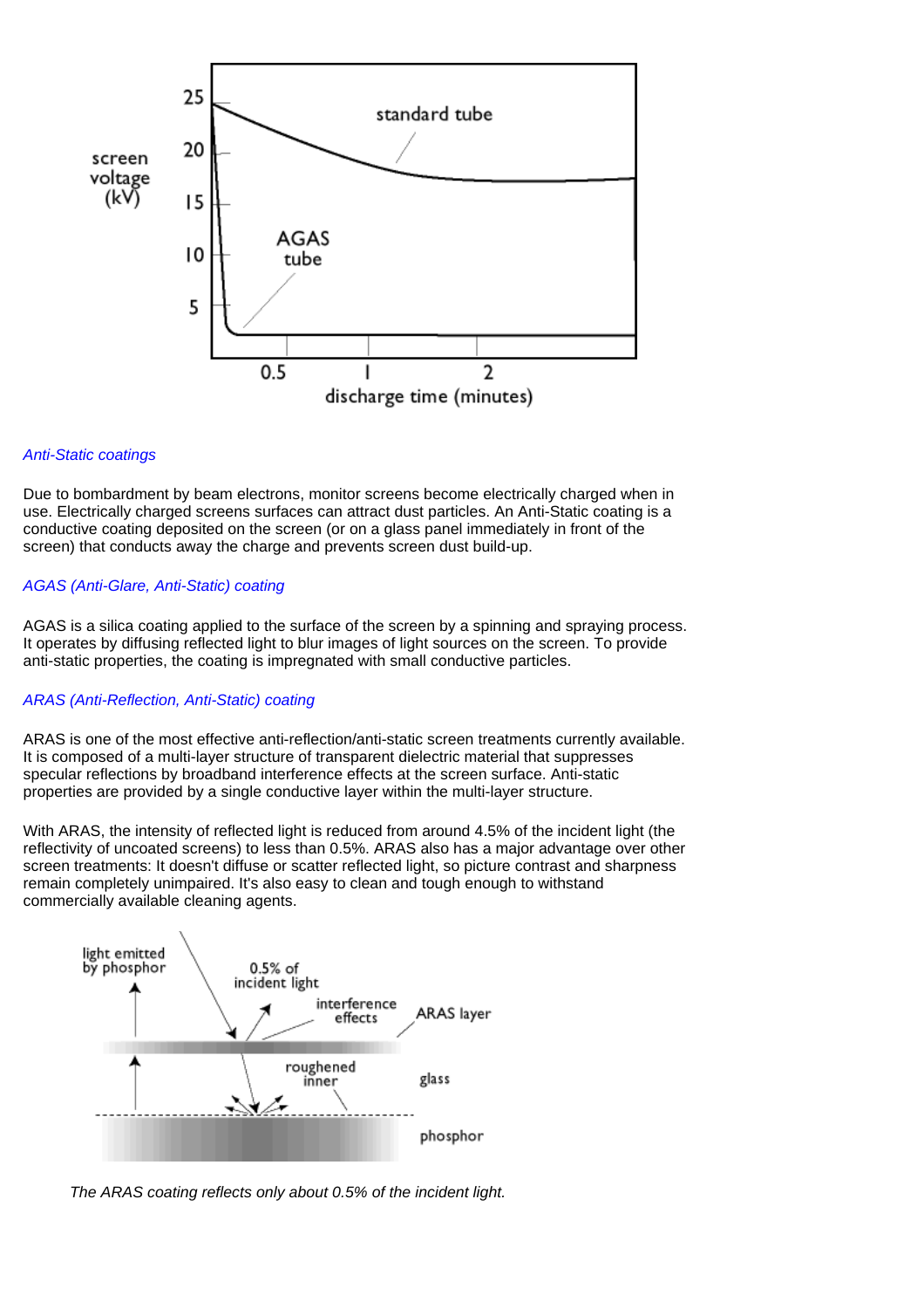*Anti-Static coatings*

Due to bombardment by beam electrons, monitor screens become electrically charged when in use. Electrically charged screens surfaces can attract dust particles. An Anti-Static coating is a conductive coating deposited on the screen (or on a glass panel immediately in front of the screen) that conducts away the charge and prevents screen dust build-up.

*AGAS (Anti-Glare, Anti-Static) coating*

AGAS is a silica coating applied to the surface of the screen by a spinning and spraying process. It operates by diffusing reflected light to blur images of light sources on the screen. To provide anti-static properties, the coating is impregnated with small conductive particles.

*ARAS (Anti-Reflection, Anti-Static) coating*

ARAS is one of the most effective anti-reflection/anti-static screen treatments currently available. It is composed of a multi-layer structure of transparent dielectric material that suppresses specular reflections by broadband interference effects at the screen surface. Anti-static properties are provided by a single conductive layer within the multi-layer structure.

With ARAS, the intensity of reflected light is reduced from around 4.5% of the incident light (the reflectivity of uncoated screens) to less than 0.5%. ARAS also has a major advantage over other screen treatments: It doesn't diffuse or scatter reflected light, so picture contrast and sharpness remain completely unimpaired. It's also easy to clean and tough enough to withstand commercially available cleaning agents.

*The ARAS coating reflects only about 0.5% of the incident light.*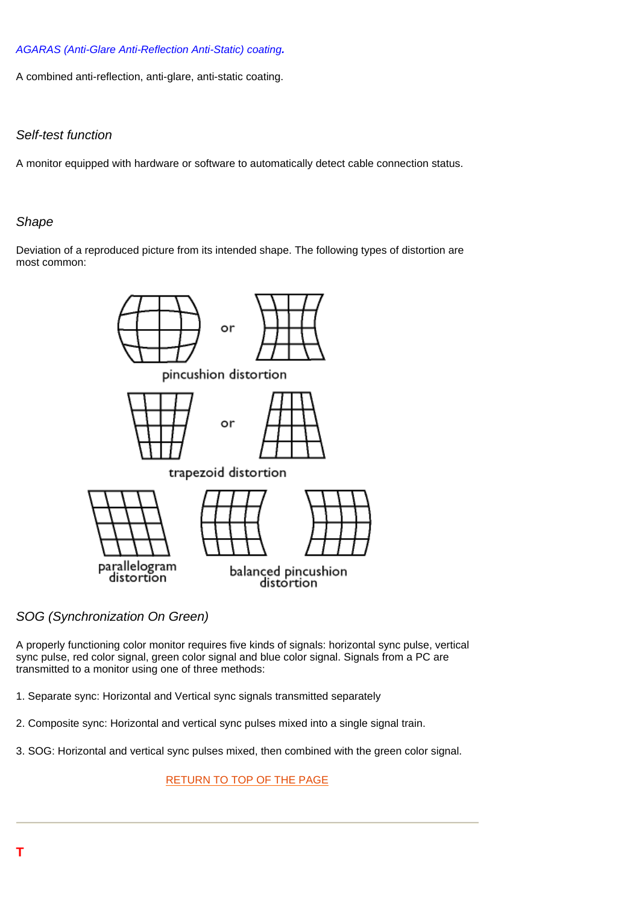*AGARAS (Anti-Glare Anti-Reflection Anti-Static) coating.*

A combined anti-reflection, anti-glare, anti-static coating.

*Self-test function*

A monitor equipped with hardware or software to automatically detect cable connection status.

*Shape*

Deviation of a reproduced picture from its intended shape. The following types of distortion are most common:

pincushion distortion

trapezoid distortion

parallelogram distortion

balanced pincushion distortion

*SOG (Synchronization On Green)*

A properly functioning color monitor requires five kinds of signals: horizontal sync pulse, vertical sync pulse, red color signal, green color signal and blue color signal. Signals from a PC are transmitted to a monitor using one of three methods:

1. Separate sync: Horizontal and Vertical sync signals transmitted separately

2. Composite sync: Horizontal and vertical sync pulses mixed into a single signal train.

3. SOG: Horizontal and vertical sync pulses mixed, then combined with the green color signal.

RETURN TO TOP OF THE PAGE

---

**T**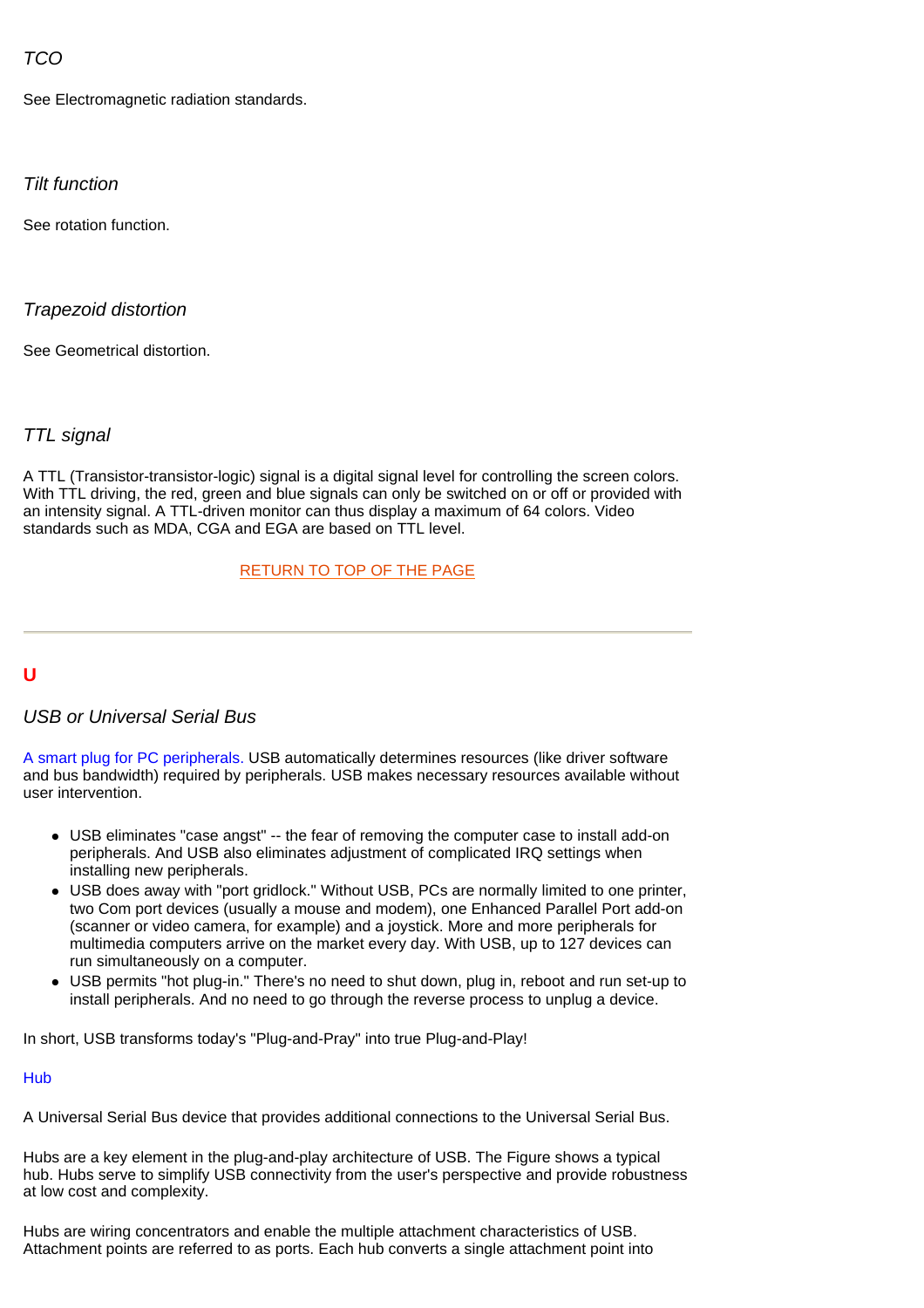### *TCO*

See Electromagnetic radiation standards.

### *Tilt function*

See rotation function.

### *Trapezoid distortion*

See Geometrical distortion.

### *TTL signal*

A TTL (Transistor-transistor-logic) signal is a digital signal level for controlling the screen colors. With TTL driving, the red, green and blue signals can only be switched on or off or provided with an intensity signal. A TTL-driven monitor can thus display a maximum of 64 colors. Video standards such as MDA, CGA and EGA are based on TTL level.

RETURN TO TOP OF THE PAGE

---

## U

### *USB or Universal Serial Bus*

A smart plug for PC peripherals. USB automatically determines resources (like driver software and bus bandwidth) required by peripherals. USB makes necessary resources available without user intervention.

- USB eliminates "case angst" -- the fear of removing the computer case to install add-on peripherals. And USB also eliminates adjustment of complicated IRQ settings when installing new peripherals.
- USB does away with "port gridlock." Without USB, PCs are normally limited to one printer, two Com port devices (usually a mouse and modem), one Enhanced Parallel Port add-on (scanner or video camera, for example) and a joystick. More and more peripherals for multimedia computers arrive on the market every day. With USB, up to 127 devices can run simultaneously on a computer.
- USB permits "hot plug-in." There's no need to shut down, plug in, reboot and run set-up to install peripherals. And no need to go through the reverse process to unplug a device.

In short, USB transforms today's "Plug-and-Pray" into true Plug-and-Play!

Hub

A Universal Serial Bus device that provides additional connections to the Universal Serial Bus.

Hubs are a key element in the plug-and-play architecture of USB. The Figure shows a typical hub. Hubs serve to simplify USB connectivity from the user's perspective and provide robustness at low cost and complexity.

Hubs are wiring concentrators and enable the multiple attachment characteristics of USB. Attachment points are referred to as ports. Each hub converts a single attachment point into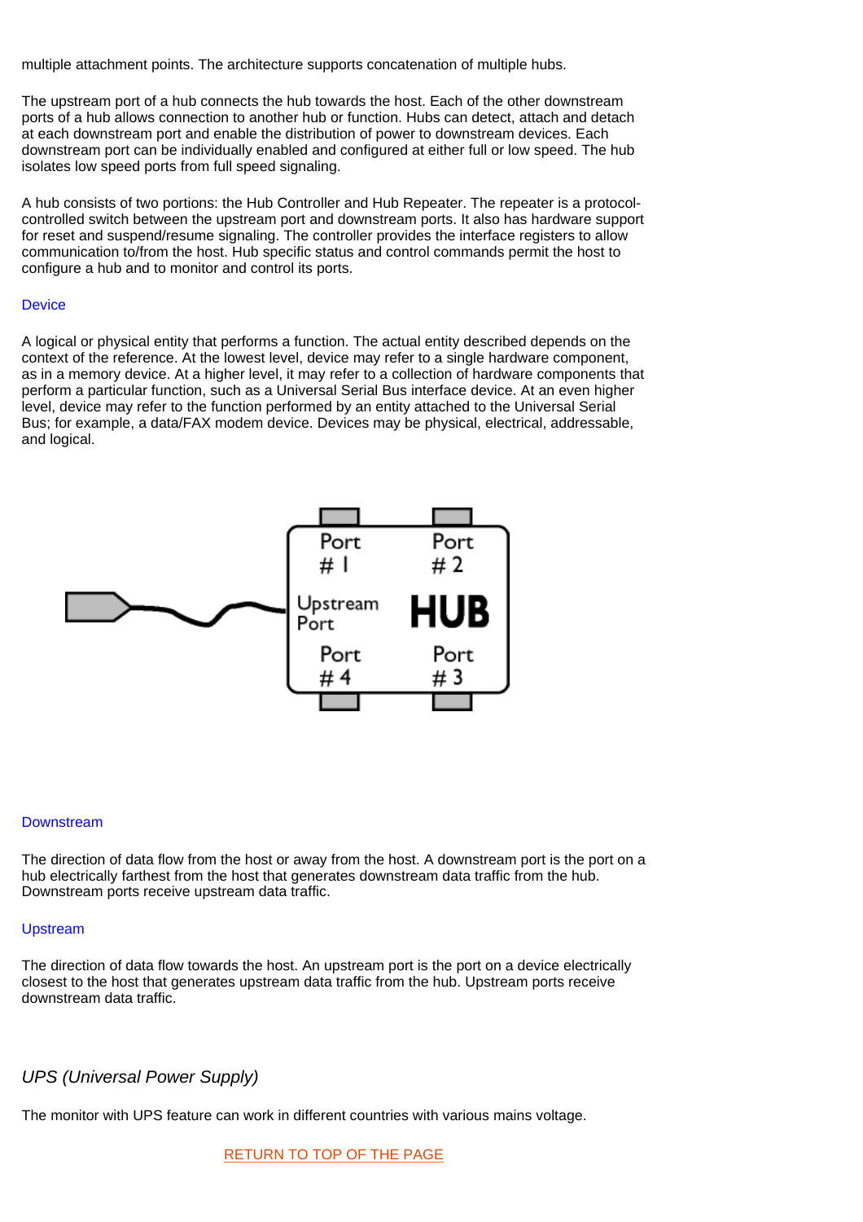multiple attachment points. The architecture supports concatenation of multiple hubs.

The upstream port of a hub connects the hub towards the host. Each of the other downstream ports of a hub allows connection to another hub or function. Hubs can detect, attach and detach at each downstream port and enable the distribution of power to downstream devices. Each downstream port can be individually enabled and configured at either full or low speed. The hub isolates low speed ports from full speed signaling.

A hub consists of two portions: the Hub Controller and Hub Repeater. The repeater is a protocol-controlled switch between the upstream port and downstream ports. It also has hardware support for reset and suspend/resume signaling. The controller provides the interface registers to allow communication to/from the host. Hub specific status and control commands permit the host to configure a hub and to monitor and control its ports.

### Device

A logical or physical entity that performs a function. The actual entity described depends on the context of the reference. At the lowest level, device may refer to a single hardware component, as in a memory device. At a higher level, it may refer to a collection of hardware components that perform a particular function, such as a Universal Serial Bus interface device. At an even higher level, device may refer to the function performed by an entity attached to the Universal Serial Bus; for example, a data/FAX modem device. Devices may be physical, electrical, addressable, and logical.

### Downstream

The direction of data flow from the host or away from the host. A downstream port is the port on a hub electrically farthest from the host that generates downstream data traffic from the hub. Downstream ports receive upstream data traffic.

### Upstream

The direction of data flow towards the host. An upstream port is the port on a device electrically closest to the host that generates upstream data traffic from the hub. Upstream ports receive downstream data traffic.

## *UPS (Universal Power Supply)*

The monitor with UPS feature can work in different countries with various mains voltage.

RETURN TO TOP OF THE PAGE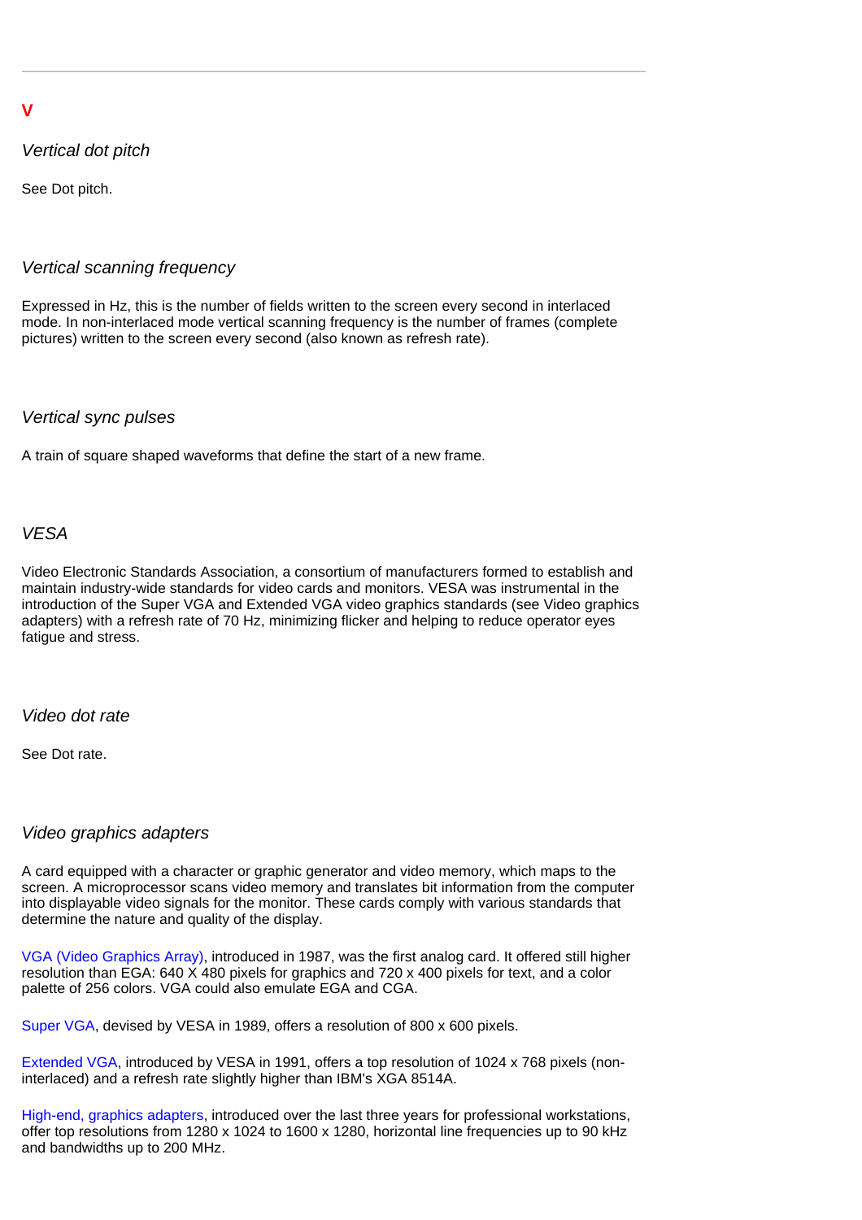---

## V

### *Vertical dot pitch*

See Dot pitch.

### *Vertical scanning frequency*

Expressed in Hz, this is the number of fields written to the screen every second in interlaced mode. In non-interlaced mode vertical scanning frequency is the number of frames (complete pictures) written to the screen every second (also known as refresh rate).

### *Vertical sync pulses*

A train of square shaped waveforms that define the start of a new frame.

### *VESA*

Video Electronic Standards Association, a consortium of manufacturers formed to establish and maintain industry-wide standards for video cards and monitors. VESA was instrumental in the introduction of the Super VGA and Extended VGA video graphics standards (see Video graphics adapters) with a refresh rate of 70 Hz, minimizing flicker and helping to reduce operator eyes fatigue and stress.

### *Video dot rate*

See Dot rate.

### *Video graphics adapters*

A card equipped with a character or graphic generator and video memory, which maps to the screen. A microprocessor scans video memory and translates bit information from the computer into displayable video signals for the monitor. These cards comply with various standards that determine the nature and quality of the display.

VGA (Video Graphics Array), introduced in 1987, was the first analog card. It offered still higher resolution than EGA: 640 X 480 pixels for graphics and 720 x 400 pixels for text, and a color palette of 256 colors. VGA could also emulate EGA and CGA.

Super VGA, devised by VESA in 1989, offers a resolution of 800 x 600 pixels.

Extended VGA, introduced by VESA in 1991, offers a top resolution of 1024 x 768 pixels (non-interlaced) and a refresh rate slightly higher than IBM's XGA 8514A.

High-end, graphics adapters, introduced over the last three years for professional workstations, offer top resolutions from 1280 x 1024 to 1600 x 1280, horizontal line frequencies up to 90 kHz and bandwidths up to 200 MHz.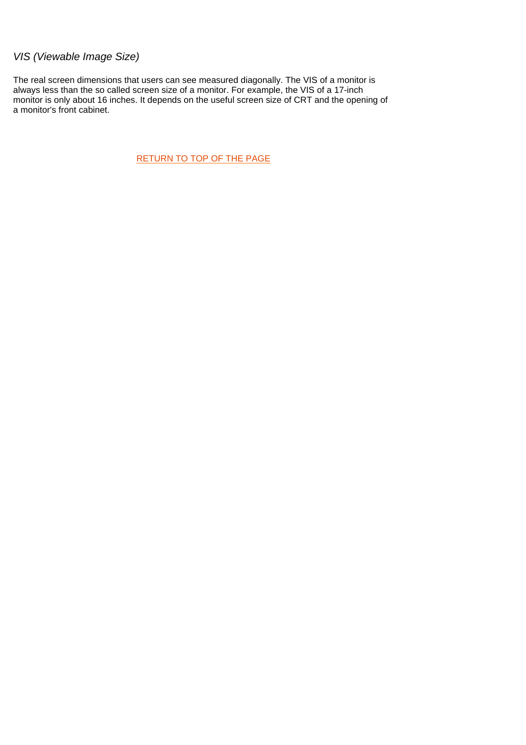*VIS (Viewable Image Size)*

The real screen dimensions that users can see measured diagonally. The VIS of a monitor is always less than the so called screen size of a monitor. For example, the VIS of a 17-inch monitor is only about 16 inches. It depends on the useful screen size of CRT and the opening of a monitor's front cabinet.

RETURN TO TOP OF THE PAGE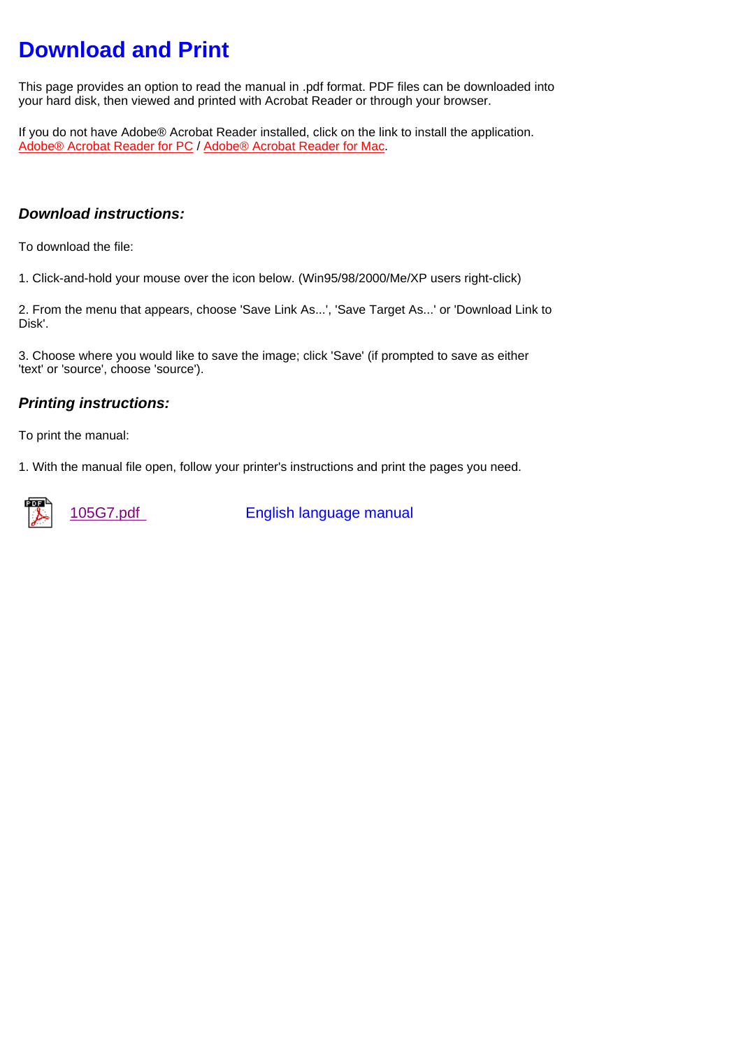# Download and Print

This page provides an option to read the manual in .pdf format. PDF files can be downloaded into your hard disk, then viewed and printed with Acrobat Reader or through your browser.

If you do not have Adobe® Acrobat Reader installed, click on the link to install the application.
Adobe® Acrobat Reader for PC / Adobe® Acrobat Reader for Mac.

### *Download instructions:*

To download the file:

1. Click-and-hold your mouse over the icon below. (Win95/98/2000/Me/XP users right-click)

2. From the menu that appears, choose 'Save Link As...', 'Save Target As...' or 'Download Link to Disk'.

3. Choose where you would like to save the image; click 'Save' (if prompted to save as either 'text' or 'source', choose 'source').

### *Printing instructions:*

To print the manual:

1. With the manual file open, follow your printer's instructions and print the pages you need.

105G7.pdf English language manual